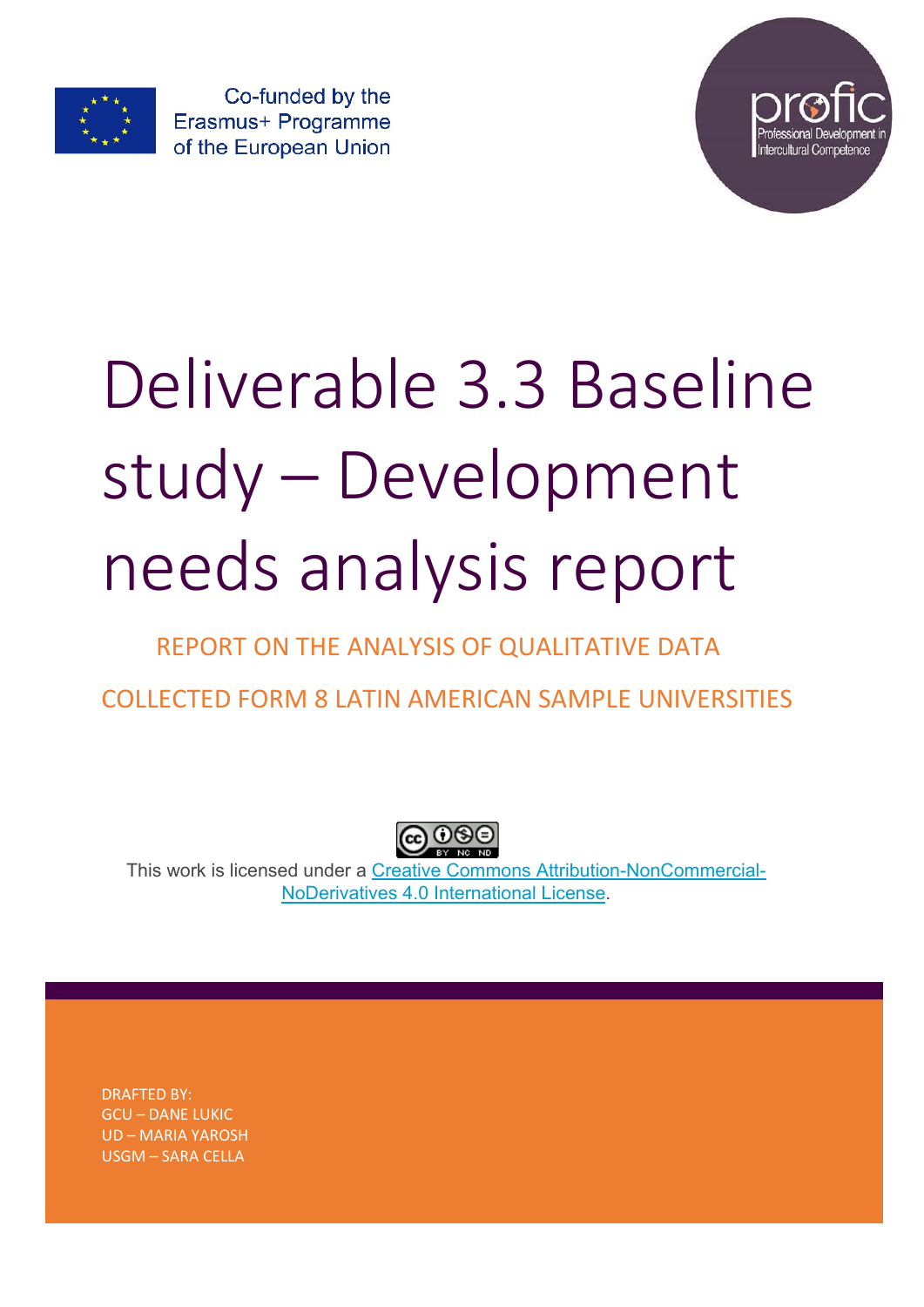Co-funded by the Erasmus+ Programme of the European Union

profic
Professional Development in Intercultural Competence

# Deliverable 3.3 Baseline study – Development needs analysis report

## REPORT ON THE ANALYSIS OF QUALITATIVE DATA COLLECTED FORM 8 LATIN AMERICAN SAMPLE UNIVERSITIES

This work is licensed under a [Creative Commons Attribution-NonCommercial-NoDerivatives 4.0 International License](http://creativecommons.org/licenses/by-nc-nd/4.0/).

DRAFTED BY:
GCU – DANE LUKIC
UD – MARIA YAROSH
USGM – SARA CELLA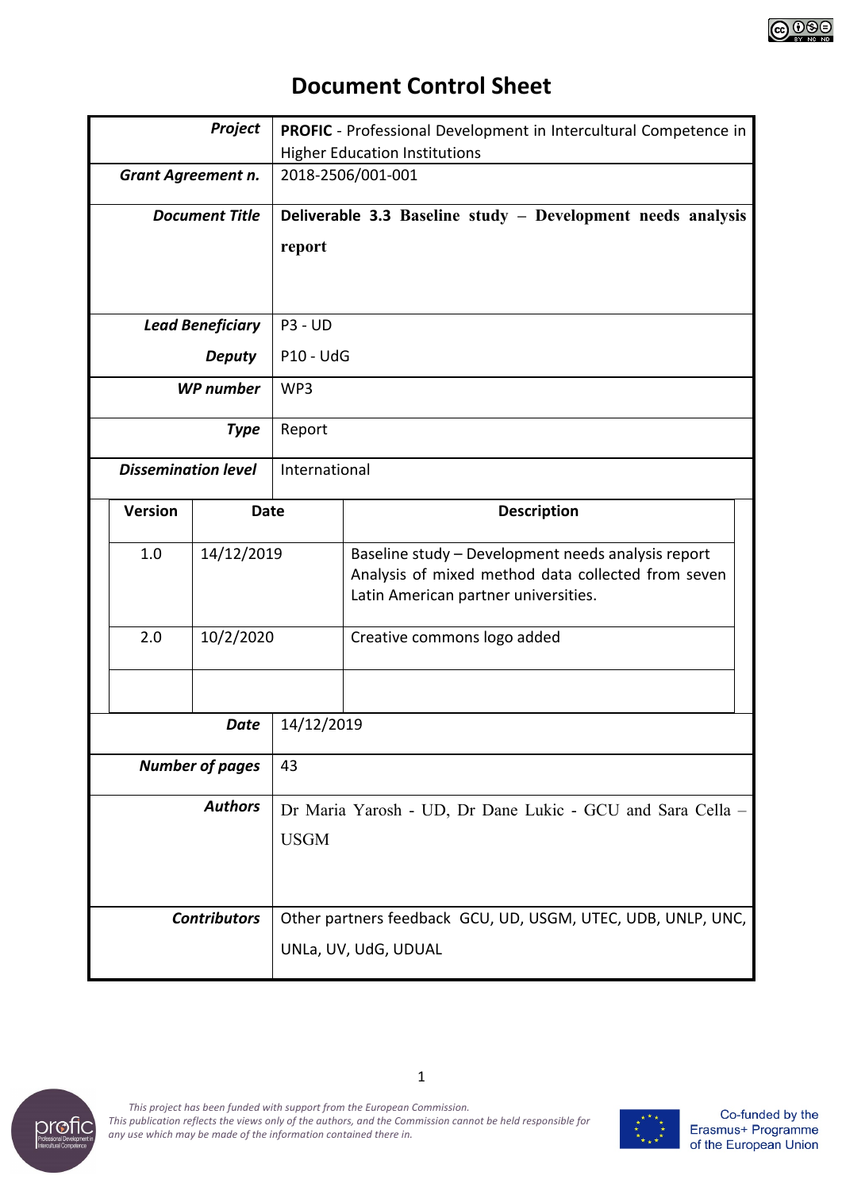# Document Control Sheet

| | |
|---|---|
| ***Project*** | **PROFIC** - Professional Development in Intercultural Competence in Higher Education Institutions |
| ***Grant Agreement n.*** | 2018-2506/001-001 |
| ***Document Title*** | **Deliverable 3.3 Baseline study – Development needs analysis report** |
| ***Lead Beneficiary*** | P3 - UD |
| ***Deputy*** | P10 - UdG |
| ***WP number*** | WP3 |
| ***Type*** | Report |
| ***Dissemination level*** | International |

| Version | Date | Description |
|---|---|---|
| 1.0 | 14/12/2019 | Baseline study – Development needs analysis report Analysis of mixed method data collected from seven Latin American partner universities. |
| 2.0 | 10/2/2020 | Creative commons logo added |
| | | |

| | |
|---|---|
| ***Date*** | 14/12/2019 |
| ***Number of pages*** | 43 |
| ***Authors*** | Dr Maria Yarosh - UD, Dr Dane Lukic - GCU and Sara Cella – USGM |
| ***Contributors*** | Other partners feedback GCU, UD, USGM, UTEC, UDB, UNLP, UNC, UNLa, UV, UdG, UDUAL |

*This project has been funded with support from the European Commission. This publication reflects the views only of the authors, and the Commission cannot be held responsible for any use which may be made of the information contained there in.*

Co-funded by the Erasmus+ Programme of the European Union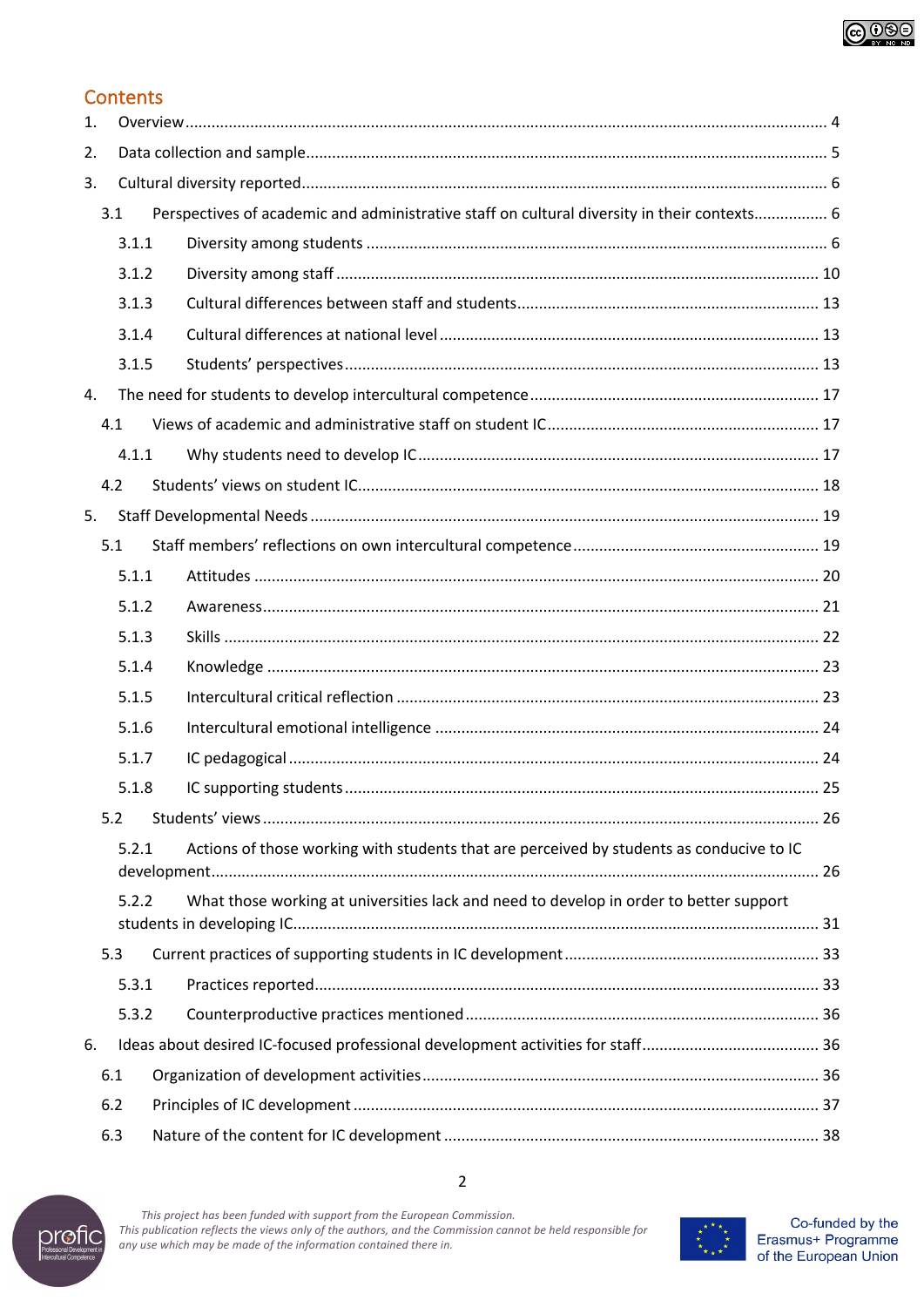## Contents

1. Overview ........................................................................................................................ 4
2. Data collection and sample ............................................................................................ 5
3. Cultural diversity reported ............................................................................................. 6
   - 3.1 Perspectives of academic and administrative staff on cultural diversity in their contexts ................. 6
     - 3.1.1 Diversity among students ........................................................................................ 6
     - 3.1.2 Diversity among staff ............................................................................................ 10
     - 3.1.3 Cultural differences between staff and students ................................................... 13
     - 3.1.4 Cultural differences at national level .................................................................... 13
     - 3.1.5 Students' perspectives ........................................................................................... 13
4. The need for students to develop intercultural competence .......................................... 17
   - 4.1 Views of academic and administrative staff on student IC ............................................ 17
     - 4.1.1 Why students need to develop IC ........................................................................... 17
   - 4.2 Students' views on student IC ...................................................................................... 18
5. Staff Developmental Needs ............................................................................................ 19
   - 5.1 Staff members' reflections on own intercultural competence ....................................... 19
     - 5.1.1 Attitudes ................................................................................................................ 20
     - 5.1.2 Awareness ............................................................................................................... 21
     - 5.1.3 Skills ....................................................................................................................... 22
     - 5.1.4 Knowledge .............................................................................................................. 23
     - 5.1.5 Intercultural critical reflection ............................................................................... 23
     - 5.1.6 Intercultural emotional intelligence ....................................................................... 24
     - 5.1.7 IC pedagogical ........................................................................................................ 24
     - 5.1.8 IC supporting students ............................................................................................ 25
   - 5.2 Students' views ............................................................................................................. 26
     - 5.2.1 Actions of those working with students that are perceived by students as conducive to IC development ........................................................................................................ 26
     - 5.2.2 What those working at universities lack and need to develop in order to better support students in developing IC ........................................................................................ 31
   - 5.3 Current practices of supporting students in IC development ......................................... 33
     - 5.3.1 Practices reported ................................................................................................... 33
     - 5.3.2 Counterproductive practices mentioned ................................................................. 36
6. Ideas about desired IC-focused professional development activities for staff ................. 36
   - 6.1 Organization of development activities ......................................................................... 36
   - 6.2 Principles of IC development ........................................................................................ 37
   - 6.3 Nature of the content for IC development .................................................................... 38

*This project has been funded with support from the European Commission. This publication reflects the views only of the authors, and the Commission cannot be held responsible for any use which may be made of the information contained there in.*

Co-funded by the Erasmus+ Programme of the European Union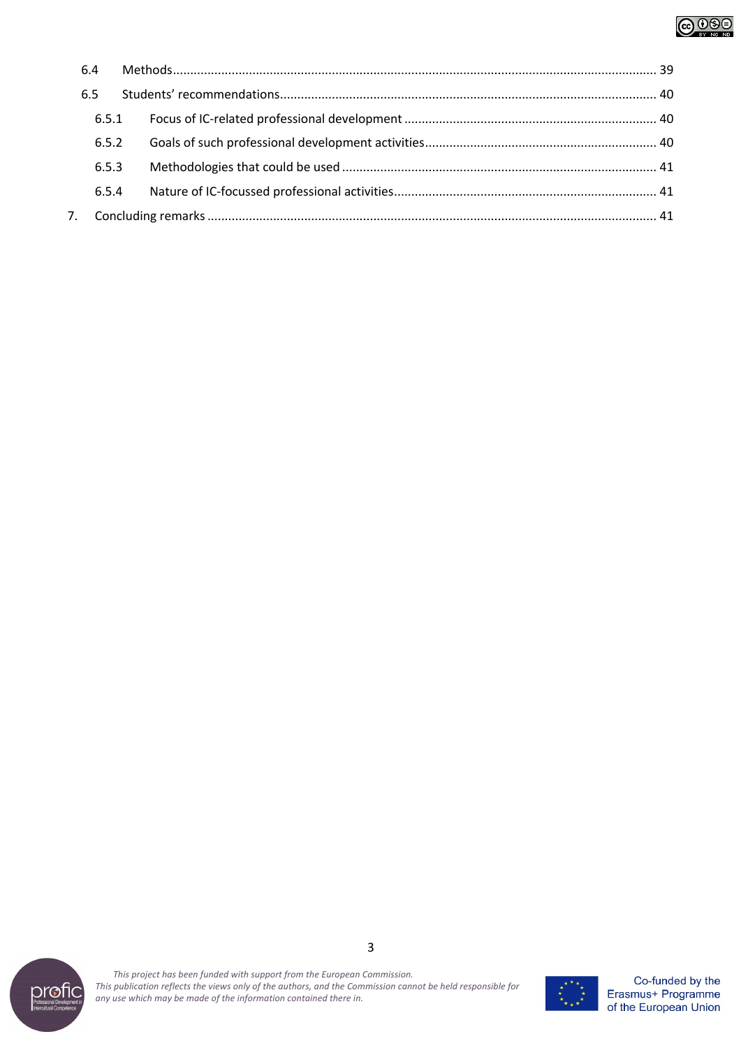6.4 Methods ........................................................................................................................................ 39

6.5 Students' recommendations.......................................................................................................... 40

6.5.1 Focus of IC-related professional development ....................................................................... 40

6.5.2 Goals of such professional development activities................................................................. 40

6.5.3 Methodologies that could be used ......................................................................................... 41

6.5.4 Nature of IC-focussed professional activities.......................................................................... 41

7. Concluding remarks ............................................................................................................................... 41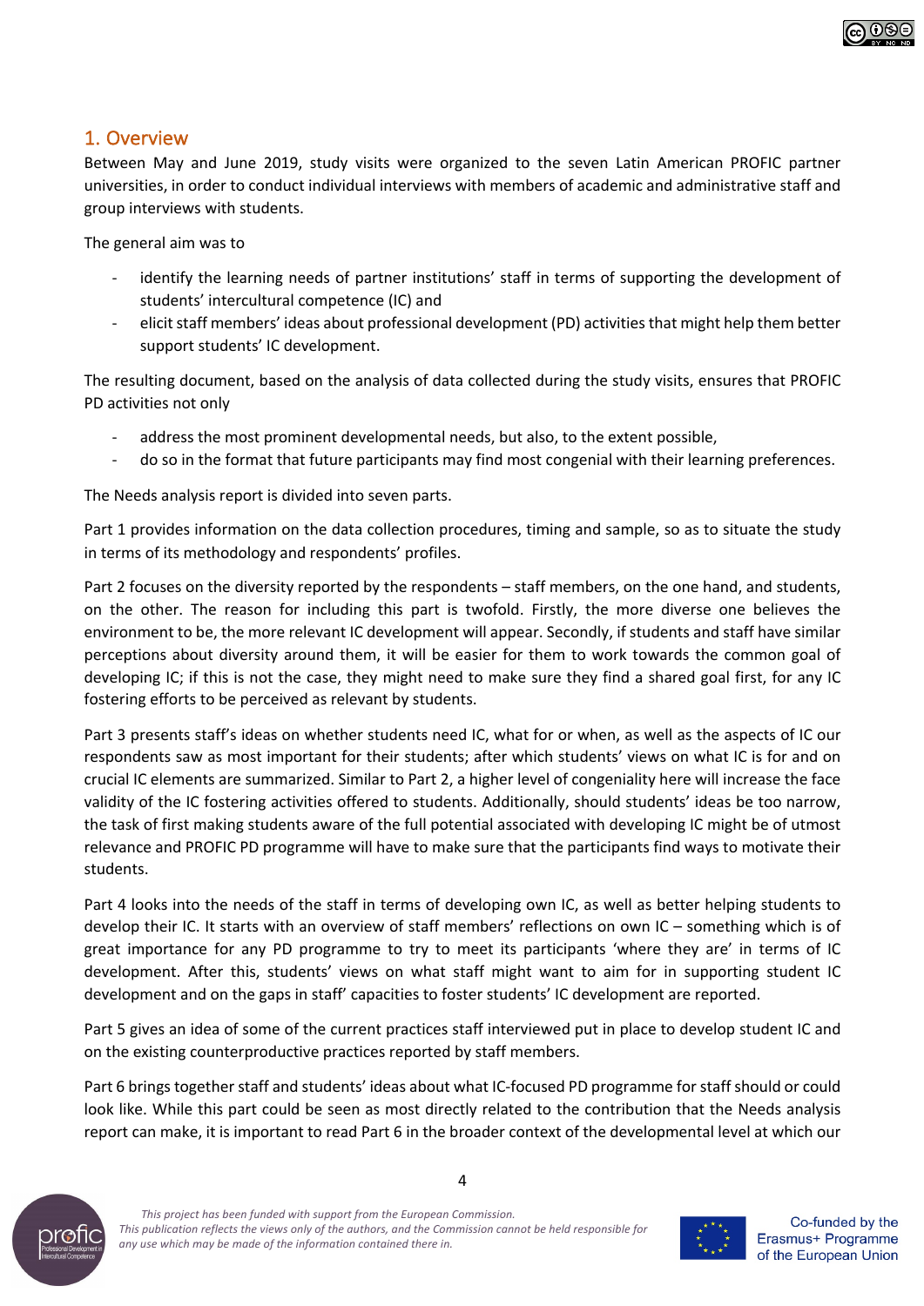## 1. Overview

Between May and June 2019, study visits were organized to the seven Latin American PROFIC partner universities, in order to conduct individual interviews with members of academic and administrative staff and group interviews with students.

The general aim was to

- identify the learning needs of partner institutions' staff in terms of supporting the development of students' intercultural competence (IC) and
- elicit staff members' ideas about professional development (PD) activities that might help them better support students' IC development.

The resulting document, based on the analysis of data collected during the study visits, ensures that PROFIC PD activities not only

- address the most prominent developmental needs, but also, to the extent possible,
- do so in the format that future participants may find most congenial with their learning preferences.

The Needs analysis report is divided into seven parts.

Part 1 provides information on the data collection procedures, timing and sample, so as to situate the study in terms of its methodology and respondents' profiles.

Part 2 focuses on the diversity reported by the respondents – staff members, on the one hand, and students, on the other. The reason for including this part is twofold. Firstly, the more diverse one believes the environment to be, the more relevant IC development will appear. Secondly, if students and staff have similar perceptions about diversity around them, it will be easier for them to work towards the common goal of developing IC; if this is not the case, they might need to make sure they find a shared goal first, for any IC fostering efforts to be perceived as relevant by students.

Part 3 presents staff's ideas on whether students need IC, what for or when, as well as the aspects of IC our respondents saw as most important for their students; after which students' views on what IC is for and on crucial IC elements are summarized. Similar to Part 2, a higher level of congeniality here will increase the face validity of the IC fostering activities offered to students. Additionally, should students' ideas be too narrow, the task of first making students aware of the full potential associated with developing IC might be of utmost relevance and PROFIC PD programme will have to make sure that the participants find ways to motivate their students.

Part 4 looks into the needs of the staff in terms of developing own IC, as well as better helping students to develop their IC. It starts with an overview of staff members' reflections on own IC – something which is of great importance for any PD programme to try to meet its participants 'where they are' in terms of IC development. After this, students' views on what staff might want to aim for in supporting student IC development and on the gaps in staff' capacities to foster students' IC development are reported.

Part 5 gives an idea of some of the current practices staff interviewed put in place to develop student IC and on the existing counterproductive practices reported by staff members.

Part 6 brings together staff and students' ideas about what IC-focused PD programme for staff should or could look like. While this part could be seen as most directly related to the contribution that the Needs analysis report can make, it is important to read Part 6 in the broader context of the developmental level at which our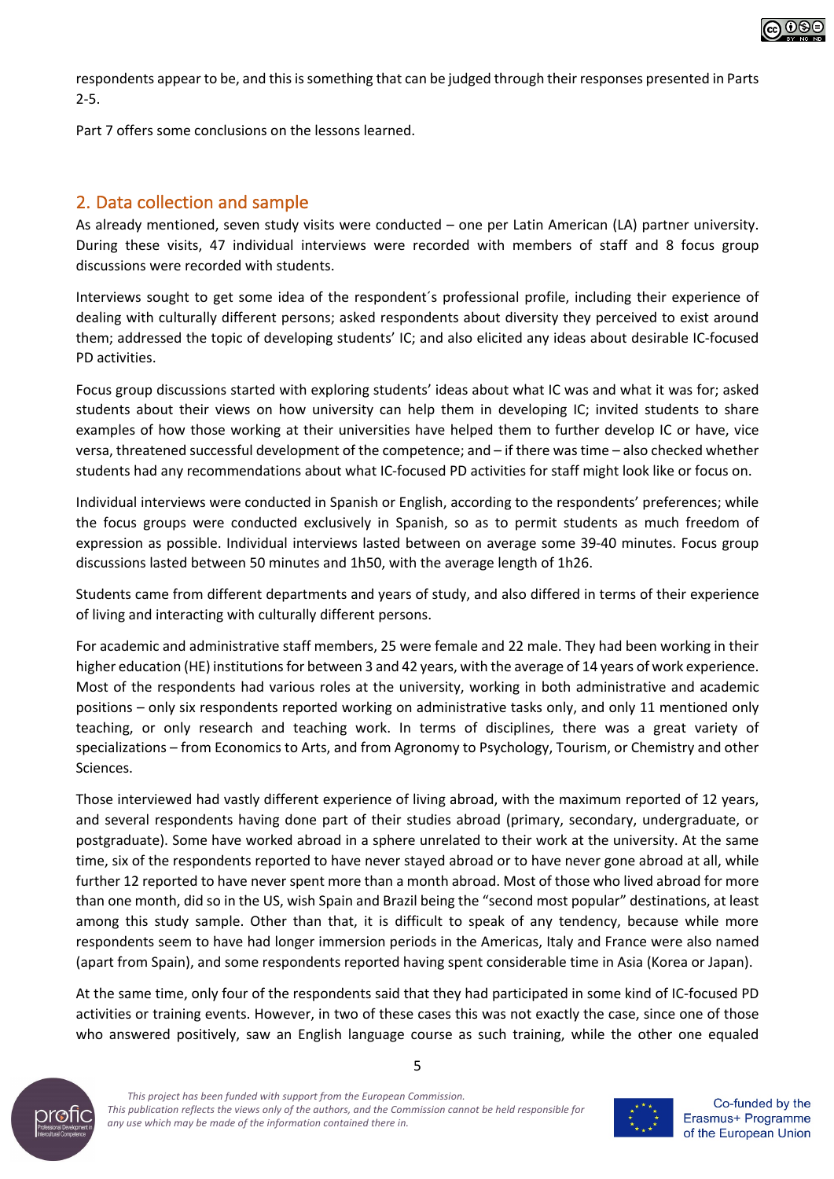respondents appear to be, and this is something that can be judged through their responses presented in Parts 2-5.

Part 7 offers some conclusions on the lessons learned.

## 2. Data collection and sample

As already mentioned, seven study visits were conducted – one per Latin American (LA) partner university. During these visits, 47 individual interviews were recorded with members of staff and 8 focus group discussions were recorded with students.

Interviews sought to get some idea of the respondent´s professional profile, including their experience of dealing with culturally different persons; asked respondents about diversity they perceived to exist around them; addressed the topic of developing students' IC; and also elicited any ideas about desirable IC-focused PD activities.

Focus group discussions started with exploring students' ideas about what IC was and what it was for; asked students about their views on how university can help them in developing IC; invited students to share examples of how those working at their universities have helped them to further develop IC or have, vice versa, threatened successful development of the competence; and – if there was time – also checked whether students had any recommendations about what IC-focused PD activities for staff might look like or focus on.

Individual interviews were conducted in Spanish or English, according to the respondents' preferences; while the focus groups were conducted exclusively in Spanish, so as to permit students as much freedom of expression as possible. Individual interviews lasted between on average some 39-40 minutes. Focus group discussions lasted between 50 minutes and 1h50, with the average length of 1h26.

Students came from different departments and years of study, and also differed in terms of their experience of living and interacting with culturally different persons.

For academic and administrative staff members, 25 were female and 22 male. They had been working in their higher education (HE) institutions for between 3 and 42 years, with the average of 14 years of work experience. Most of the respondents had various roles at the university, working in both administrative and academic positions – only six respondents reported working on administrative tasks only, and only 11 mentioned only teaching, or only research and teaching work. In terms of disciplines, there was a great variety of specializations – from Economics to Arts, and from Agronomy to Psychology, Tourism, or Chemistry and other Sciences.

Those interviewed had vastly different experience of living abroad, with the maximum reported of 12 years, and several respondents having done part of their studies abroad (primary, secondary, undergraduate, or postgraduate). Some have worked abroad in a sphere unrelated to their work at the university. At the same time, six of the respondents reported to have never stayed abroad or to have never gone abroad at all, while further 12 reported to have never spent more than a month abroad. Most of those who lived abroad for more than one month, did so in the US, wish Spain and Brazil being the "second most popular" destinations, at least among this study sample. Other than that, it is difficult to speak of any tendency, because while more respondents seem to have had longer immersion periods in the Americas, Italy and France were also named (apart from Spain), and some respondents reported having spent considerable time in Asia (Korea or Japan).

At the same time, only four of the respondents said that they had participated in some kind of IC-focused PD activities or training events. However, in two of these cases this was not exactly the case, since one of those who answered positively, saw an English language course as such training, while the other one equaled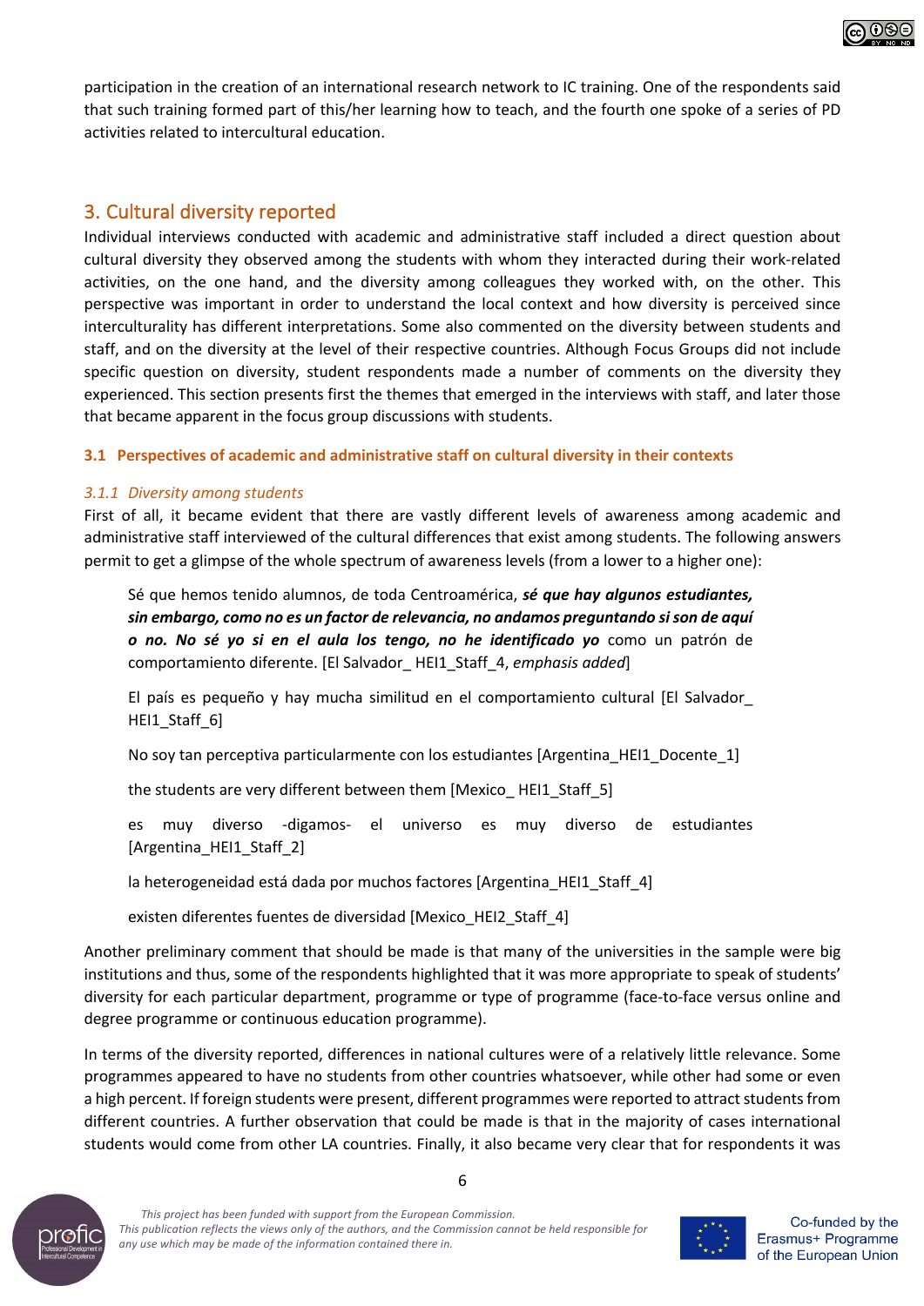participation in the creation of an international research network to IC training. One of the respondents said that such training formed part of this/her learning how to teach, and the fourth one spoke of a series of PD activities related to intercultural education.

## 3. Cultural diversity reported

Individual interviews conducted with academic and administrative staff included a direct question about cultural diversity they observed among the students with whom they interacted during their work-related activities, on the one hand, and the diversity among colleagues they worked with, on the other. This perspective was important in order to understand the local context and how diversity is perceived since interculturality has different interpretations. Some also commented on the diversity between students and staff, and on the diversity at the level of their respective countries. Although Focus Groups did not include specific question on diversity, student respondents made a number of comments on the diversity they experienced. This section presents first the themes that emerged in the interviews with staff, and later those that became apparent in the focus group discussions with students.

### 3.1 Perspectives of academic and administrative staff on cultural diversity in their contexts

#### *3.1.1 Diversity among students*

First of all, it became evident that there are vastly different levels of awareness among academic and administrative staff interviewed of the cultural differences that exist among students. The following answers permit to get a glimpse of the whole spectrum of awareness levels (from a lower to a higher one):

> Sé que hemos tenido alumnos, de toda Centroamérica, ***sé que hay algunos estudiantes, sin embargo, como no es un factor de relevancia, no andamos preguntando si son de aquí o no. No sé yo si en el aula los tengo, no he identificado yo*** como un patrón de comportamiento diferente. [El Salvador_ HEI1_Staff_4, *emphasis added*]
>
> El país es pequeño y hay mucha similitud en el comportamiento cultural [El Salvador_ HEI1_Staff_6]
>
> No soy tan perceptiva particularmente con los estudiantes [Argentina_HEI1_Docente_1]
>
> the students are very different between them [Mexico_ HEI1_Staff_5]
>
> es muy diverso -digamos- el universo es muy diverso de estudiantes [Argentina_HEI1_Staff_2]
>
> la heterogeneidad está dada por muchos factores [Argentina_HEI1_Staff_4]
>
> existen diferentes fuentes de diversidad [Mexico_HEI2_Staff_4]

Another preliminary comment that should be made is that many of the universities in the sample were big institutions and thus, some of the respondents highlighted that it was more appropriate to speak of students' diversity for each particular department, programme or type of programme (face-to-face versus online and degree programme or continuous education programme).

In terms of the diversity reported, differences in national cultures were of a relatively little relevance. Some programmes appeared to have no students from other countries whatsoever, while other had some or even a high percent. If foreign students were present, different programmes were reported to attract students from different countries. A further observation that could be made is that in the majority of cases international students would come from other LA countries. Finally, it also became very clear that for respondents it was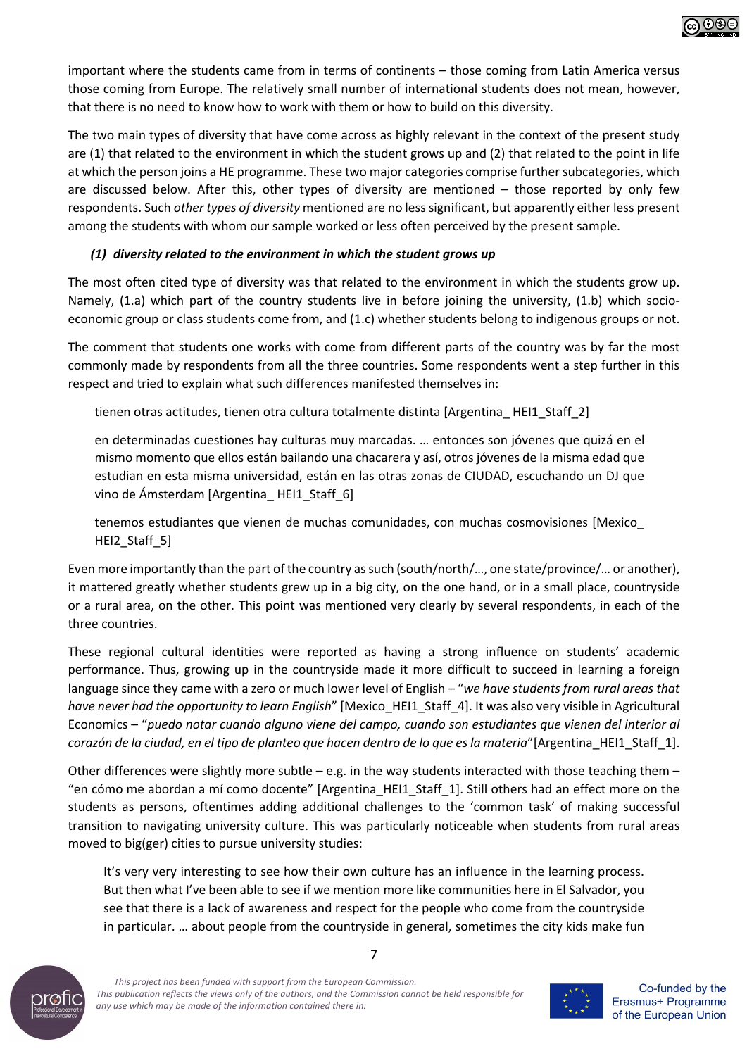important where the students came from in terms of continents – those coming from Latin America versus those coming from Europe. The relatively small number of international students does not mean, however, that there is no need to know how to work with them or how to build on this diversity.

The two main types of diversity that have come across as highly relevant in the context of the present study are (1) that related to the environment in which the student grows up and (2) that related to the point in life at which the person joins a HE programme. These two major categories comprise further subcategories, which are discussed below. After this, other types of diversity are mentioned – those reported by only few respondents. Such *other types of diversity* mentioned are no less significant, but apparently either less present among the students with whom our sample worked or less often perceived by the present sample.

***(1) diversity related to the environment in which the student grows up***

The most often cited type of diversity was that related to the environment in which the students grow up. Namely, (1.a) which part of the country students live in before joining the university, (1.b) which socio-economic group or class students come from, and (1.c) whether students belong to indigenous groups or not.

The comment that students one works with come from different parts of the country was by far the most commonly made by respondents from all the three countries. Some respondents went a step further in this respect and tried to explain what such differences manifested themselves in:

> tienen otras actitudes, tienen otra cultura totalmente distinta [Argentina_ HEI1_Staff_2]

> en determinadas cuestiones hay culturas muy marcadas. … entonces son jóvenes que quizá en el mismo momento que ellos están bailando una chacarera y así, otros jóvenes de la misma edad que estudian en esta misma universidad, están en las otras zonas de CIUDAD, escuchando un DJ que vino de Ámsterdam [Argentina_ HEI1_Staff_6]

> tenemos estudiantes que vienen de muchas comunidades, con muchas cosmovisiones [Mexico_ HEI2_Staff_5]

Even more importantly than the part of the country as such (south/north/…, one state/province/… or another), it mattered greatly whether students grew up in a big city, on the one hand, or in a small place, countryside or a rural area, on the other. This point was mentioned very clearly by several respondents, in each of the three countries.

These regional cultural identities were reported as having a strong influence on students' academic performance. Thus, growing up in the countryside made it more difficult to succeed in learning a foreign language since they came with a zero or much lower level of English – "*we have students from rural areas that have never had the opportunity to learn English*" [Mexico_HEI1_Staff_4]. It was also very visible in Agricultural Economics – "*puedo notar cuando alguno viene del campo, cuando son estudiantes que vienen del interior al corazón de la ciudad, en el tipo de planteo que hacen dentro de lo que es la materia*"[Argentina_HEI1_Staff_1].

Other differences were slightly more subtle – e.g. in the way students interacted with those teaching them – "en cómo me abordan a mí como docente" [Argentina_HEI1_Staff_1]. Still others had an effect more on the students as persons, oftentimes adding additional challenges to the 'common task' of making successful transition to navigating university culture. This was particularly noticeable when students from rural areas moved to big(ger) cities to pursue university studies:

> It's very very interesting to see how their own culture has an influence in the learning process. But then what I've been able to see if we mention more like communities here in El Salvador, you see that there is a lack of awareness and respect for the people who come from the countryside in particular. … about people from the countryside in general, sometimes the city kids make fun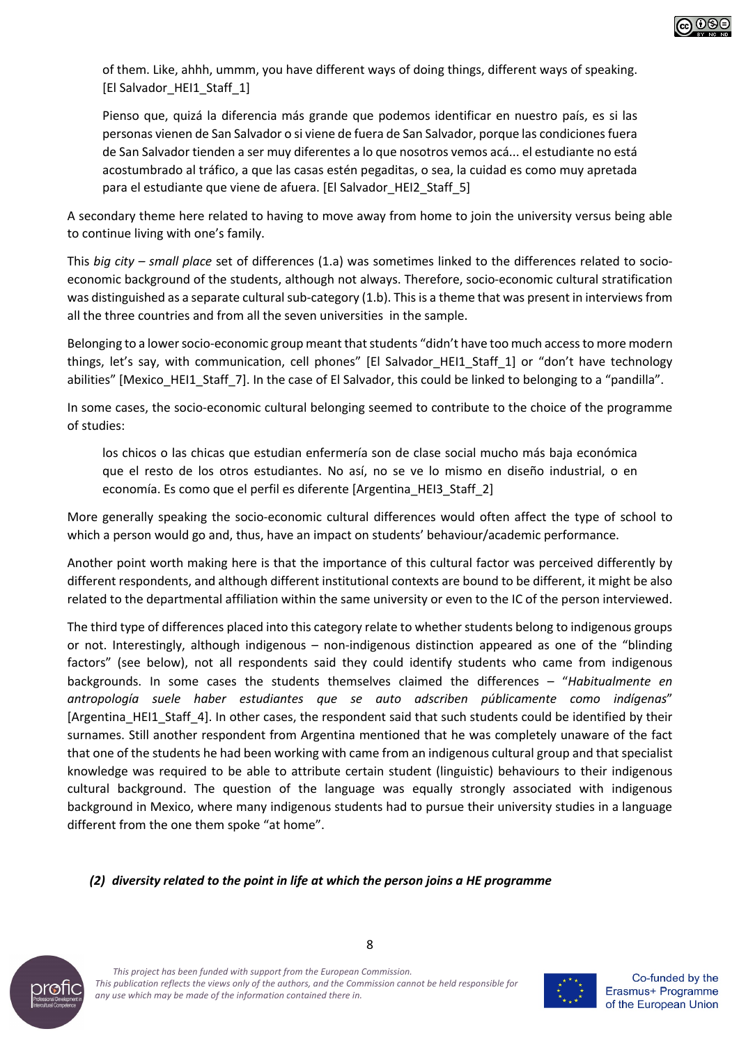> of them. Like, ahhh, ummm, you have different ways of doing things, different ways of speaking. [El Salvador_HEI1_Staff_1]

> Pienso que, quizá la diferencia más grande que podemos identificar en nuestro país, es si las personas vienen de San Salvador o si viene de fuera de San Salvador, porque las condiciones fuera de San Salvador tienden a ser muy diferentes a lo que nosotros vemos acá... el estudiante no está acostumbrado al tráfico, a que las casas estén pegaditas, o sea, la cuidad es como muy apretada para el estudiante que viene de afuera. [El Salvador_HEI2_Staff_5]

A secondary theme here related to having to move away from home to join the university versus being able to continue living with one's family.

This *big city – small place* set of differences (1.a) was sometimes linked to the differences related to socio-economic background of the students, although not always. Therefore, socio-economic cultural stratification was distinguished as a separate cultural sub-category (1.b). This is a theme that was present in interviews from all the three countries and from all the seven universities in the sample.

Belonging to a lower socio-economic group meant that students "didn't have too much access to more modern things, let's say, with communication, cell phones" [El Salvador_HEI1_Staff_1] or "don't have technology abilities" [Mexico_HEI1_Staff_7]. In the case of El Salvador, this could be linked to belonging to a "pandilla".

In some cases, the socio-economic cultural belonging seemed to contribute to the choice of the programme of studies:

> los chicos o las chicas que estudian enfermería son de clase social mucho más baja económica que el resto de los otros estudiantes. No así, no se ve lo mismo en diseño industrial, o en economía. Es como que el perfil es diferente [Argentina_HEI3_Staff_2]

More generally speaking the socio-economic cultural differences would often affect the type of school to which a person would go and, thus, have an impact on students' behaviour/academic performance.

Another point worth making here is that the importance of this cultural factor was perceived differently by different respondents, and although different institutional contexts are bound to be different, it might be also related to the departmental affiliation within the same university or even to the IC of the person interviewed.

The third type of differences placed into this category relate to whether students belong to indigenous groups or not. Interestingly, although indigenous – non-indigenous distinction appeared as one of the "blinding factors" (see below), not all respondents said they could identify students who came from indigenous backgrounds. In some cases the students themselves claimed the differences – "*Habitualmente en antropología suele haber estudiantes que se auto adscriben públicamente como indígenas*" [Argentina_HEI1_Staff_4]. In other cases, the respondent said that such students could be identified by their surnames. Still another respondent from Argentina mentioned that he was completely unaware of the fact that one of the students he had been working with came from an indigenous cultural group and that specialist knowledge was required to be able to attribute certain student (linguistic) behaviours to their indigenous cultural background. The question of the language was equally strongly associated with indigenous background in Mexico, where many indigenous students had to pursue their university studies in a language different from the one them spoke "at home".

***(2) diversity related to the point in life at which the person joins a HE programme***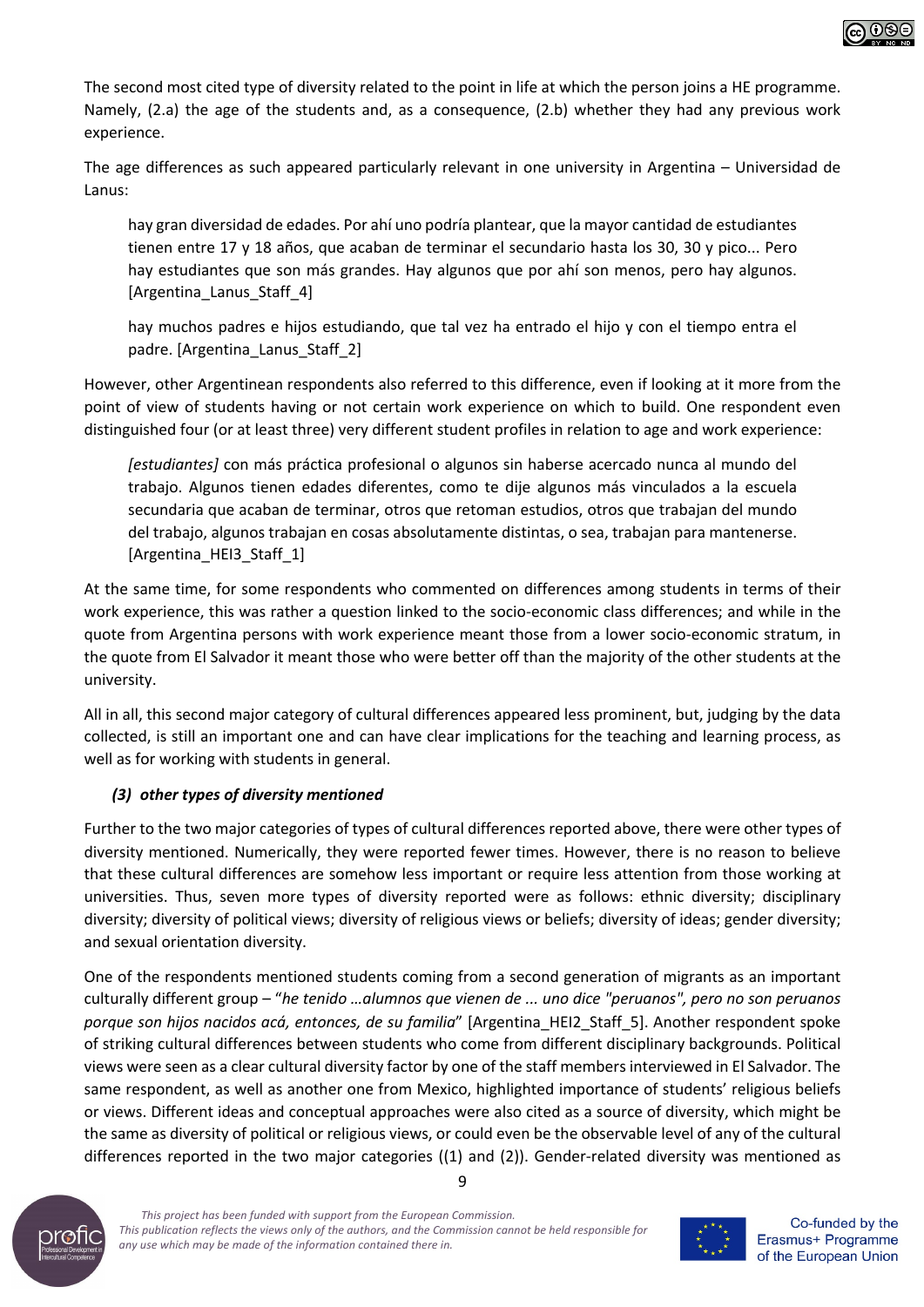The second most cited type of diversity related to the point in life at which the person joins a HE programme. Namely, (2.a) the age of the students and, as a consequence, (2.b) whether they had any previous work experience.

The age differences as such appeared particularly relevant in one university in Argentina – Universidad de Lanus:

> hay gran diversidad de edades. Por ahí uno podría plantear, que la mayor cantidad de estudiantes tienen entre 17 y 18 años, que acaban de terminar el secundario hasta los 30, 30 y pico... Pero hay estudiantes que son más grandes. Hay algunos que por ahí son menos, pero hay algunos. [Argentina_Lanus_Staff_4]

> hay muchos padres e hijos estudiando, que tal vez ha entrado el hijo y con el tiempo entra el padre. [Argentina_Lanus_Staff_2]

However, other Argentinean respondents also referred to this difference, even if looking at it more from the point of view of students having or not certain work experience on which to build. One respondent even distinguished four (or at least three) very different student profiles in relation to age and work experience:

> *[estudiantes]* con más práctica profesional o algunos sin haberse acercado nunca al mundo del trabajo. Algunos tienen edades diferentes, como te dije algunos más vinculados a la escuela secundaria que acaban de terminar, otros que retoman estudios, otros que trabajan del mundo del trabajo, algunos trabajan en cosas absolutamente distintas, o sea, trabajan para mantenerse. [Argentina_HEI3_Staff_1]

At the same time, for some respondents who commented on differences among students in terms of their work experience, this was rather a question linked to the socio-economic class differences; and while in the quote from Argentina persons with work experience meant those from a lower socio-economic stratum, in the quote from El Salvador it meant those who were better off than the majority of the other students at the university.

All in all, this second major category of cultural differences appeared less prominent, but, judging by the data collected, is still an important one and can have clear implications for the teaching and learning process, as well as for working with students in general.

### *(3) other types of diversity mentioned*

Further to the two major categories of types of cultural differences reported above, there were other types of diversity mentioned. Numerically, they were reported fewer times. However, there is no reason to believe that these cultural differences are somehow less important or require less attention from those working at universities. Thus, seven more types of diversity reported were as follows: ethnic diversity; disciplinary diversity; diversity of political views; diversity of religious views or beliefs; diversity of ideas; gender diversity; and sexual orientation diversity.

One of the respondents mentioned students coming from a second generation of migrants as an important culturally different group – "*he tenido …alumnos que vienen de ... uno dice "peruanos", pero no son peruanos porque son hijos nacidos acá, entonces, de su familia*" [Argentina_HEI2_Staff_5]. Another respondent spoke of striking cultural differences between students who come from different disciplinary backgrounds. Political views were seen as a clear cultural diversity factor by one of the staff members interviewed in El Salvador. The same respondent, as well as another one from Mexico, highlighted importance of students' religious beliefs or views. Different ideas and conceptual approaches were also cited as a source of diversity, which might be the same as diversity of political or religious views, or could even be the observable level of any of the cultural differences reported in the two major categories ((1) and (2)). Gender-related diversity was mentioned as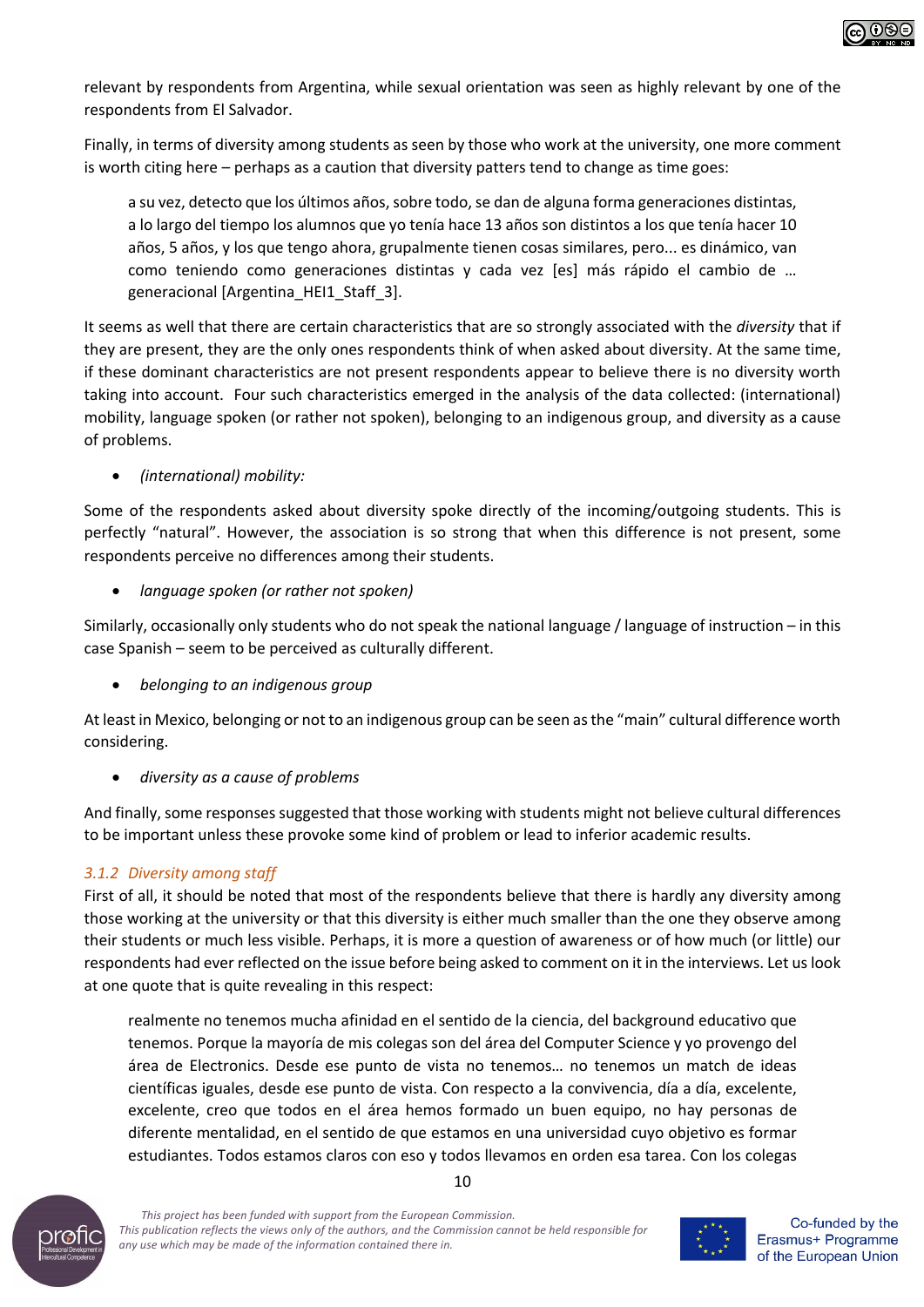relevant by respondents from Argentina, while sexual orientation was seen as highly relevant by one of the respondents from El Salvador.

Finally, in terms of diversity among students as seen by those who work at the university, one more comment is worth citing here – perhaps as a caution that diversity patters tend to change as time goes:

> a su vez, detecto que los últimos años, sobre todo, se dan de alguna forma generaciones distintas, a lo largo del tiempo los alumnos que yo tenía hace 13 años son distintos a los que tenía hacer 10 años, 5 años, y los que tengo ahora, grupalmente tienen cosas similares, pero... es dinámico, van como teniendo como generaciones distintas y cada vez [es] más rápido el cambio de … generacional [Argentina_HEI1_Staff_3].

It seems as well that there are certain characteristics that are so strongly associated with the *diversity* that if they are present, they are the only ones respondents think of when asked about diversity. At the same time, if these dominant characteristics are not present respondents appear to believe there is no diversity worth taking into account. Four such characteristics emerged in the analysis of the data collected: (international) mobility, language spoken (or rather not spoken), belonging to an indigenous group, and diversity as a cause of problems.

- *(international) mobility:*

Some of the respondents asked about diversity spoke directly of the incoming/outgoing students. This is perfectly "natural". However, the association is so strong that when this difference is not present, some respondents perceive no differences among their students.

- *language spoken (or rather not spoken)*

Similarly, occasionally only students who do not speak the national language / language of instruction – in this case Spanish – seem to be perceived as culturally different.

- *belonging to an indigenous group*

At least in Mexico, belonging or not to an indigenous group can be seen as the "main" cultural difference worth considering.

- *diversity as a cause of problems*

And finally, some responses suggested that those working with students might not believe cultural differences to be important unless these provoke some kind of problem or lead to inferior academic results.

### *3.1.2 Diversity among staff*

First of all, it should be noted that most of the respondents believe that there is hardly any diversity among those working at the university or that this diversity is either much smaller than the one they observe among their students or much less visible. Perhaps, it is more a question of awareness or of how much (or little) our respondents had ever reflected on the issue before being asked to comment on it in the interviews. Let us look at one quote that is quite revealing in this respect:

> realmente no tenemos mucha afinidad en el sentido de la ciencia, del background educativo que tenemos. Porque la mayoría de mis colegas son del área del Computer Science y yo provengo del área de Electronics. Desde ese punto de vista no tenemos… no tenemos un match de ideas científicas iguales, desde ese punto de vista. Con respecto a la convivencia, día a día, excelente, excelente, creo que todos en el área hemos formado un buen equipo, no hay personas de diferente mentalidad, en el sentido de que estamos en una universidad cuyo objetivo es formar estudiantes. Todos estamos claros con eso y todos llevamos en orden esa tarea. Con los colegas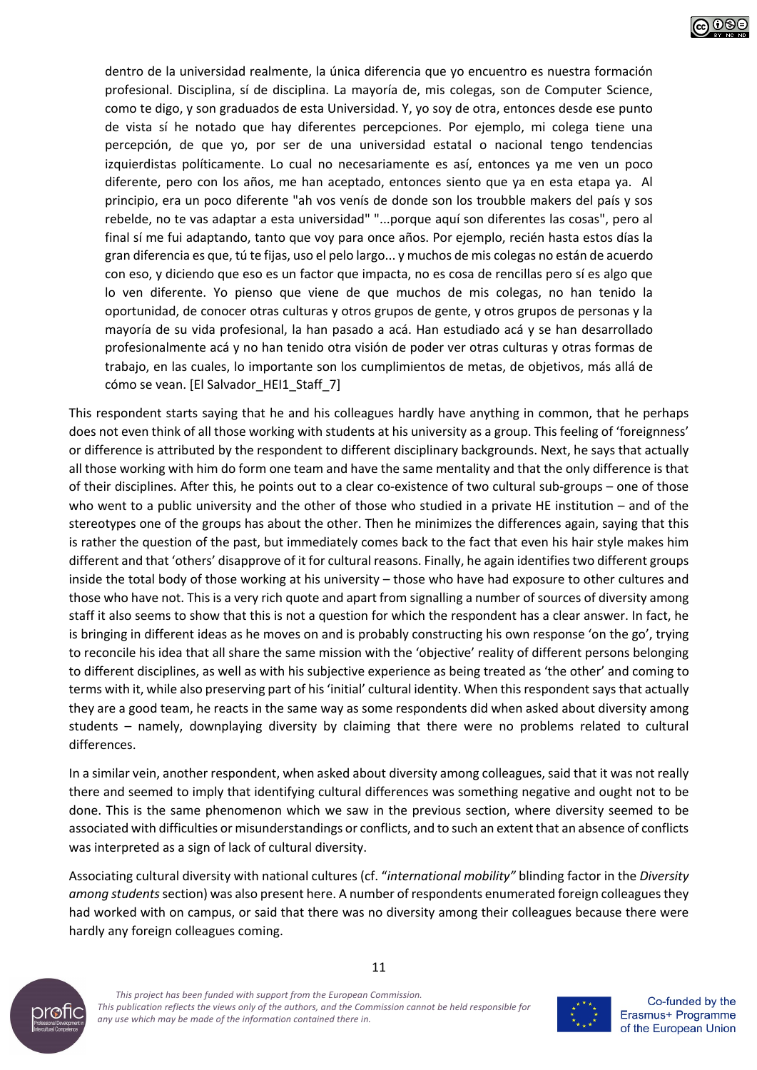> dentro de la universidad realmente, la única diferencia que yo encuentro es nuestra formación profesional. Disciplina, sí de disciplina. La mayoría de, mis colegas, son de Computer Science, como te digo, y son graduados de esta Universidad. Y, yo soy de otra, entonces desde ese punto de vista sí he notado que hay diferentes percepciones. Por ejemplo, mi colega tiene una percepción, de que yo, por ser de una universidad estatal o nacional tengo tendencias izquierdistas políticamente. Lo cual no necesariamente es así, entonces ya me ven un poco diferente, pero con los años, me han aceptado, entonces siento que ya en esta etapa ya. Al principio, era un poco diferente "ah vos venís de donde son los troubble makers del país y sos rebelde, no te vas adaptar a esta universidad" "...porque aquí son diferentes las cosas", pero al final sí me fui adaptando, tanto que voy para once años. Por ejemplo, recién hasta estos días la gran diferencia es que, tú te fijas, uso el pelo largo... y muchos de mis colegas no están de acuerdo con eso, y diciendo que eso es un factor que impacta, no es cosa de rencillas pero sí es algo que lo ven diferente. Yo pienso que viene de que muchos de mis colegas, no han tenido la oportunidad, de conocer otras culturas y otros grupos de gente, y otros grupos de personas y la mayoría de su vida profesional, la han pasado a acá. Han estudiado acá y se han desarrollado profesionalmente acá y no han tenido otra visión de poder ver otras culturas y otras formas de trabajo, en las cuales, lo importante son los cumplimientos de metas, de objetivos, más allá de cómo se vean. [El Salvador_HEI1_Staff_7]

This respondent starts saying that he and his colleagues hardly have anything in common, that he perhaps does not even think of all those working with students at his university as a group. This feeling of 'foreignness' or difference is attributed by the respondent to different disciplinary backgrounds. Next, he says that actually all those working with him do form one team and have the same mentality and that the only difference is that of their disciplines. After this, he points out to a clear co-existence of two cultural sub-groups – one of those who went to a public university and the other of those who studied in a private HE institution – and of the stereotypes one of the groups has about the other. Then he minimizes the differences again, saying that this is rather the question of the past, but immediately comes back to the fact that even his hair style makes him different and that 'others' disapprove of it for cultural reasons. Finally, he again identifies two different groups inside the total body of those working at his university – those who have had exposure to other cultures and those who have not. This is a very rich quote and apart from signalling a number of sources of diversity among staff it also seems to show that this is not a question for which the respondent has a clear answer. In fact, he is bringing in different ideas as he moves on and is probably constructing his own response 'on the go', trying to reconcile his idea that all share the same mission with the 'objective' reality of different persons belonging to different disciplines, as well as with his subjective experience as being treated as 'the other' and coming to terms with it, while also preserving part of his 'initial' cultural identity. When this respondent says that actually they are a good team, he reacts in the same way as some respondents did when asked about diversity among students – namely, downplaying diversity by claiming that there were no problems related to cultural differences.

In a similar vein, another respondent, when asked about diversity among colleagues, said that it was not really there and seemed to imply that identifying cultural differences was something negative and ought not to be done. This is the same phenomenon which we saw in the previous section, where diversity seemed to be associated with difficulties or misunderstandings or conflicts, and to such an extent that an absence of conflicts was interpreted as a sign of lack of cultural diversity.

Associating cultural diversity with national cultures (cf. "*international mobility"* blinding factor in the *Diversity among students* section) was also present here. A number of respondents enumerated foreign colleagues they had worked with on campus, or said that there was no diversity among their colleagues because there were hardly any foreign colleagues coming.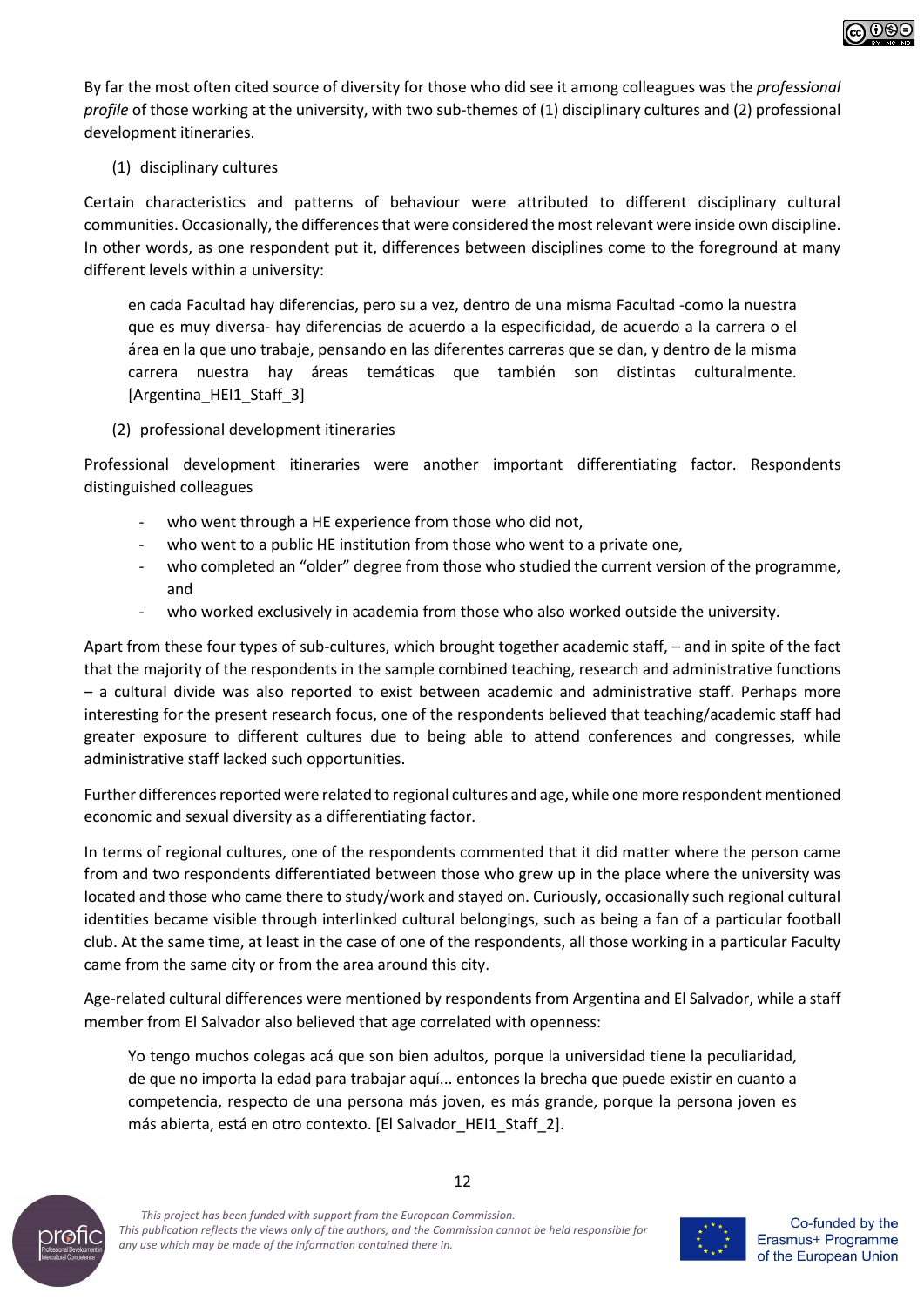By far the most often cited source of diversity for those who did see it among colleagues was the *professional profile* of those working at the university, with two sub-themes of (1) disciplinary cultures and (2) professional development itineraries.

(1) disciplinary cultures

Certain characteristics and patterns of behaviour were attributed to different disciplinary cultural communities. Occasionally, the differences that were considered the most relevant were inside own discipline. In other words, as one respondent put it, differences between disciplines come to the foreground at many different levels within a university:

> en cada Facultad hay diferencias, pero su a vez, dentro de una misma Facultad -como la nuestra que es muy diversa- hay diferencias de acuerdo a la especificidad, de acuerdo a la carrera o el área en la que uno trabaje, pensando en las diferentes carreras que se dan, y dentro de la misma carrera nuestra hay áreas temáticas que también son distintas culturalmente. [Argentina_HEI1_Staff_3]

(2) professional development itineraries

Professional development itineraries were another important differentiating factor. Respondents distinguished colleagues

- who went through a HE experience from those who did not,
- who went to a public HE institution from those who went to a private one,
- who completed an "older" degree from those who studied the current version of the programme, and
- who worked exclusively in academia from those who also worked outside the university.

Apart from these four types of sub-cultures, which brought together academic staff, – and in spite of the fact that the majority of the respondents in the sample combined teaching, research and administrative functions – a cultural divide was also reported to exist between academic and administrative staff. Perhaps more interesting for the present research focus, one of the respondents believed that teaching/academic staff had greater exposure to different cultures due to being able to attend conferences and congresses, while administrative staff lacked such opportunities.

Further differences reported were related to regional cultures and age, while one more respondent mentioned economic and sexual diversity as a differentiating factor.

In terms of regional cultures, one of the respondents commented that it did matter where the person came from and two respondents differentiated between those who grew up in the place where the university was located and those who came there to study/work and stayed on. Curiously, occasionally such regional cultural identities became visible through interlinked cultural belongings, such as being a fan of a particular football club. At the same time, at least in the case of one of the respondents, all those working in a particular Faculty came from the same city or from the area around this city.

Age-related cultural differences were mentioned by respondents from Argentina and El Salvador, while a staff member from El Salvador also believed that age correlated with openness:

> Yo tengo muchos colegas acá que son bien adultos, porque la universidad tiene la peculiaridad, de que no importa la edad para trabajar aquí... entonces la brecha que puede existir en cuanto a competencia, respecto de una persona más joven, es más grande, porque la persona joven es más abierta, está en otro contexto. [El Salvador_HEI1_Staff_2].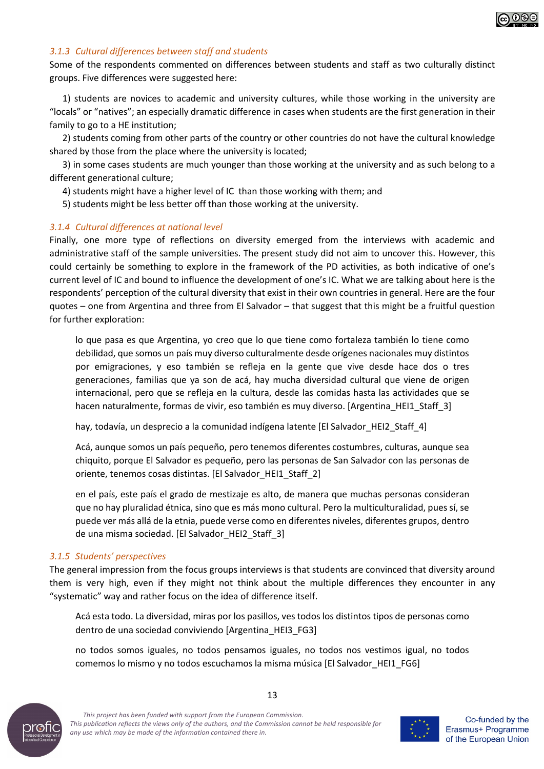### *3.1.3 Cultural differences between staff and students*

Some of the respondents commented on differences between students and staff as two culturally distinct groups. Five differences were suggested here:

1) students are novices to academic and university cultures, while those working in the university are "locals" or "natives"; an especially dramatic difference in cases when students are the first generation in their family to go to a HE institution;

2) students coming from other parts of the country or other countries do not have the cultural knowledge shared by those from the place where the university is located;

3) in some cases students are much younger than those working at the university and as such belong to a different generational culture;

4) students might have a higher level of IC than those working with them; and

5) students might be less better off than those working at the university.

### *3.1.4 Cultural differences at national level*

Finally, one more type of reflections on diversity emerged from the interviews with academic and administrative staff of the sample universities. The present study did not aim to uncover this. However, this could certainly be something to explore in the framework of the PD activities, as both indicative of one's current level of IC and bound to influence the development of one's IC. What we are talking about here is the respondents' perception of the cultural diversity that exist in their own countries in general. Here are the four quotes – one from Argentina and three from El Salvador – that suggest that this might be a fruitful question for further exploration:

> lo que pasa es que Argentina, yo creo que lo que tiene como fortaleza también lo tiene como debilidad, que somos un país muy diverso culturalmente desde orígenes nacionales muy distintos por emigraciones, y eso también se refleja en la gente que vive desde hace dos o tres generaciones, familias que ya son de acá, hay mucha diversidad cultural que viene de origen internacional, pero que se refleja en la cultura, desde las comidas hasta las actividades que se hacen naturalmente, formas de vivir, eso también es muy diverso. [Argentina_HEI1_Staff_3]

> hay, todavía, un desprecio a la comunidad indígena latente [El Salvador_HEI2_Staff_4]

> Acá, aunque somos un país pequeño, pero tenemos diferentes costumbres, culturas, aunque sea chiquito, porque El Salvador es pequeño, pero las personas de San Salvador con las personas de oriente, tenemos cosas distintas. [El Salvador_HEI1_Staff_2]

> en el país, este país el grado de mestizaje es alto, de manera que muchas personas consideran que no hay pluralidad étnica, sino que es más mono cultural. Pero la multiculturalidad, pues sí, se puede ver más allá de la etnia, puede verse como en diferentes niveles, diferentes grupos, dentro de una misma sociedad. [El Salvador_HEI2_Staff_3]

### *3.1.5 Students' perspectives*

The general impression from the focus groups interviews is that students are convinced that diversity around them is very high, even if they might not think about the multiple differences they encounter in any "systematic" way and rather focus on the idea of difference itself.

> Acá esta todo. La diversidad, miras por los pasillos, ves todos los distintos tipos de personas como dentro de una sociedad conviviendo [Argentina_HEI3_FG3]

> no todos somos iguales, no todos pensamos iguales, no todos nos vestimos igual, no todos comemos lo mismo y no todos escuchamos la misma música [El Salvador_HEI1_FG6]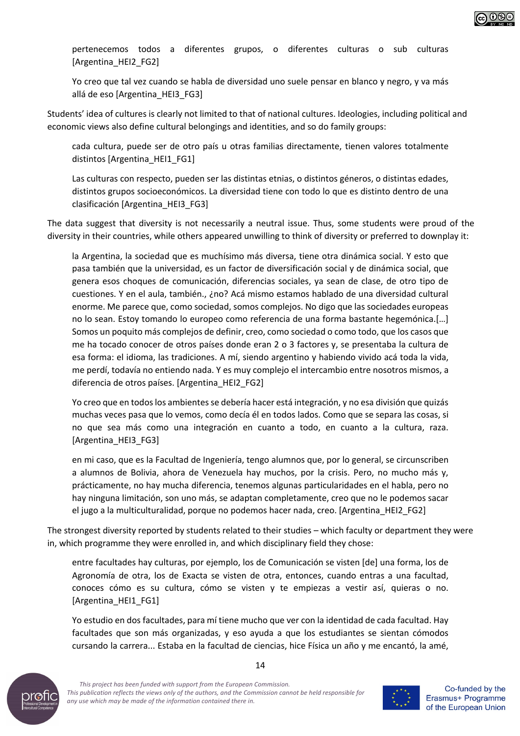> pertenecemos todos a diferentes grupos, o diferentes culturas o sub culturas [Argentina_HEI2_FG2]

> Yo creo que tal vez cuando se habla de diversidad uno suele pensar en blanco y negro, y va más allá de eso [Argentina_HEI3_FG3]

Students' idea of cultures is clearly not limited to that of national cultures. Ideologies, including political and economic views also define cultural belongings and identities, and so do family groups:

> cada cultura, puede ser de otro país u otras familias directamente, tienen valores totalmente distintos [Argentina_HEI1_FG1]

> Las culturas con respecto, pueden ser las distintas etnias, o distintos géneros, o distintas edades, distintos grupos socioeconómicos. La diversidad tiene con todo lo que es distinto dentro de una clasificación [Argentina_HEI3_FG3]

The data suggest that diversity is not necessarily a neutral issue. Thus, some students were proud of the diversity in their countries, while others appeared unwilling to think of diversity or preferred to downplay it:

> la Argentina, la sociedad que es muchísimo más diversa, tiene otra dinámica social. Y esto que pasa también que la universidad, es un factor de diversificación social y de dinámica social, que genera esos choques de comunicación, diferencias sociales, ya sean de clase, de otro tipo de cuestiones. Y en el aula, también., ¿no? Acá mismo estamos hablado de una diversidad cultural enorme. Me parece que, como sociedad, somos complejos. No digo que las sociedades europeas no lo sean. Estoy tomando lo europeo como referencia de una forma bastante hegemónica.[...] Somos un poquito más complejos de definir, creo, como sociedad o como todo, que los casos que me ha tocado conocer de otros países donde eran 2 o 3 factores y, se presentaba la cultura de esa forma: el idioma, las tradiciones. A mí, siendo argentino y habiendo vivido acá toda la vida, me perdí, todavía no entiendo nada. Y es muy complejo el intercambio entre nosotros mismos, a diferencia de otros países. [Argentina_HEI2_FG2]

> Yo creo que en todos los ambientes se debería hacer está integración, y no esa división que quizás muchas veces pasa que lo vemos, como decía él en todos lados. Como que se separa las cosas, si no que sea más como una integración en cuanto a todo, en cuanto a la cultura, raza. [Argentina_HEI3_FG3]

> en mi caso, que es la Facultad de Ingeniería, tengo alumnos que, por lo general, se circunscriben a alumnos de Bolivia, ahora de Venezuela hay muchos, por la crisis. Pero, no mucho más y, prácticamente, no hay mucha diferencia, tenemos algunas particularidades en el habla, pero no hay ninguna limitación, son uno más, se adaptan completamente, creo que no le podemos sacar el jugo a la multiculturalidad, porque no podemos hacer nada, creo. [Argentina_HEI2_FG2]

The strongest diversity reported by students related to their studies – which faculty or department they were in, which programme they were enrolled in, and which disciplinary field they chose:

> entre facultades hay culturas, por ejemplo, los de Comunicación se visten [de] una forma, los de Agronomía de otra, los de Exacta se visten de otra, entonces, cuando entras a una facultad, conoces cómo es su cultura, cómo se visten y te empiezas a vestir así, quieras o no. [Argentina_HEI1_FG1]

> Yo estudio en dos facultades, para mí tiene mucho que ver con la identidad de cada facultad. Hay facultades que son más organizadas, y eso ayuda a que los estudiantes se sientan cómodos cursando la carrera... Estaba en la facultad de ciencias, hice Física un año y me encantó, la amé,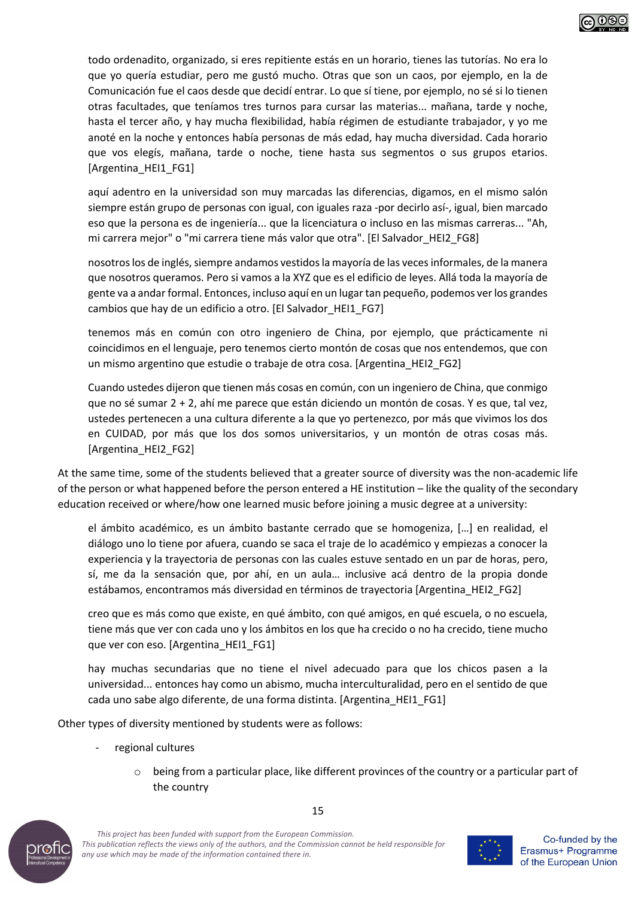> todo ordenadito, organizado, si eres repitiente estás en un horario, tienes las tutorías. No era lo que yo quería estudiar, pero me gustó mucho. Otras que son un caos, por ejemplo, en la de Comunicación fue el caos desde que decidí entrar. Lo que sí tiene, por ejemplo, no sé si lo tienen otras facultades, que teníamos tres turnos para cursar las materias... mañana, tarde y noche, hasta el tercer año, y hay mucha flexibilidad, había régimen de estudiante trabajador, y yo me anoté en la noche y entonces había personas de más edad, hay mucha diversidad. Cada horario que vos elegís, mañana, tarde o noche, tiene hasta sus segmentos o sus grupos etarios. [Argentina_HEI1_FG1]

> aquí adentro en la universidad son muy marcadas las diferencias, digamos, en el mismo salón siempre están grupo de personas con igual, con iguales raza -por decirlo así-, igual, bien marcado eso que la persona es de ingeniería... que la licenciatura o incluso en las mismas carreras... "Ah, mi carrera mejor" o "mi carrera tiene más valor que otra". [El Salvador_HEI2_FG8]

> nosotros los de inglés, siempre andamos vestidos la mayoría de las veces informales, de la manera que nosotros queramos. Pero si vamos a la XYZ que es el edificio de leyes. Allá toda la mayoría de gente va a andar formal. Entonces, incluso aquí en un lugar tan pequeño, podemos ver los grandes cambios que hay de un edificio a otro. [El Salvador_HEI1_FG7]

> tenemos más en común con otro ingeniero de China, por ejemplo, que prácticamente ni coincidimos en el lenguaje, pero tenemos cierto montón de cosas que nos entendemos, que con un mismo argentino que estudie o trabaje de otra cosa. [Argentina_HEI2_FG2]

> Cuando ustedes dijeron que tienen más cosas en común, con un ingeniero de China, que conmigo que no sé sumar 2 + 2, ahí me parece que están diciendo un montón de cosas. Y es que, tal vez, ustedes pertenecen a una cultura diferente a la que yo pertenezco, por más que vivimos los dos en CUIDAD, por más que los dos somos universitarios, y un montón de otras cosas más. [Argentina_HEI2_FG2]

At the same time, some of the students believed that a greater source of diversity was the non-academic life of the person or what happened before the person entered a HE institution – like the quality of the secondary education received or where/how one learned music before joining a music degree at a university:

> el ámbito académico, es un ámbito bastante cerrado que se homogeniza, […] en realidad, el diálogo uno lo tiene por afuera, cuando se saca el traje de lo académico y empiezas a conocer la experiencia y la trayectoria de personas con las cuales estuve sentado en un par de horas, pero, sí, me da la sensación que, por ahí, en un aula… inclusive acá dentro de la propia donde estábamos, encontramos más diversidad en términos de trayectoria [Argentina_HEI2_FG2]

> creo que es más como que existe, en qué ámbito, con qué amigos, en qué escuela, o no escuela, tiene más que ver con cada uno y los ámbitos en los que ha crecido o no ha crecido, tiene mucho que ver con eso. [Argentina_HEI1_FG1]

> hay muchas secundarias que no tiene el nivel adecuado para que los chicos pasen a la universidad... entonces hay como un abismo, mucha interculturalidad, pero en el sentido de que cada uno sabe algo diferente, de una forma distinta. [Argentina_HEI1_FG1]

Other types of diversity mentioned by students were as follows:

- regional cultures
    - being from a particular place, like different provinces of the country or a particular part of the country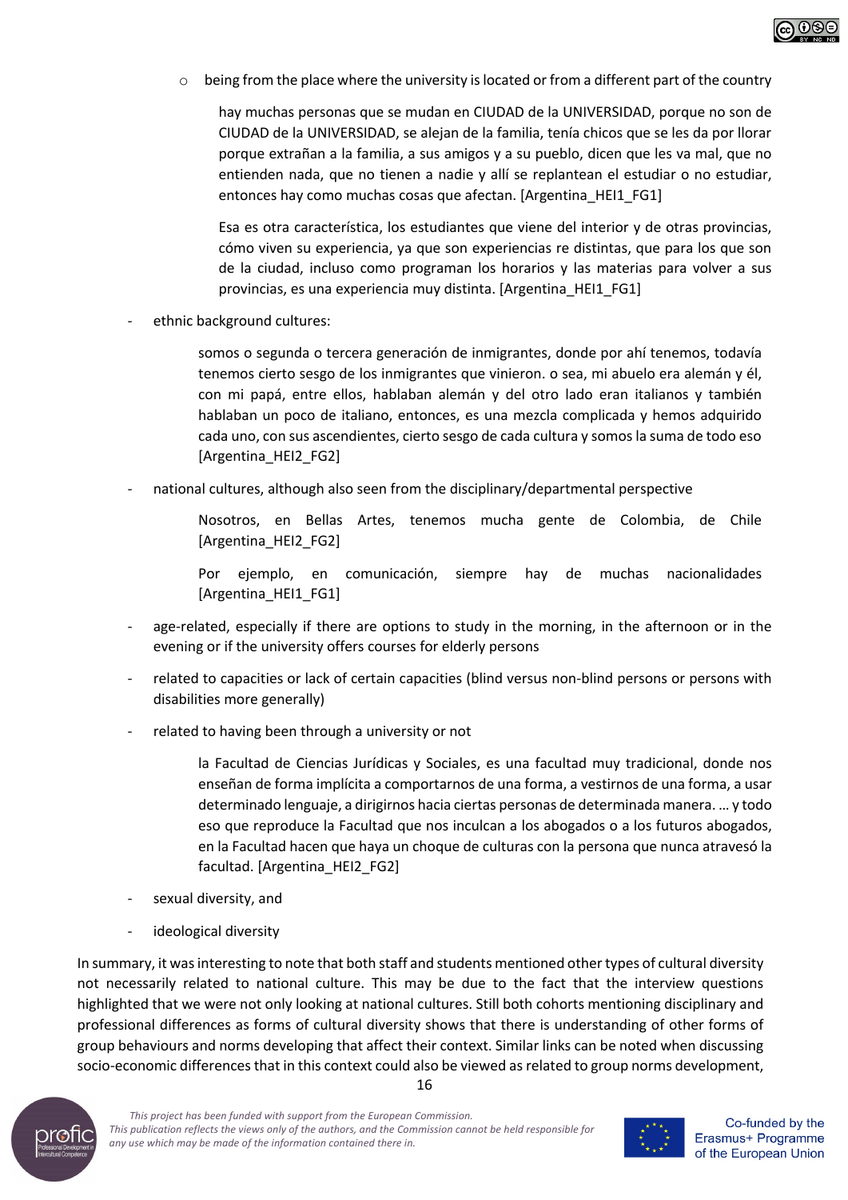- being from the place where the university is located or from a different part of the country

  > hay muchas personas que se mudan en CIUDAD de la UNIVERSIDAD, porque no son de CIUDAD de la UNIVERSIDAD, se alejan de la familia, tenía chicos que se les da por llorar porque extrañan a la familia, a sus amigos y a su pueblo, dicen que les va mal, que no entienden nada, que no tienen a nadie y allí se replantean el estudiar o no estudiar, entonces hay como muchas cosas que afectan. [Argentina_HEI1_FG1]

  > Esa es otra característica, los estudiantes que viene del interior y de otras provincias, cómo viven su experiencia, ya que son experiencias re distintas, que para los que son de la ciudad, incluso como programan los horarios y las materias para volver a sus provincias, es una experiencia muy distinta. [Argentina_HEI1_FG1]

- ethnic background cultures:

  > somos o segunda o tercera generación de inmigrantes, donde por ahí tenemos, todavía tenemos cierto sesgo de los inmigrantes que vinieron. o sea, mi abuelo era alemán y él, con mi papá, entre ellos, hablaban alemán y del otro lado eran italianos y también hablaban un poco de italiano, entonces, es una mezcla complicada y hemos adquirido cada uno, con sus ascendientes, cierto sesgo de cada cultura y somos la suma de todo eso [Argentina_HEI2_FG2]

- national cultures, although also seen from the disciplinary/departmental perspective

  > Nosotros, en Bellas Artes, tenemos mucha gente de Colombia, de Chile [Argentina_HEI2_FG2]

  > Por ejemplo, en comunicación, siempre hay de muchas nacionalidades [Argentina_HEI1_FG1]

- age-related, especially if there are options to study in the morning, in the afternoon or in the evening or if the university offers courses for elderly persons
- related to capacities or lack of certain capacities (blind versus non-blind persons or persons with disabilities more generally)
- related to having been through a university or not

  > la Facultad de Ciencias Jurídicas y Sociales, es una facultad muy tradicional, donde nos enseñan de forma implícita a comportarnos de una forma, a vestirnos de una forma, a usar determinado lenguaje, a dirigirnos hacia ciertas personas de determinada manera. … y todo eso que reproduce la Facultad que nos inculcan a los abogados o a los futuros abogados, en la Facultad hacen que haya un choque de culturas con la persona que nunca atravesó la facultad. [Argentina_HEI2_FG2]

- sexual diversity, and
- ideological diversity

In summary, it was interesting to note that both staff and students mentioned other types of cultural diversity not necessarily related to national culture. This may be due to the fact that the interview questions highlighted that we were not only looking at national cultures. Still both cohorts mentioning disciplinary and professional differences as forms of cultural diversity shows that there is understanding of other forms of group behaviours and norms developing that affect their context. Similar links can be noted when discussing socio-economic differences that in this context could also be viewed as related to group norms development,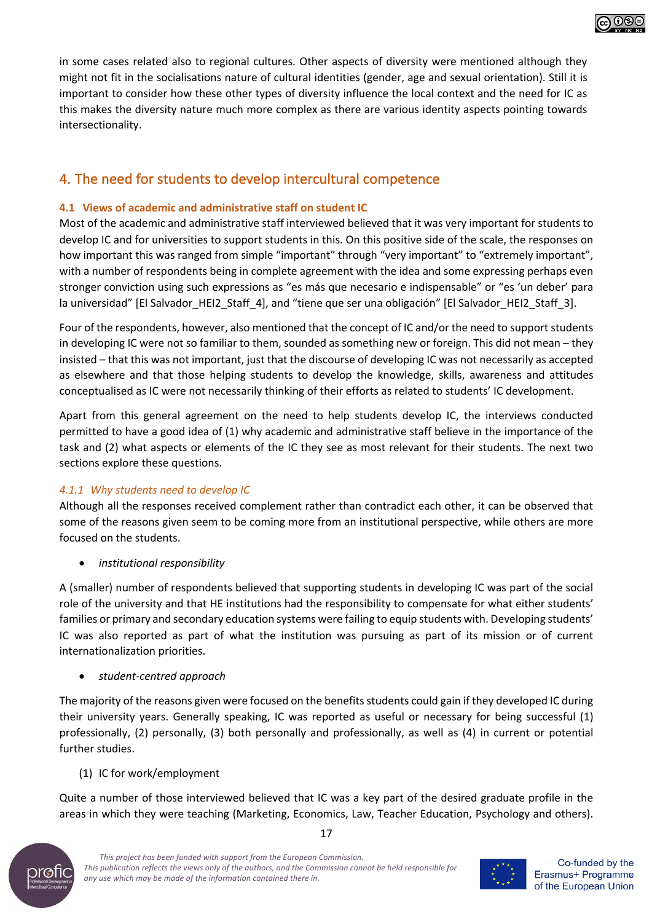in some cases related also to regional cultures. Other aspects of diversity were mentioned although they might not fit in the socialisations nature of cultural identities (gender, age and sexual orientation). Still it is important to consider how these other types of diversity influence the local context and the need for IC as this makes the diversity nature much more complex as there are various identity aspects pointing towards intersectionality.

## 4. The need for students to develop intercultural competence

### 4.1 Views of academic and administrative staff on student IC

Most of the academic and administrative staff interviewed believed that it was very important for students to develop IC and for universities to support students in this. On this positive side of the scale, the responses on how important this was ranged from simple "important" through "very important" to "extremely important", with a number of respondents being in complete agreement with the idea and some expressing perhaps even stronger conviction using such expressions as "es más que necesario e indispensable" or "es 'un deber' para la universidad" [El Salvador_HEI2_Staff_4], and "tiene que ser una obligación" [El Salvador_HEI2_Staff_3].

Four of the respondents, however, also mentioned that the concept of IC and/or the need to support students in developing IC were not so familiar to them, sounded as something new or foreign. This did not mean – they insisted – that this was not important, just that the discourse of developing IC was not necessarily as accepted as elsewhere and that those helping students to develop the knowledge, skills, awareness and attitudes conceptualised as IC were not necessarily thinking of their efforts as related to students' IC development.

Apart from this general agreement on the need to help students develop IC, the interviews conducted permitted to have a good idea of (1) why academic and administrative staff believe in the importance of the task and (2) what aspects or elements of the IC they see as most relevant for their students. The next two sections explore these questions.

#### *4.1.1 Why students need to develop IC*

Although all the responses received complement rather than contradict each other, it can be observed that some of the reasons given seem to be coming more from an institutional perspective, while others are more focused on the students.

- *institutional responsibility*

A (smaller) number of respondents believed that supporting students in developing IC was part of the social role of the university and that HE institutions had the responsibility to compensate for what either students' families or primary and secondary education systems were failing to equip students with. Developing students' IC was also reported as part of what the institution was pursuing as part of its mission or of current internationalization priorities.

- *student-centred approach*

The majority of the reasons given were focused on the benefits students could gain if they developed IC during their university years. Generally speaking, IC was reported as useful or necessary for being successful (1) professionally, (2) personally, (3) both personally and professionally, as well as (4) in current or potential further studies.

(1) IC for work/employment

Quite a number of those interviewed believed that IC was a key part of the desired graduate profile in the areas in which they were teaching (Marketing, Economics, Law, Teacher Education, Psychology and others).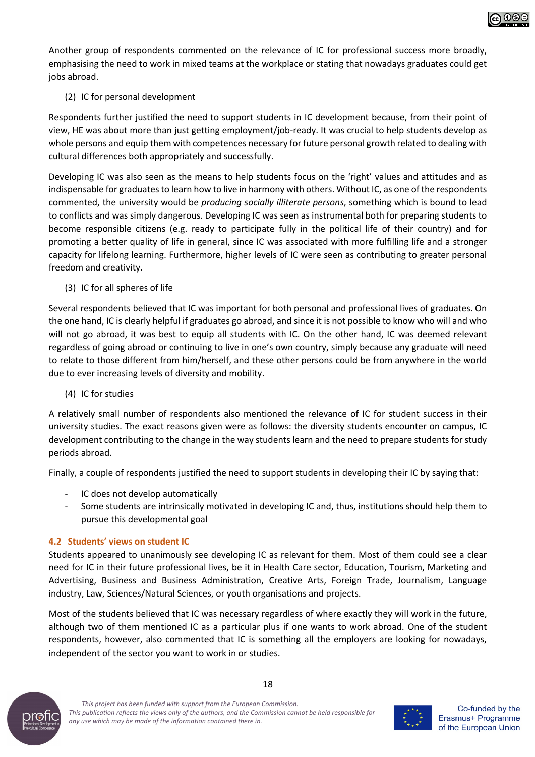Another group of respondents commented on the relevance of IC for professional success more broadly, emphasising the need to work in mixed teams at the workplace or stating that nowadays graduates could get jobs abroad.

(2) IC for personal development

Respondents further justified the need to support students in IC development because, from their point of view, HE was about more than just getting employment/job-ready. It was crucial to help students develop as whole persons and equip them with competences necessary for future personal growth related to dealing with cultural differences both appropriately and successfully.

Developing IC was also seen as the means to help students focus on the 'right' values and attitudes and as indispensable for graduates to learn how to live in harmony with others. Without IC, as one of the respondents commented, the university would be *producing socially illiterate persons*, something which is bound to lead to conflicts and was simply dangerous. Developing IC was seen as instrumental both for preparing students to become responsible citizens (e.g. ready to participate fully in the political life of their country) and for promoting a better quality of life in general, since IC was associated with more fulfilling life and a stronger capacity for lifelong learning. Furthermore, higher levels of IC were seen as contributing to greater personal freedom and creativity.

(3) IC for all spheres of life

Several respondents believed that IC was important for both personal and professional lives of graduates. On the one hand, IC is clearly helpful if graduates go abroad, and since it is not possible to know who will and who will not go abroad, it was best to equip all students with IC. On the other hand, IC was deemed relevant regardless of going abroad or continuing to live in one's own country, simply because any graduate will need to relate to those different from him/herself, and these other persons could be from anywhere in the world due to ever increasing levels of diversity and mobility.

(4) IC for studies

A relatively small number of respondents also mentioned the relevance of IC for student success in their university studies. The exact reasons given were as follows: the diversity students encounter on campus, IC development contributing to the change in the way students learn and the need to prepare students for study periods abroad.

Finally, a couple of respondents justified the need to support students in developing their IC by saying that:

- IC does not develop automatically
- Some students are intrinsically motivated in developing IC and, thus, institutions should help them to pursue this developmental goal

### 4.2 Students' views on student IC

Students appeared to unanimously see developing IC as relevant for them. Most of them could see a clear need for IC in their future professional lives, be it in Health Care sector, Education, Tourism, Marketing and Advertising, Business and Business Administration, Creative Arts, Foreign Trade, Journalism, Language industry, Law, Sciences/Natural Sciences, or youth organisations and projects.

Most of the students believed that IC was necessary regardless of where exactly they will work in the future, although two of them mentioned IC as a particular plus if one wants to work abroad. One of the student respondents, however, also commented that IC is something all the employers are looking for nowadays, independent of the sector you want to work in or studies.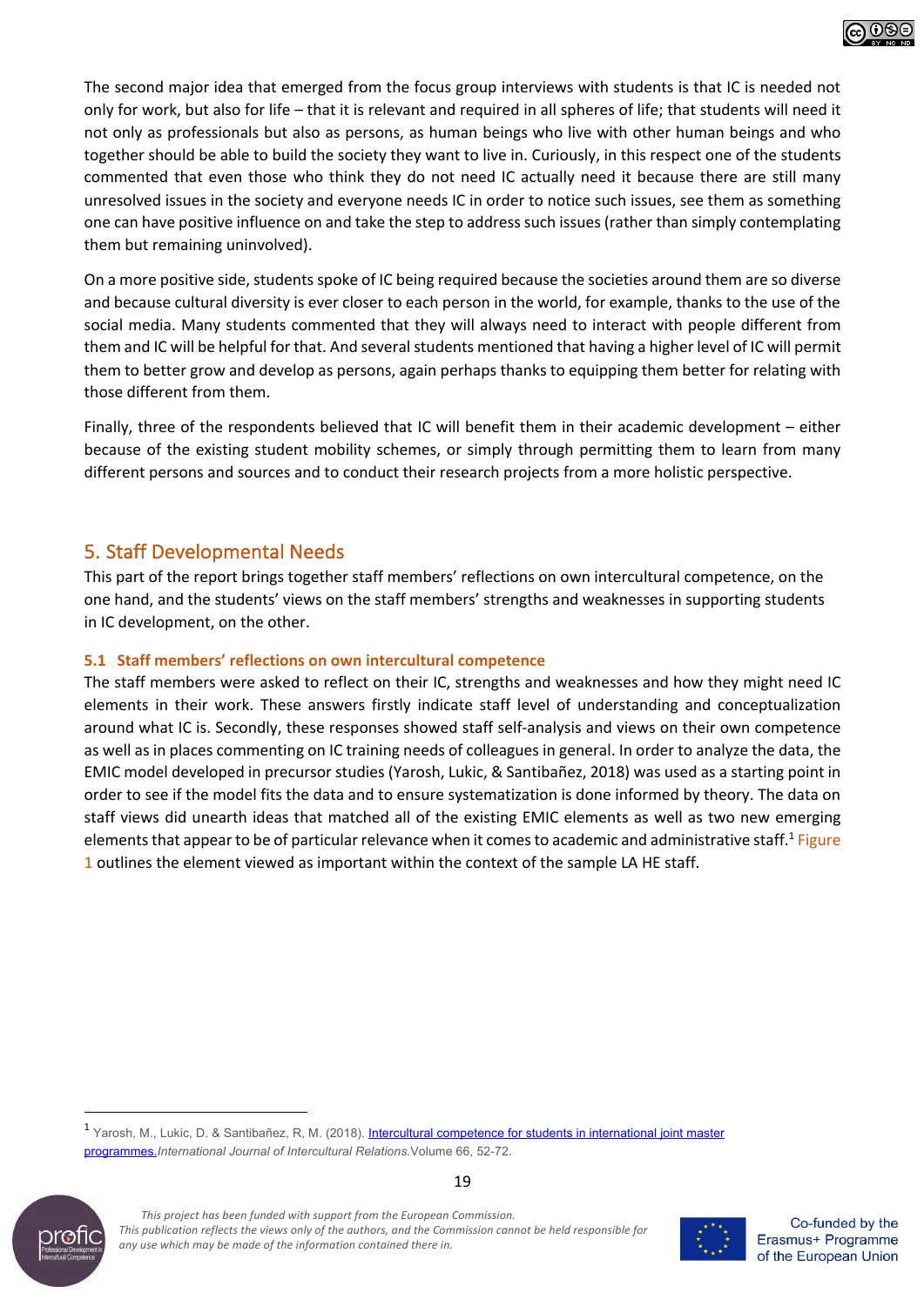The second major idea that emerged from the focus group interviews with students is that IC is needed not only for work, but also for life – that it is relevant and required in all spheres of life; that students will need it not only as professionals but also as persons, as human beings who live with other human beings and who together should be able to build the society they want to live in. Curiously, in this respect one of the students commented that even those who think they do not need IC actually need it because there are still many unresolved issues in the society and everyone needs IC in order to notice such issues, see them as something one can have positive influence on and take the step to address such issues (rather than simply contemplating them but remaining uninvolved).

On a more positive side, students spoke of IC being required because the societies around them are so diverse and because cultural diversity is ever closer to each person in the world, for example, thanks to the use of the social media. Many students commented that they will always need to interact with people different from them and IC will be helpful for that. And several students mentioned that having a higher level of IC will permit them to better grow and develop as persons, again perhaps thanks to equipping them better for relating with those different from them.

Finally, three of the respondents believed that IC will benefit them in their academic development – either because of the existing student mobility schemes, or simply through permitting them to learn from many different persons and sources and to conduct their research projects from a more holistic perspective.

## 5. Staff Developmental Needs

This part of the report brings together staff members' reflections on own intercultural competence, on the one hand, and the students' views on the staff members' strengths and weaknesses in supporting students in IC development, on the other.

### 5.1 Staff members' reflections on own intercultural competence

The staff members were asked to reflect on their IC, strengths and weaknesses and how they might need IC elements in their work. These answers firstly indicate staff level of understanding and conceptualization around what IC is. Secondly, these responses showed staff self-analysis and views on their own competence as well as in places commenting on IC training needs of colleagues in general. In order to analyze the data, the EMIC model developed in precursor studies (Yarosh, Lukic, & Santibañez, 2018) was used as a starting point in order to see if the model fits the data and to ensure systematization is done informed by theory. The data on staff views did unearth ideas that matched all of the existing EMIC elements as well as two new emerging elements that appear to be of particular relevance when it comes to academic and administrative staff.[1] Figure 1 outlines the element viewed as important within the context of the sample LA HE staff.

[1] Yarosh, M., Lukic, D. & Santibañez, R, M. (2018). Intercultural competence for students in international joint master programmes. *International Journal of Intercultural Relations.* Volume 66, 52-72.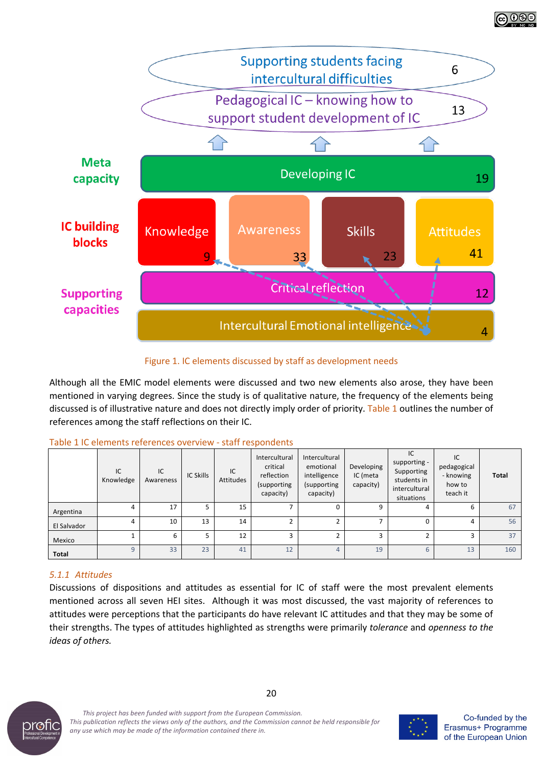Figure 1. IC elements discussed by staff as development needs

Although all the EMIC model elements were discussed and two new elements also arose, they have been mentioned in varying degrees. Since the study is of qualitative nature, the frequency of the elements being discussed is of illustrative nature and does not directly imply order of priority. Table 1 outlines the number of references among the staff reflections on their IC.

Table 1 IC elements references overview - staff respondents

| | IC Knowledge | IC Awareness | IC Skills | IC Attitudes | Intercultural critical reflection (supporting capacity) | Intercultural emotional intelligence (supporting capacity) | Developing IC (meta capacity) | IC supporting - Supporting students in intercultural situations | IC pedagogical - knowing how to teach it | Total |
|---|---|---|---|---|---|---|---|---|---|---|
| Argentina | 4 | 17 | 5 | 15 | 7 | 0 | 9 | 4 | 6 | 67 |
| El Salvador | 4 | 10 | 13 | 14 | 2 | 2 | 7 | 0 | 4 | 56 |
| Mexico | 1 | 6 | 5 | 12 | 3 | 2 | 3 | 2 | 3 | 37 |
| **Total** | 9 | 33 | 23 | 41 | 12 | 4 | 19 | 6 | 13 | 160 |

### 5.1.1 *Attitudes*

Discussions of dispositions and attitudes as essential for IC of staff were the most prevalent elements mentioned across all seven HEI sites. Although it was most discussed, the vast majority of references to attitudes were perceptions that the participants do have relevant IC attitudes and that they may be some of their strengths. The types of attitudes highlighted as strengths were primarily *tolerance* and *openness to the ideas of others.*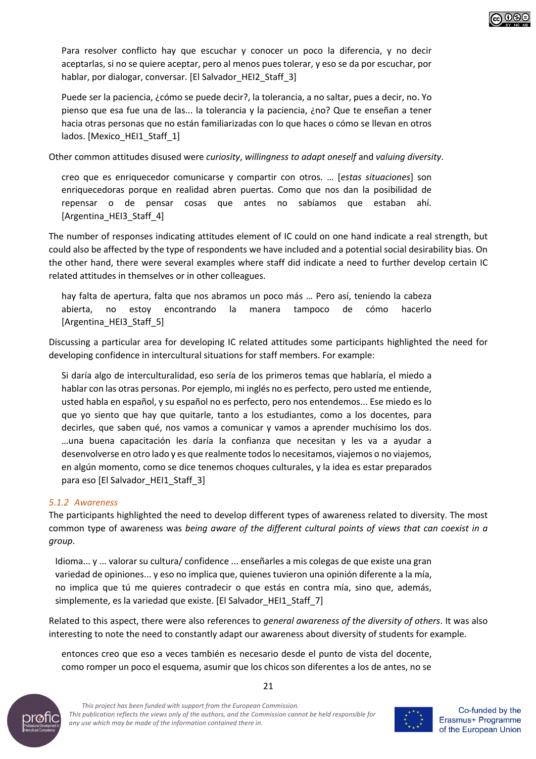> Para resolver conflicto hay que escuchar y conocer un poco la diferencia, y no decir aceptarlas, si no se quiere aceptar, pero al menos pues tolerar, y eso se da por escuchar, por hablar, por dialogar, conversar. [El Salvador_HEI2_Staff_3]

> Puede ser la paciencia, ¿cómo se puede decir?, la tolerancia, a no saltar, pues a decir, no. Yo pienso que esa fue una de las... la tolerancia y la paciencia, ¿no? Que te enseñan a tener hacia otras personas que no están familiarizadas con lo que haces o cómo se llevan en otros lados. [Mexico_HEI1_Staff_1]

Other common attitudes disused were *curiosity*, *willingness to adapt oneself* and *valuing diversity*.

> creo que es enriquecedor comunicarse y compartir con otros. … [*estas situaciones*] son enriquecedoras porque en realidad abren puertas. Como que nos dan la posibilidad de repensar o de pensar cosas que antes no sabíamos que estaban ahí. [Argentina_HEI3_Staff_4]

The number of responses indicating attitudes element of IC could on one hand indicate a real strength, but could also be affected by the type of respondents we have included and a potential social desirability bias. On the other hand, there were several examples where staff did indicate a need to further develop certain IC related attitudes in themselves or in other colleagues.

> hay falta de apertura, falta que nos abramos un poco más … Pero así, teniendo la cabeza abierta, no estoy encontrando la manera tampoco de cómo hacerlo [Argentina_HEI3_Staff_5]

Discussing a particular area for developing IC related attitudes some participants highlighted the need for developing confidence in intercultural situations for staff members. For example:

> Si daría algo de interculturalidad, eso sería de los primeros temas que hablaría, el miedo a hablar con las otras personas. Por ejemplo, mi inglés no es perfecto, pero usted me entiende, usted habla en español, y su español no es perfecto, pero nos entendemos... Ese miedo es lo que yo siento que hay que quitarle, tanto a los estudiantes, como a los docentes, para decirles, que saben qué, nos vamos a comunicar y vamos a aprender muchísimo los dos. …una buena capacitación les daría la confianza que necesitan y les va a ayudar a desenvolverse en otro lado y es que realmente todos lo necesitamos, viajemos o no viajemos, en algún momento, como se dice tenemos choques culturales, y la idea es estar preparados para eso [El Salvador_HEI1_Staff_3]

### *5.1.2 Awareness*

The participants highlighted the need to develop different types of awareness related to diversity. The most common type of awareness was *being aware of the different cultural points of views that can coexist in a group*.

> Idioma... y ... valorar su cultura/ confidence ... enseñarles a mis colegas de que existe una gran variedad de opiniones... y eso no implica que, quienes tuvieron una opinión diferente a la mía, no implica que tú me quieres contradecir o que estás en contra mía, sino que, además, simplemente, es la variedad que existe. [El Salvador_HEI1_Staff_7]

Related to this aspect, there were also references to *general awareness of the diversity of others*. It was also interesting to note the need to constantly adapt our awareness about diversity of students for example.

> entonces creo que eso a veces también es necesario desde el punto de vista del docente, como romper un poco el esquema, asumir que los chicos son diferentes a los de antes, no se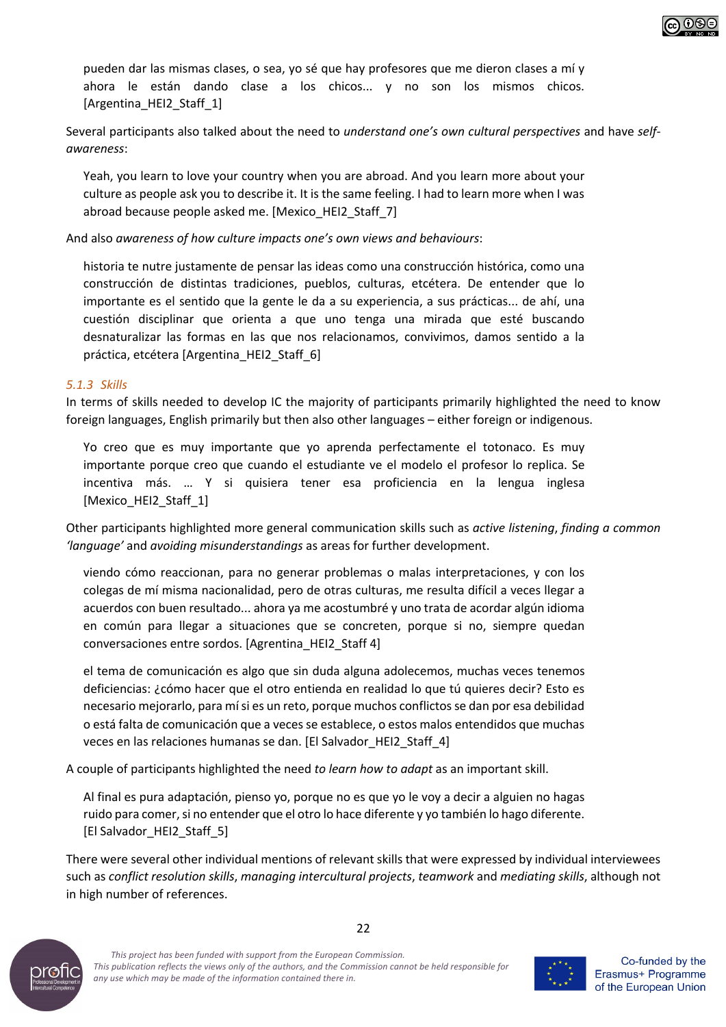> pueden dar las mismas clases, o sea, yo sé que hay profesores que me dieron clases a mí y ahora le están dando clase a los chicos... y no son los mismos chicos. [Argentina_HEI2_Staff_1]

Several participants also talked about the need to *understand one's own cultural perspectives* and have *self-awareness*:

> Yeah, you learn to love your country when you are abroad. And you learn more about your culture as people ask you to describe it. It is the same feeling. I had to learn more when I was abroad because people asked me. [Mexico_HEI2_Staff_7]

And also *awareness of how culture impacts one's own views and behaviours*:

> historia te nutre justamente de pensar las ideas como una construcción histórica, como una construcción de distintas tradiciones, pueblos, culturas, etcétera. De entender que lo importante es el sentido que la gente le da a su experiencia, a sus prácticas... de ahí, una cuestión disciplinar que orienta a que uno tenga una mirada que esté buscando desnaturalizar las formas en las que nos relacionamos, convivimos, damos sentido a la práctica, etcétera [Argentina_HEI2_Staff_6]

### 5.1.3 Skills

In terms of skills needed to develop IC the majority of participants primarily highlighted the need to know foreign languages, English primarily but then also other languages – either foreign or indigenous.

> Yo creo que es muy importante que yo aprenda perfectamente el totonaco. Es muy importante porque creo que cuando el estudiante ve el modelo el profesor lo replica. Se incentiva más. … Y si quisiera tener esa proficiencia en la lengua inglesa [Mexico_HEI2_Staff_1]

Other participants highlighted more general communication skills such as *active listening*, *finding a common 'language'* and *avoiding misunderstandings* as areas for further development.

> viendo cómo reaccionan, para no generar problemas o malas interpretaciones, y con los colegas de mí misma nacionalidad, pero de otras culturas, me resulta difícil a veces llegar a acuerdos con buen resultado... ahora ya me acostumbré y uno trata de acordar algún idioma en común para llegar a situaciones que se concreten, porque si no, siempre quedan conversaciones entre sordos. [Agrentina_HEI2_Staff 4]

> el tema de comunicación es algo que sin duda alguna adolecemos, muchas veces tenemos deficiencias: ¿cómo hacer que el otro entienda en realidad lo que tú quieres decir? Esto es necesario mejorarlo, para mí si es un reto, porque muchos conflictos se dan por esa debilidad o está falta de comunicación que a veces se establece, o estos malos entendidos que muchas veces en las relaciones humanas se dan. [El Salvador_HEI2_Staff_4]

A couple of participants highlighted the need *to learn how to adapt* as an important skill.

> Al final es pura adaptación, pienso yo, porque no es que yo le voy a decir a alguien no hagas ruido para comer, si no entender que el otro lo hace diferente y yo también lo hago diferente. [El Salvador_HEI2_Staff_5]

There were several other individual mentions of relevant skills that were expressed by individual interviewees such as *conflict resolution skills*, *managing intercultural projects*, *teamwork* and *mediating skills*, although not in high number of references.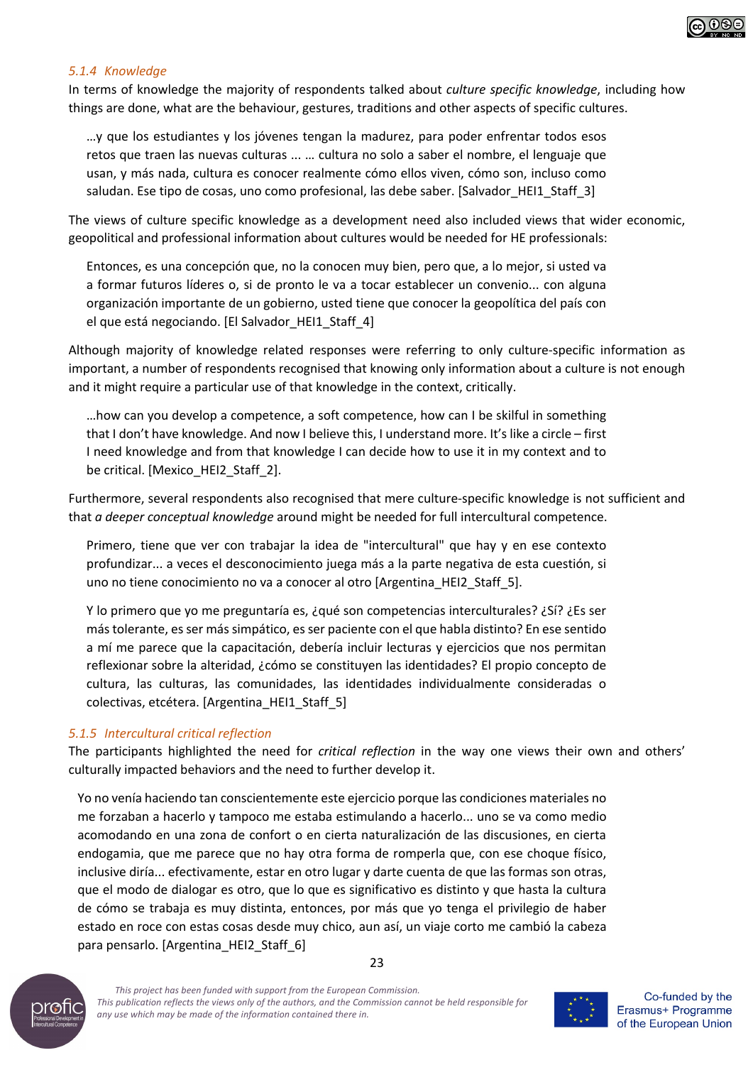### *5.1.4 Knowledge*

In terms of knowledge the majority of respondents talked about *culture specific knowledge*, including how things are done, what are the behaviour, gestures, traditions and other aspects of specific cultures.

> …y que los estudiantes y los jóvenes tengan la madurez, para poder enfrentar todos esos retos que traen las nuevas culturas ... … cultura no solo a saber el nombre, el lenguaje que usan, y más nada, cultura es conocer realmente cómo ellos viven, cómo son, incluso como saludan. Ese tipo de cosas, uno como profesional, las debe saber. [Salvador_HEI1_Staff_3]

The views of culture specific knowledge as a development need also included views that wider economic, geopolitical and professional information about cultures would be needed for HE professionals:

> Entonces, es una concepción que, no la conocen muy bien, pero que, a lo mejor, si usted va a formar futuros líderes o, si de pronto le va a tocar establecer un convenio... con alguna organización importante de un gobierno, usted tiene que conocer la geopolítica del país con el que está negociando. [El Salvador_HEI1_Staff_4]

Although majority of knowledge related responses were referring to only culture-specific information as important, a number of respondents recognised that knowing only information about a culture is not enough and it might require a particular use of that knowledge in the context, critically.

> …how can you develop a competence, a soft competence, how can I be skilful in something that I don't have knowledge. And now I believe this, I understand more. It's like a circle – first I need knowledge and from that knowledge I can decide how to use it in my context and to be critical. [Mexico_HEI2_Staff_2].

Furthermore, several respondents also recognised that mere culture-specific knowledge is not sufficient and that *a deeper conceptual knowledge* around might be needed for full intercultural competence.

> Primero, tiene que ver con trabajar la idea de "intercultural" que hay y en ese contexto profundizar... a veces el desconocimiento juega más a la parte negativa de esta cuestión, si uno no tiene conocimiento no va a conocer al otro [Argentina_HEI2_Staff_5].

> Y lo primero que yo me preguntaría es, ¿qué son competencias interculturales? ¿Sí? ¿Es ser más tolerante, es ser más simpático, es ser paciente con el que habla distinto? En ese sentido a mí me parece que la capacitación, debería incluir lecturas y ejercicios que nos permitan reflexionar sobre la alteridad, ¿cómo se constituyen las identidades? El propio concepto de cultura, las culturas, las comunidades, las identidades individualmente consideradas o colectivas, etcétera. [Argentina_HEI1_Staff_5]

### *5.1.5 Intercultural critical reflection*

The participants highlighted the need for *critical reflection* in the way one views their own and others' culturally impacted behaviors and the need to further develop it.

> Yo no venía haciendo tan conscientemente este ejercicio porque las condiciones materiales no me forzaban a hacerlo y tampoco me estaba estimulando a hacerlo... uno se va como medio acomodando en una zona de confort o en cierta naturalización de las discusiones, en cierta endogamia, que me parece que no hay otra forma de romperla que, con ese choque físico, inclusive diría... efectivamente, estar en otro lugar y darte cuenta de que las formas son otras, que el modo de dialogar es otro, que lo que es significativo es distinto y que hasta la cultura de cómo se trabaja es muy distinta, entonces, por más que yo tenga el privilegio de haber estado en roce con estas cosas desde muy chico, aun así, un viaje corto me cambió la cabeza para pensarlo. [Argentina_HEI2_Staff_6]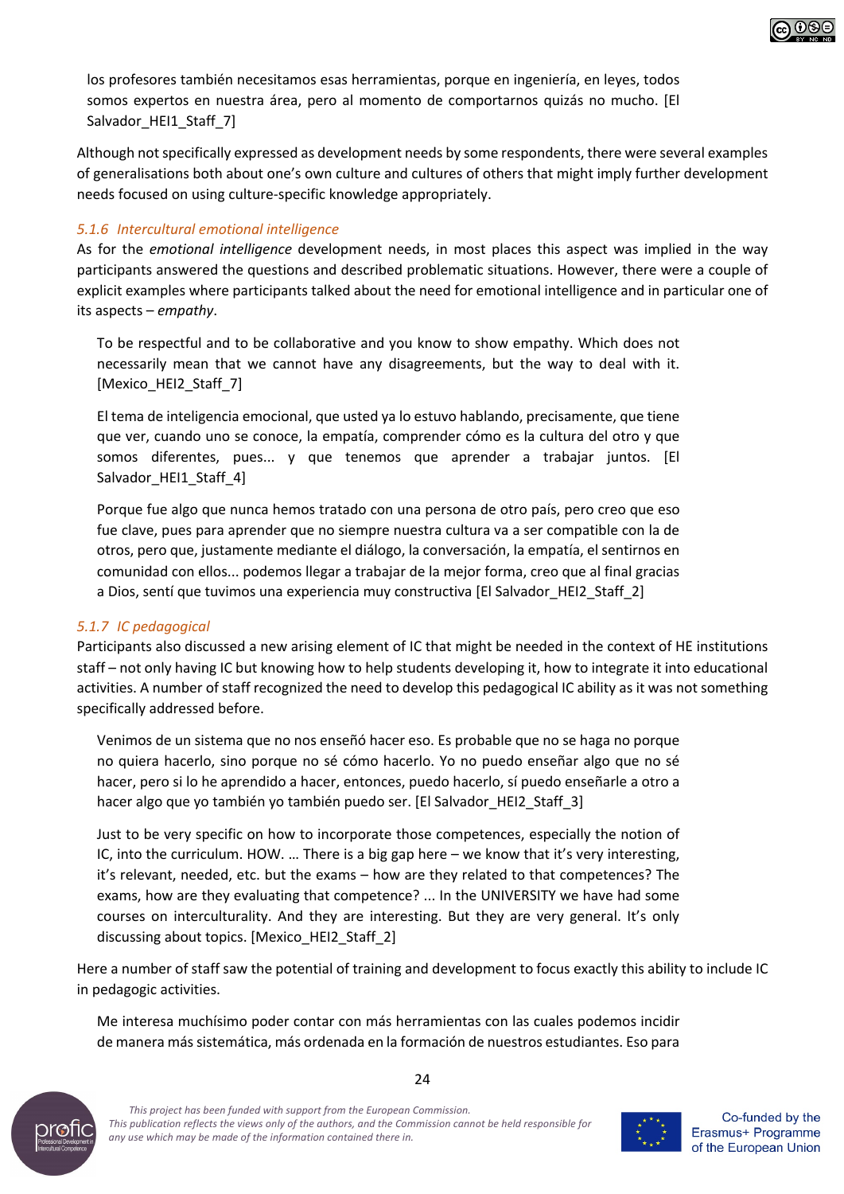los profesores también necesitamos esas herramientas, porque en ingeniería, en leyes, todos somos expertos en nuestra área, pero al momento de comportarnos quizás no mucho. [El Salvador_HEI1_Staff_7]

Although not specifically expressed as development needs by some respondents, there were several examples of generalisations both about one's own culture and cultures of others that might imply further development needs focused on using culture-specific knowledge appropriately.

### *5.1.6 Intercultural emotional intelligence*

As for the *emotional intelligence* development needs, in most places this aspect was implied in the way participants answered the questions and described problematic situations. However, there were a couple of explicit examples where participants talked about the need for emotional intelligence and in particular one of its aspects – *empathy*.

> To be respectful and to be collaborative and you know to show empathy. Which does not necessarily mean that we cannot have any disagreements, but the way to deal with it. [Mexico_HEI2_Staff_7]

> El tema de inteligencia emocional, que usted ya lo estuvo hablando, precisamente, que tiene que ver, cuando uno se conoce, la empatía, comprender cómo es la cultura del otro y que somos diferentes, pues... y que tenemos que aprender a trabajar juntos. [El Salvador_HEI1_Staff_4]

> Porque fue algo que nunca hemos tratado con una persona de otro país, pero creo que eso fue clave, pues para aprender que no siempre nuestra cultura va a ser compatible con la de otros, pero que, justamente mediante el diálogo, la conversación, la empatía, el sentirnos en comunidad con ellos... podemos llegar a trabajar de la mejor forma, creo que al final gracias a Dios, sentí que tuvimos una experiencia muy constructiva [El Salvador_HEI2_Staff_2]

### *5.1.7 IC pedagogical*

Participants also discussed a new arising element of IC that might be needed in the context of HE institutions staff – not only having IC but knowing how to help students developing it, how to integrate it into educational activities. A number of staff recognized the need to develop this pedagogical IC ability as it was not something specifically addressed before.

> Venimos de un sistema que no nos enseñó hacer eso. Es probable que no se haga no porque no quiera hacerlo, sino porque no sé cómo hacerlo. Yo no puedo enseñar algo que no sé hacer, pero si lo he aprendido a hacer, entonces, puedo hacerlo, sí puedo enseñarle a otro a hacer algo que yo también yo también puedo ser. [El Salvador_HEI2_Staff_3]

> Just to be very specific on how to incorporate those competences, especially the notion of IC, into the curriculum. HOW. … There is a big gap here – we know that it's very interesting, it's relevant, needed, etc. but the exams – how are they related to that competences? The exams, how are they evaluating that competence? ... In the UNIVERSITY we have had some courses on interculturality. And they are interesting. But they are very general. It's only discussing about topics. [Mexico_HEI2_Staff_2]

Here a number of staff saw the potential of training and development to focus exactly this ability to include IC in pedagogic activities.

> Me interesa muchísimo poder contar con más herramientas con las cuales podemos incidir de manera más sistemática, más ordenada en la formación de nuestros estudiantes. Eso para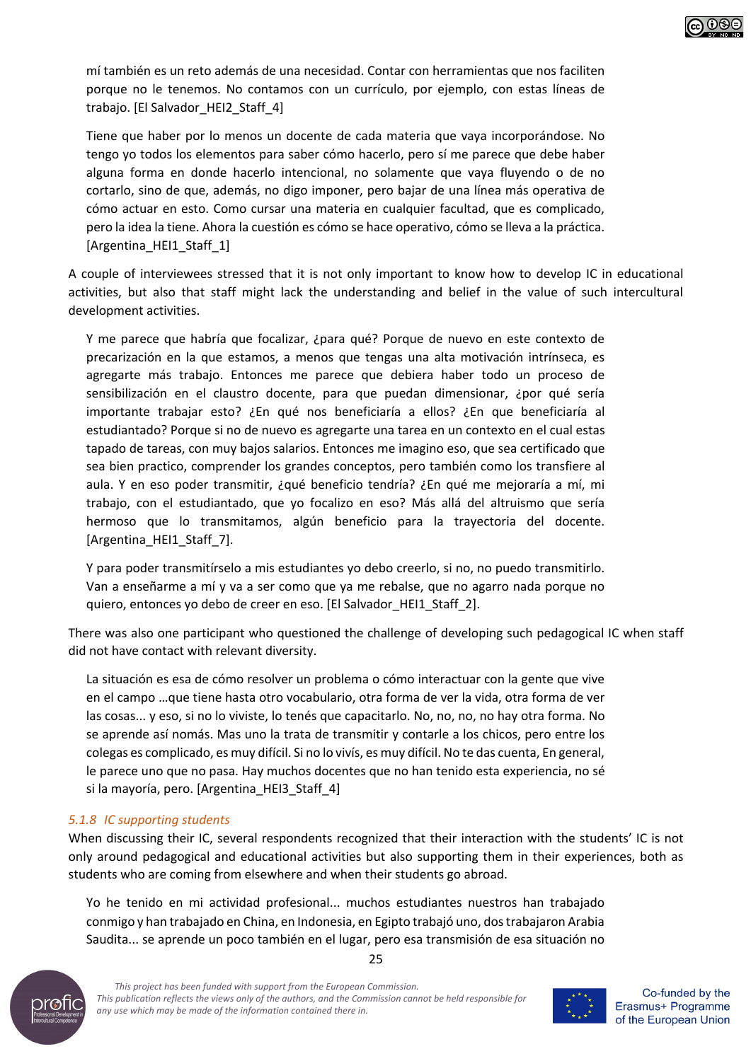mí también es un reto además de una necesidad. Contar con herramientas que nos faciliten porque no le tenemos. No contamos con un currículo, por ejemplo, con estas líneas de trabajo. [El Salvador_HEI2_Staff_4]

Tiene que haber por lo menos un docente de cada materia que vaya incorporándose. No tengo yo todos los elementos para saber cómo hacerlo, pero sí me parece que debe haber alguna forma en donde hacerlo intencional, no solamente que vaya fluyendo o de no cortarlo, sino de que, además, no digo imponer, pero bajar de una línea más operativa de cómo actuar en esto. Como cursar una materia en cualquier facultad, que es complicado, pero la idea la tiene. Ahora la cuestión es cómo se hace operativo, cómo se lleva a la práctica. [Argentina_HEI1_Staff_1]

A couple of interviewees stressed that it is not only important to know how to develop IC in educational activities, but also that staff might lack the understanding and belief in the value of such intercultural development activities.

Y me parece que habría que focalizar, ¿para qué? Porque de nuevo en este contexto de precarización en la que estamos, a menos que tengas una alta motivación intrínseca, es agregarte más trabajo. Entonces me parece que debiera haber todo un proceso de sensibilización en el claustro docente, para que puedan dimensionar, ¿por qué sería importante trabajar esto? ¿En qué nos beneficiaría a ellos? ¿En que beneficiaría al estudiantado? Porque si no de nuevo es agregarte una tarea en un contexto en el cual estas tapado de tareas, con muy bajos salarios. Entonces me imagino eso, que sea certificado que sea bien practico, comprender los grandes conceptos, pero también como los transfiere al aula. Y en eso poder transmitir, ¿qué beneficio tendría? ¿En qué me mejoraría a mí, mi trabajo, con el estudiantado, que yo focalizo en eso? Más allá del altruismo que sería hermoso que lo transmitamos, algún beneficio para la trayectoria del docente. [Argentina_HEI1_Staff_7].

Y para poder transmitírselo a mis estudiantes yo debo creerlo, si no, no puedo transmitirlo. Van a enseñarme a mí y va a ser como que ya me rebalse, que no agarro nada porque no quiero, entonces yo debo de creer en eso. [El Salvador_HEI1_Staff_2].

There was also one participant who questioned the challenge of developing such pedagogical IC when staff did not have contact with relevant diversity.

La situación es esa de cómo resolver un problema o cómo interactuar con la gente que vive en el campo …que tiene hasta otro vocabulario, otra forma de ver la vida, otra forma de ver las cosas... y eso, si no lo viviste, lo tenés que capacitarlo. No, no, no, no hay otra forma. No se aprende así nomás. Mas uno la trata de transmitir y contarle a los chicos, pero entre los colegas es complicado, es muy difícil. Si no lo vivís, es muy difícil. No te das cuenta, En general, le parece uno que no pasa. Hay muchos docentes que no han tenido esta experiencia, no sé si la mayoría, pero. [Argentina_HEI3_Staff_4]

### *5.1.8 IC supporting students*

When discussing their IC, several respondents recognized that their interaction with the students' IC is not only around pedagogical and educational activities but also supporting them in their experiences, both as students who are coming from elsewhere and when their students go abroad.

Yo he tenido en mi actividad profesional... muchos estudiantes nuestros han trabajado conmigo y han trabajado en China, en Indonesia, en Egipto trabajó uno, dos trabajaron Arabia Saudita... se aprende un poco también en el lugar, pero esa transmisión de esa situación no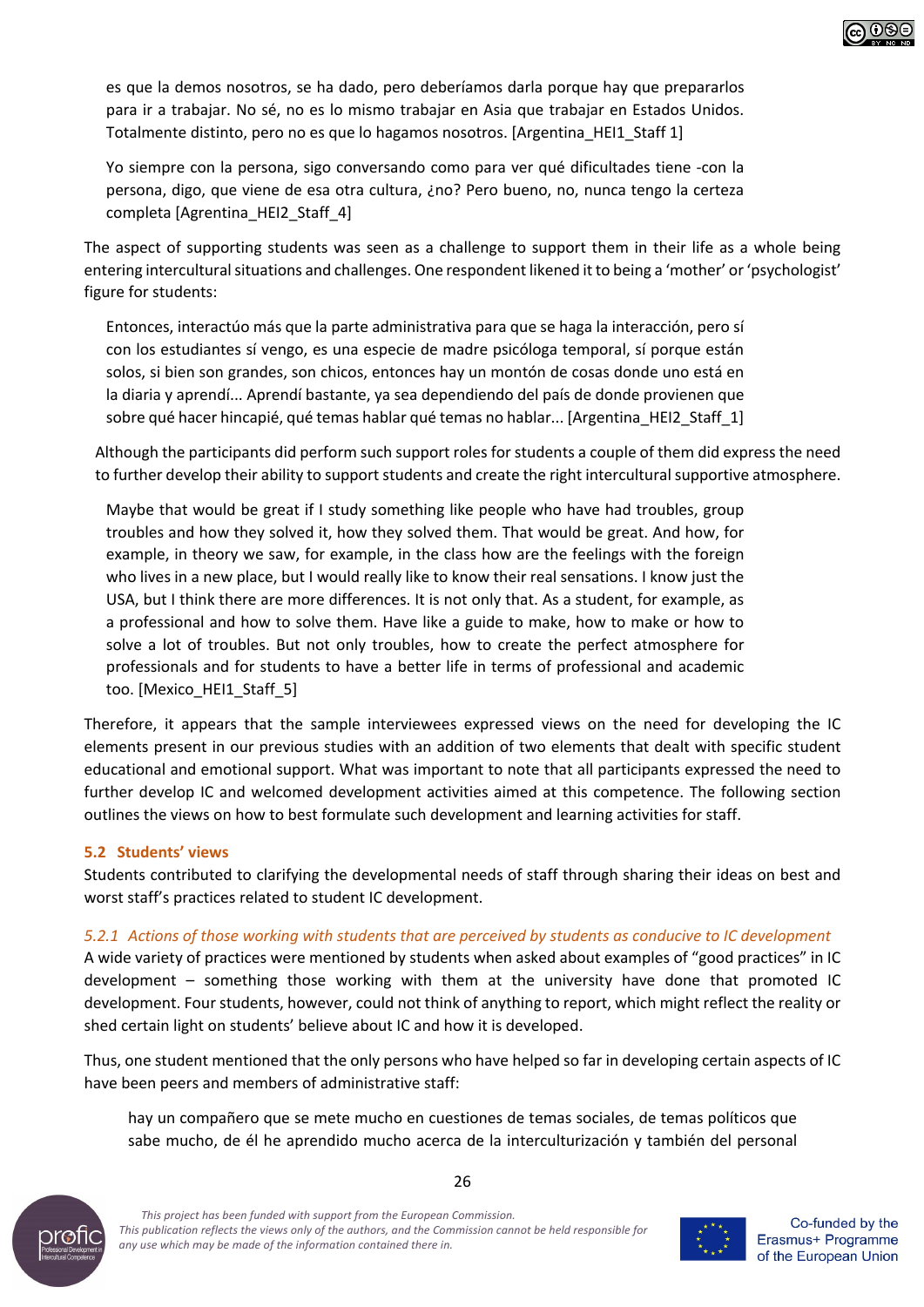> es que la demos nosotros, se ha dado, pero deberíamos darla porque hay que prepararlos para ir a trabajar. No sé, no es lo mismo trabajar en Asia que trabajar en Estados Unidos. Totalmente distinto, pero no es que lo hagamos nosotros. [Argentina_HEI1_Staff 1]

> Yo siempre con la persona, sigo conversando como para ver qué dificultades tiene -con la persona, digo, que viene de esa otra cultura, ¿no? Pero bueno, no, nunca tengo la certeza completa [Agrentina_HEI2_Staff_4]

The aspect of supporting students was seen as a challenge to support them in their life as a whole being entering intercultural situations and challenges. One respondent likened it to being a 'mother' or 'psychologist' figure for students:

> Entonces, interactúo más que la parte administrativa para que se haga la interacción, pero sí con los estudiantes sí vengo, es una especie de madre psicóloga temporal, sí porque están solos, si bien son grandes, son chicos, entonces hay un montón de cosas donde uno está en la diaria y aprendí... Aprendí bastante, ya sea dependiendo del país de donde provienen que sobre qué hacer hincapié, qué temas hablar qué temas no hablar... [Argentina_HEI2_Staff_1]

Although the participants did perform such support roles for students a couple of them did express the need to further develop their ability to support students and create the right intercultural supportive atmosphere.

> Maybe that would be great if I study something like people who have had troubles, group troubles and how they solved it, how they solved them. That would be great. And how, for example, in theory we saw, for example, in the class how are the feelings with the foreign who lives in a new place, but I would really like to know their real sensations. I know just the USA, but I think there are more differences. It is not only that. As a student, for example, as a professional and how to solve them. Have like a guide to make, how to make or how to solve a lot of troubles. But not only troubles, how to create the perfect atmosphere for professionals and for students to have a better life in terms of professional and academic too. [Mexico_HEI1_Staff_5]

Therefore, it appears that the sample interviewees expressed views on the need for developing the IC elements present in our previous studies with an addition of two elements that dealt with specific student educational and emotional support. What was important to note that all participants expressed the need to further develop IC and welcomed development activities aimed at this competence. The following section outlines the views on how to best formulate such development and learning activities for staff.

## 5.2 Students' views

Students contributed to clarifying the developmental needs of staff through sharing their ideas on best and worst staff's practices related to student IC development.

### *5.2.1 Actions of those working with students that are perceived by students as conducive to IC development*

A wide variety of practices were mentioned by students when asked about examples of "good practices" in IC development – something those working with them at the university have done that promoted IC development. Four students, however, could not think of anything to report, which might reflect the reality or shed certain light on students' believe about IC and how it is developed.

Thus, one student mentioned that the only persons who have helped so far in developing certain aspects of IC have been peers and members of administrative staff:

> hay un compañero que se mete mucho en cuestiones de temas sociales, de temas políticos que sabe mucho, de él he aprendido mucho acerca de la interculturización y también del personal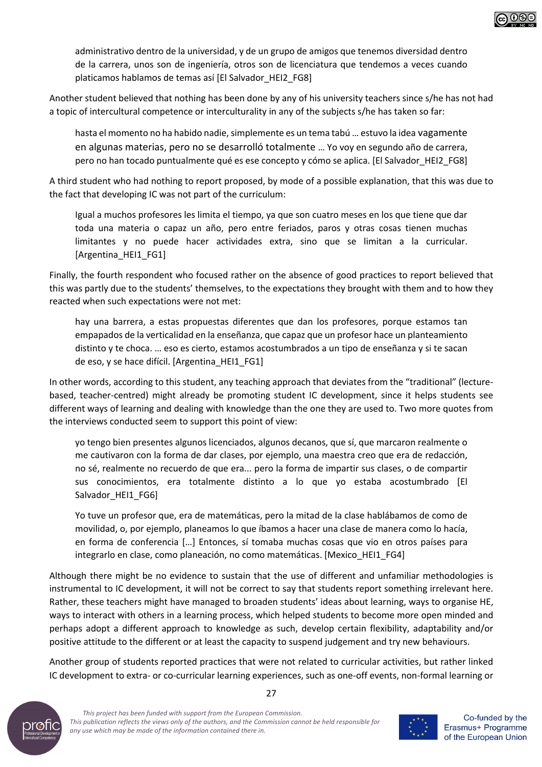> administrativo dentro de la universidad, y de un grupo de amigos que tenemos diversidad dentro de la carrera, unos son de ingeniería, otros son de licenciatura que tendemos a veces cuando platicamos hablamos de temas así [El Salvador_HEI2_FG8]

Another student believed that nothing has been done by any of his university teachers since s/he has not had a topic of intercultural competence or interculturality in any of the subjects s/he has taken so far:

> hasta el momento no ha habido nadie, simplemente es un tema tabú … estuvo la idea vagamente en algunas materias, pero no se desarrolló totalmente … Yo voy en segundo año de carrera, pero no han tocado puntualmente qué es ese concepto y cómo se aplica. [El Salvador_HEI2_FG8]

A third student who had nothing to report proposed, by mode of a possible explanation, that this was due to the fact that developing IC was not part of the curriculum:

> Igual a muchos profesores les limita el tiempo, ya que son cuatro meses en los que tiene que dar toda una materia o capaz un año, pero entre feriados, paros y otras cosas tienen muchas limitantes y no puede hacer actividades extra, sino que se limitan a la curricular. [Argentina_HEI1_FG1]

Finally, the fourth respondent who focused rather on the absence of good practices to report believed that this was partly due to the students' themselves, to the expectations they brought with them and to how they reacted when such expectations were not met:

> hay una barrera, a estas propuestas diferentes que dan los profesores, porque estamos tan empapados de la verticalidad en la enseñanza, que capaz que un profesor hace un planteamiento distinto y te choca. … eso es cierto, estamos acostumbrados a un tipo de enseñanza y si te sacan de eso, y se hace difícil. [Argentina_HEI1_FG1]

In other words, according to this student, any teaching approach that deviates from the "traditional" (lecture-based, teacher-centred) might already be promoting student IC development, since it helps students see different ways of learning and dealing with knowledge than the one they are used to. Two more quotes from the interviews conducted seem to support this point of view:

> yo tengo bien presentes algunos licenciados, algunos decanos, que sí, que marcaron realmente o me cautivaron con la forma de dar clases, por ejemplo, una maestra creo que era de redacción, no sé, realmente no recuerdo de que era... pero la forma de impartir sus clases, o de compartir sus conocimientos, era totalmente distinto a lo que yo estaba acostumbrado [El Salvador_HEI1_FG6]

> Yo tuve un profesor que, era de matemáticas, pero la mitad de la clase hablábamos de como de movilidad, o, por ejemplo, planeamos lo que íbamos a hacer una clase de manera como lo hacía, en forma de conferencia […] Entonces, sí tomaba muchas cosas que vio en otros países para integrarlo en clase, como planeación, no como matemáticas. [Mexico_HEI1_FG4]

Although there might be no evidence to sustain that the use of different and unfamiliar methodologies is instrumental to IC development, it will not be correct to say that students report something irrelevant here. Rather, these teachers might have managed to broaden students' ideas about learning, ways to organise HE, ways to interact with others in a learning process, which helped students to become more open minded and perhaps adopt a different approach to knowledge as such, develop certain flexibility, adaptability and/or positive attitude to the different or at least the capacity to suspend judgement and try new behaviours.

Another group of students reported practices that were not related to curricular activities, but rather linked IC development to extra- or co-curricular learning experiences, such as one-off events, non-formal learning or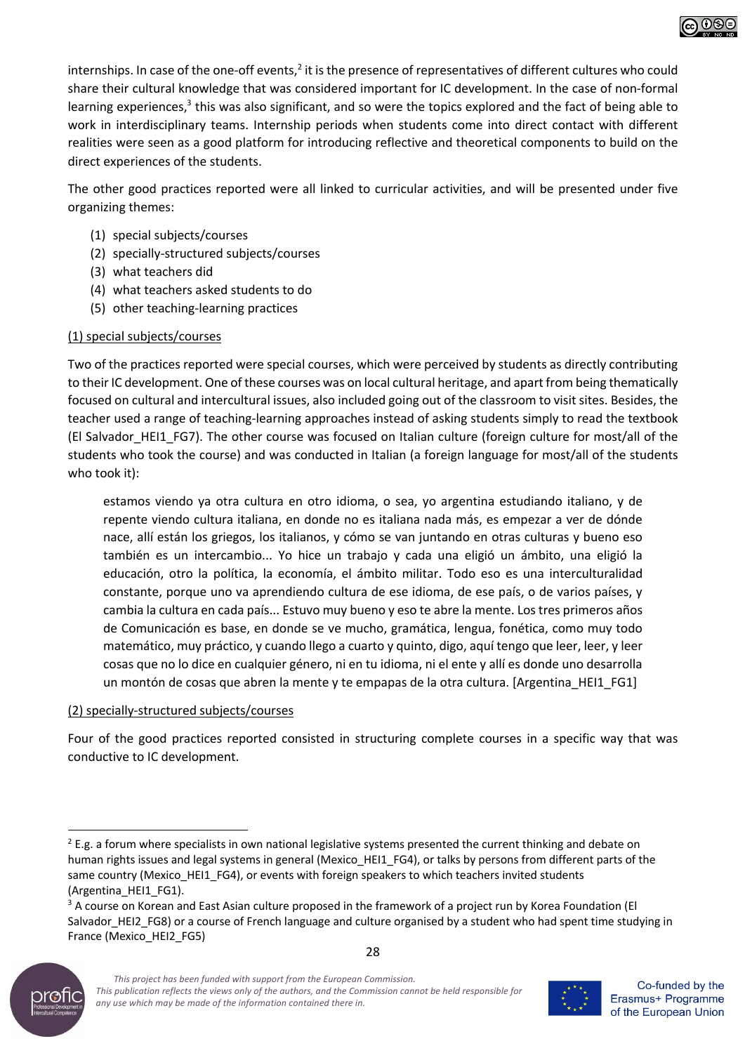internships. In case of the one-off events,[2] it is the presence of representatives of different cultures who could share their cultural knowledge that was considered important for IC development. In the case of non-formal learning experiences,[3] this was also significant, and so were the topics explored and the fact of being able to work in interdisciplinary teams. Internship periods when students come into direct contact with different realities were seen as a good platform for introducing reflective and theoretical components to build on the direct experiences of the students.

The other good practices reported were all linked to curricular activities, and will be presented under five organizing themes:

(1) special subjects/courses
(2) specially-structured subjects/courses
(3) what teachers did
(4) what teachers asked students to do
(5) other teaching-learning practices

(1) special subjects/courses

Two of the practices reported were special courses, which were perceived by students as directly contributing to their IC development. One of these courses was on local cultural heritage, and apart from being thematically focused on cultural and intercultural issues, also included going out of the classroom to visit sites. Besides, the teacher used a range of teaching-learning approaches instead of asking students simply to read the textbook (El Salvador_HEI1_FG7). The other course was focused on Italian culture (foreign culture for most/all of the students who took the course) and was conducted in Italian (a foreign language for most/all of the students who took it):

> estamos viendo ya otra cultura en otro idioma, o sea, yo argentina estudiando italiano, y de repente viendo cultura italiana, en donde no es italiana nada más, es empezar a ver de dónde nace, allí están los griegos, los italianos, y cómo se van juntando en otras culturas y bueno eso también es un intercambio... Yo hice un trabajo y cada una eligió un ámbito, una eligió la educación, otro la política, la economía, el ámbito militar. Todo eso es una interculturalidad constante, porque uno va aprendiendo cultura de ese idioma, de ese país, o de varios países, y cambia la cultura en cada país... Estuvo muy bueno y eso te abre la mente. Los tres primeros años de Comunicación es base, en donde se ve mucho, gramática, lengua, fonética, como muy todo matemático, muy práctico, y cuando llego a cuarto y quinto, digo, aquí tengo que leer, leer, y leer cosas que no lo dice en cualquier género, ni en tu idioma, ni el ente y allí es donde uno desarrolla un montón de cosas que abren la mente y te empapas de la otra cultura. [Argentina_HEI1_FG1]

(2) specially-structured subjects/courses

Four of the good practices reported consisted in structuring complete courses in a specific way that was conductive to IC development.

[2] E.g. a forum where specialists in own national legislative systems presented the current thinking and debate on human rights issues and legal systems in general (Mexico_HEI1_FG4), or talks by persons from different parts of the same country (Mexico_HEI1_FG4), or events with foreign speakers to which teachers invited students (Argentina_HEI1_FG1).

[3] A course on Korean and East Asian culture proposed in the framework of a project run by Korea Foundation (El Salvador_HEI2_FG8) or a course of French language and culture organised by a student who had spent time studying in France (Mexico_HEI2_FG5)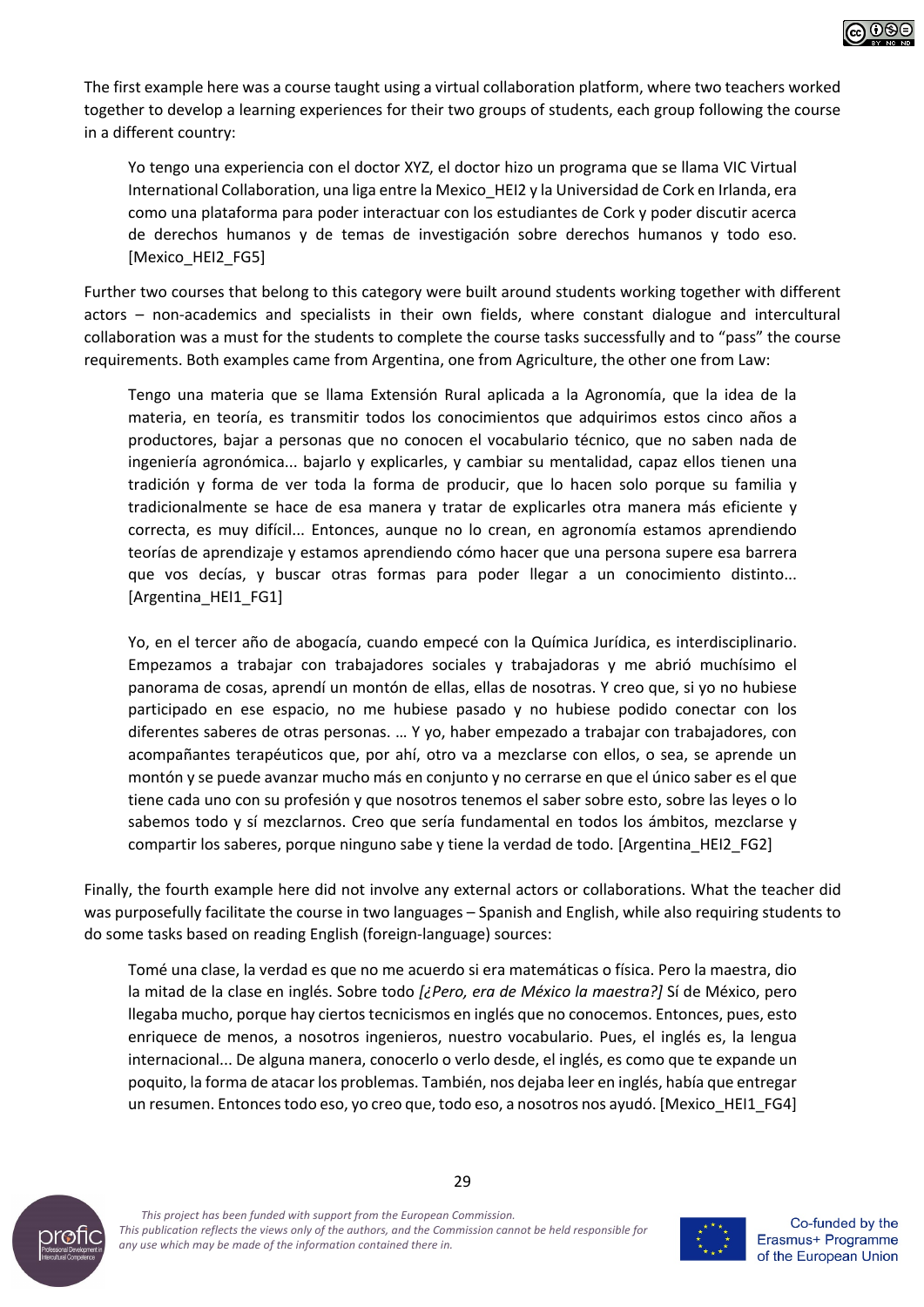The first example here was a course taught using a virtual collaboration platform, where two teachers worked together to develop a learning experiences for their two groups of students, each group following the course in a different country:

> Yo tengo una experiencia con el doctor XYZ, el doctor hizo un programa que se llama VIC Virtual International Collaboration, una liga entre la Mexico_HEI2 y la Universidad de Cork en Irlanda, era como una plataforma para poder interactuar con los estudiantes de Cork y poder discutir acerca de derechos humanos y de temas de investigación sobre derechos humanos y todo eso. [Mexico_HEI2_FG5]

Further two courses that belong to this category were built around students working together with different actors – non-academics and specialists in their own fields, where constant dialogue and intercultural collaboration was a must for the students to complete the course tasks successfully and to "pass" the course requirements. Both examples came from Argentina, one from Agriculture, the other one from Law:

> Tengo una materia que se llama Extensión Rural aplicada a la Agronomía, que la idea de la materia, en teoría, es transmitir todos los conocimientos que adquirimos estos cinco años a productores, bajar a personas que no conocen el vocabulario técnico, que no saben nada de ingeniería agronómica... bajarlo y explicarles, y cambiar su mentalidad, capaz ellos tienen una tradición y forma de ver toda la forma de producir, que lo hacen solo porque su familia y tradicionalmente se hace de esa manera y tratar de explicarles otra manera más eficiente y correcta, es muy difícil... Entonces, aunque no lo crean, en agronomía estamos aprendiendo teorías de aprendizaje y estamos aprendiendo cómo hacer que una persona supere esa barrera que vos decías, y buscar otras formas para poder llegar a un conocimiento distinto... [Argentina_HEI1_FG1]

> Yo, en el tercer año de abogacía, cuando empecé con la Química Jurídica, es interdisciplinario. Empezamos a trabajar con trabajadores sociales y trabajadoras y me abrió muchísimo el panorama de cosas, aprendí un montón de ellas, ellas de nosotras. Y creo que, si yo no hubiese participado en ese espacio, no me hubiese pasado y no hubiese podido conectar con los diferentes saberes de otras personas. … Y yo, haber empezado a trabajar con trabajadores, con acompañantes terapéuticos que, por ahí, otro va a mezclarse con ellos, o sea, se aprende un montón y se puede avanzar mucho más en conjunto y no cerrarse en que el único saber es el que tiene cada uno con su profesión y que nosotros tenemos el saber sobre esto, sobre las leyes o lo sabemos todo y sí mezclarnos. Creo que sería fundamental en todos los ámbitos, mezclarse y compartir los saberes, porque ninguno sabe y tiene la verdad de todo. [Argentina_HEI2_FG2]

Finally, the fourth example here did not involve any external actors or collaborations. What the teacher did was purposefully facilitate the course in two languages – Spanish and English, while also requiring students to do some tasks based on reading English (foreign-language) sources:

> Tomé una clase, la verdad es que no me acuerdo si era matemáticas o física. Pero la maestra, dio la mitad de la clase en inglés. Sobre todo *[¿Pero, era de México la maestra?]* Sí de México, pero llegaba mucho, porque hay ciertos tecnicismos en inglés que no conocemos. Entonces, pues, esto enriquece de menos, a nosotros ingenieros, nuestro vocabulario. Pues, el inglés es, la lengua internacional... De alguna manera, conocerlo o verlo desde, el inglés, es como que te expande un poquito, la forma de atacar los problemas. También, nos dejaba leer en inglés, había que entregar un resumen. Entonces todo eso, yo creo que, todo eso, a nosotros nos ayudó. [Mexico_HEI1_FG4]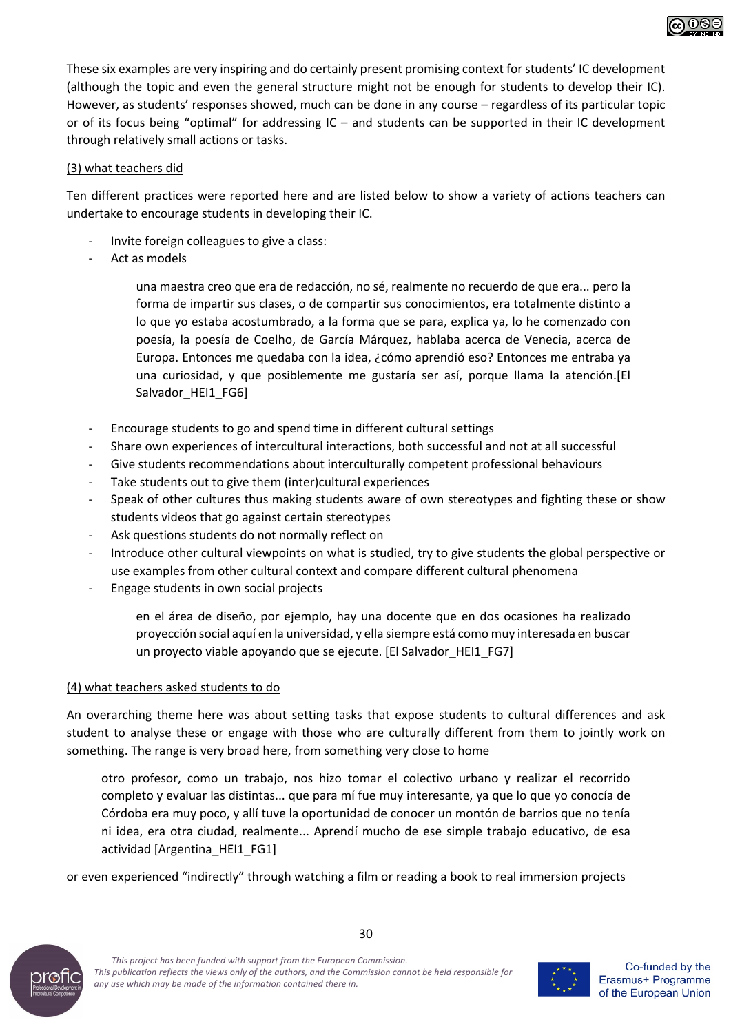These six examples are very inspiring and do certainly present promising context for students' IC development (although the topic and even the general structure might not be enough for students to develop their IC). However, as students' responses showed, much can be done in any course – regardless of its particular topic or of its focus being "optimal" for addressing IC – and students can be supported in their IC development through relatively small actions or tasks.

<u>(3) what teachers did</u>

Ten different practices were reported here and are listed below to show a variety of actions teachers can undertake to encourage students in developing their IC.

- Invite foreign colleagues to give a class:
- Act as models

> una maestra creo que era de redacción, no sé, realmente no recuerdo de que era... pero la forma de impartir sus clases, o de compartir sus conocimientos, era totalmente distinto a lo que yo estaba acostumbrado, a la forma que se para, explica ya, lo he comenzado con poesía, la poesía de Coelho, de García Márquez, hablaba acerca de Venecia, acerca de Europa. Entonces me quedaba con la idea, ¿cómo aprendió eso? Entonces me entraba ya una curiosidad, y que posiblemente me gustaría ser así, porque llama la atención.[El Salvador_HEI1_FG6]

- Encourage students to go and spend time in different cultural settings
- Share own experiences of intercultural interactions, both successful and not at all successful
- Give students recommendations about interculturally competent professional behaviours
- Take students out to give them (inter)cultural experiences
- Speak of other cultures thus making students aware of own stereotypes and fighting these or show students videos that go against certain stereotypes
- Ask questions students do not normally reflect on
- Introduce other cultural viewpoints on what is studied, try to give students the global perspective or use examples from other cultural context and compare different cultural phenomena
- Engage students in own social projects

> en el área de diseño, por ejemplo, hay una docente que en dos ocasiones ha realizado proyección social aquí en la universidad, y ella siempre está como muy interesada en buscar un proyecto viable apoyando que se ejecute. [El Salvador_HEI1_FG7]

<u>(4) what teachers asked students to do</u>

An overarching theme here was about setting tasks that expose students to cultural differences and ask student to analyse these or engage with those who are culturally different from them to jointly work on something. The range is very broad here, from something very close to home

> otro profesor, como un trabajo, nos hizo tomar el colectivo urbano y realizar el recorrido completo y evaluar las distintas... que para mí fue muy interesante, ya que lo que yo conocía de Córdoba era muy poco, y allí tuve la oportunidad de conocer un montón de barrios que no tenía ni idea, era otra ciudad, realmente... Aprendí mucho de ese simple trabajo educativo, de esa actividad [Argentina_HEI1_FG1]

or even experienced "indirectly" through watching a film or reading a book to real immersion projects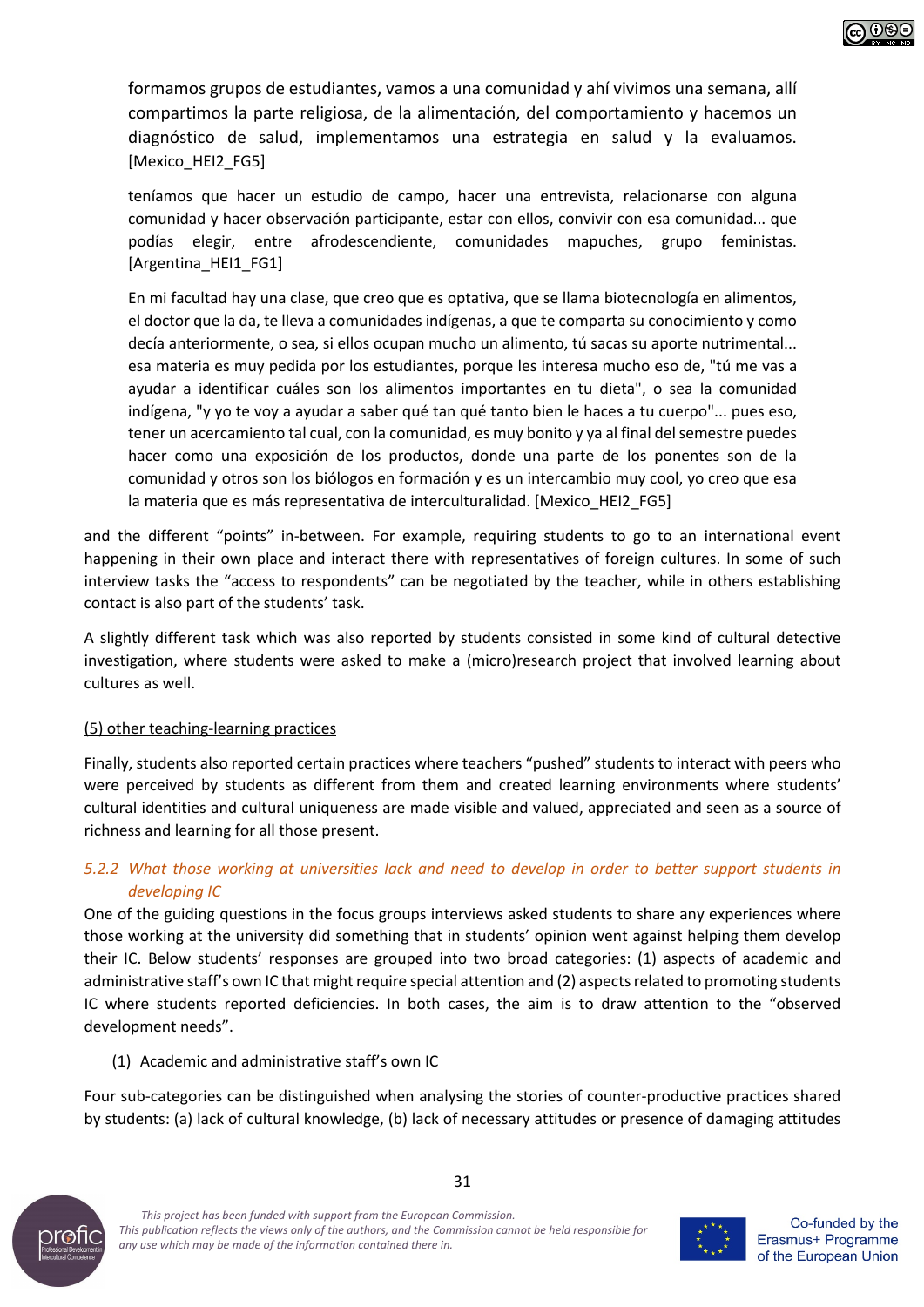> formamos grupos de estudiantes, vamos a una comunidad y ahí vivimos una semana, allí compartimos la parte religiosa, de la alimentación, del comportamiento y hacemos un diagnóstico de salud, implementamos una estrategia en salud y la evaluamos. [Mexico_HEI2_FG5]

> teníamos que hacer un estudio de campo, hacer una entrevista, relacionarse con alguna comunidad y hacer observación participante, estar con ellos, convivir con esa comunidad... que podías elegir, entre afrodescendiente, comunidades mapuches, grupo feministas. [Argentina_HEI1_FG1]

> En mi facultad hay una clase, que creo que es optativa, que se llama biotecnología en alimentos, el doctor que la da, te lleva a comunidades indígenas, a que te comparta su conocimiento y como decía anteriormente, o sea, si ellos ocupan mucho un alimento, tú sacas su aporte nutrimental... esa materia es muy pedida por los estudiantes, porque les interesa mucho eso de, "tú me vas a ayudar a identificar cuáles son los alimentos importantes en tu dieta", o sea la comunidad indígena, "y yo te voy a ayudar a saber qué tan qué tanto bien le haces a tu cuerpo"... pues eso, tener un acercamiento tal cual, con la comunidad, es muy bonito y ya al final del semestre puedes hacer como una exposición de los productos, donde una parte de los ponentes son de la comunidad y otros son los biólogos en formación y es un intercambio muy cool, yo creo que esa la materia que es más representativa de interculturalidad. [Mexico_HEI2_FG5]

and the different "points" in-between. For example, requiring students to go to an international event happening in their own place and interact there with representatives of foreign cultures. In some of such interview tasks the "access to respondents" can be negotiated by the teacher, while in others establishing contact is also part of the students' task.

A slightly different task which was also reported by students consisted in some kind of cultural detective investigation, where students were asked to make a (micro)research project that involved learning about cultures as well.

(5) other teaching-learning practices

Finally, students also reported certain practices where teachers "pushed" students to interact with peers who were perceived by students as different from them and created learning environments where students' cultural identities and cultural uniqueness are made visible and valued, appreciated and seen as a source of richness and learning for all those present.

### *5.2.2 What those working at universities lack and need to develop in order to better support students in developing IC*

One of the guiding questions in the focus groups interviews asked students to share any experiences where those working at the university did something that in students' opinion went against helping them develop their IC. Below students' responses are grouped into two broad categories: (1) aspects of academic and administrative staff's own IC that might require special attention and (2) aspects related to promoting students IC where students reported deficiencies. In both cases, the aim is to draw attention to the "observed development needs".

(1) Academic and administrative staff's own IC

Four sub-categories can be distinguished when analysing the stories of counter-productive practices shared by students: (a) lack of cultural knowledge, (b) lack of necessary attitudes or presence of damaging attitudes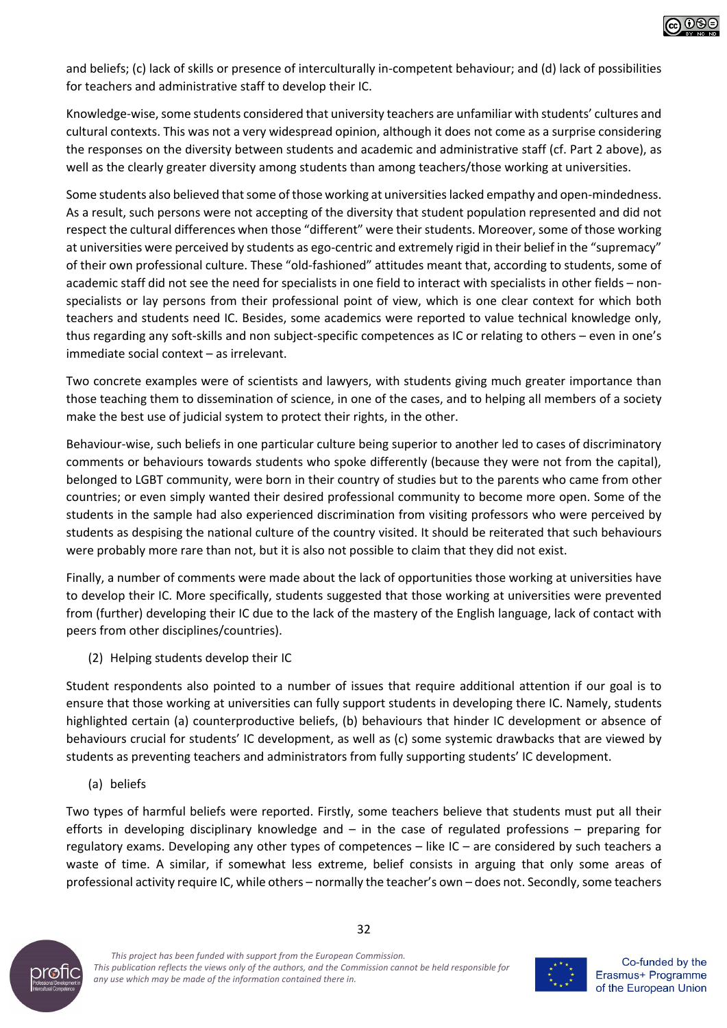and beliefs; (c) lack of skills or presence of interculturally in-competent behaviour; and (d) lack of possibilities for teachers and administrative staff to develop their IC.

Knowledge-wise, some students considered that university teachers are unfamiliar with students' cultures and cultural contexts. This was not a very widespread opinion, although it does not come as a surprise considering the responses on the diversity between students and academic and administrative staff (cf. Part 2 above), as well as the clearly greater diversity among students than among teachers/those working at universities.

Some students also believed that some of those working at universities lacked empathy and open-mindedness. As a result, such persons were not accepting of the diversity that student population represented and did not respect the cultural differences when those "different" were their students. Moreover, some of those working at universities were perceived by students as ego-centric and extremely rigid in their belief in the "supremacy" of their own professional culture. These "old-fashioned" attitudes meant that, according to students, some of academic staff did not see the need for specialists in one field to interact with specialists in other fields – non-specialists or lay persons from their professional point of view, which is one clear context for which both teachers and students need IC. Besides, some academics were reported to value technical knowledge only, thus regarding any soft-skills and non subject-specific competences as IC or relating to others – even in one's immediate social context – as irrelevant.

Two concrete examples were of scientists and lawyers, with students giving much greater importance than those teaching them to dissemination of science, in one of the cases, and to helping all members of a society make the best use of judicial system to protect their rights, in the other.

Behaviour-wise, such beliefs in one particular culture being superior to another led to cases of discriminatory comments or behaviours towards students who spoke differently (because they were not from the capital), belonged to LGBT community, were born in their country of studies but to the parents who came from other countries; or even simply wanted their desired professional community to become more open. Some of the students in the sample had also experienced discrimination from visiting professors who were perceived by students as despising the national culture of the country visited. It should be reiterated that such behaviours were probably more rare than not, but it is also not possible to claim that they did not exist.

Finally, a number of comments were made about the lack of opportunities those working at universities have to develop their IC. More specifically, students suggested that those working at universities were prevented from (further) developing their IC due to the lack of the mastery of the English language, lack of contact with peers from other disciplines/countries).

(2) Helping students develop their IC

Student respondents also pointed to a number of issues that require additional attention if our goal is to ensure that those working at universities can fully support students in developing there IC. Namely, students highlighted certain (a) counterproductive beliefs, (b) behaviours that hinder IC development or absence of behaviours crucial for students' IC development, as well as (c) some systemic drawbacks that are viewed by students as preventing teachers and administrators from fully supporting students' IC development.

(a) beliefs

Two types of harmful beliefs were reported. Firstly, some teachers believe that students must put all their efforts in developing disciplinary knowledge and – in the case of regulated professions – preparing for regulatory exams. Developing any other types of competences – like IC – are considered by such teachers a waste of time. A similar, if somewhat less extreme, belief consists in arguing that only some areas of professional activity require IC, while others – normally the teacher's own – does not. Secondly, some teachers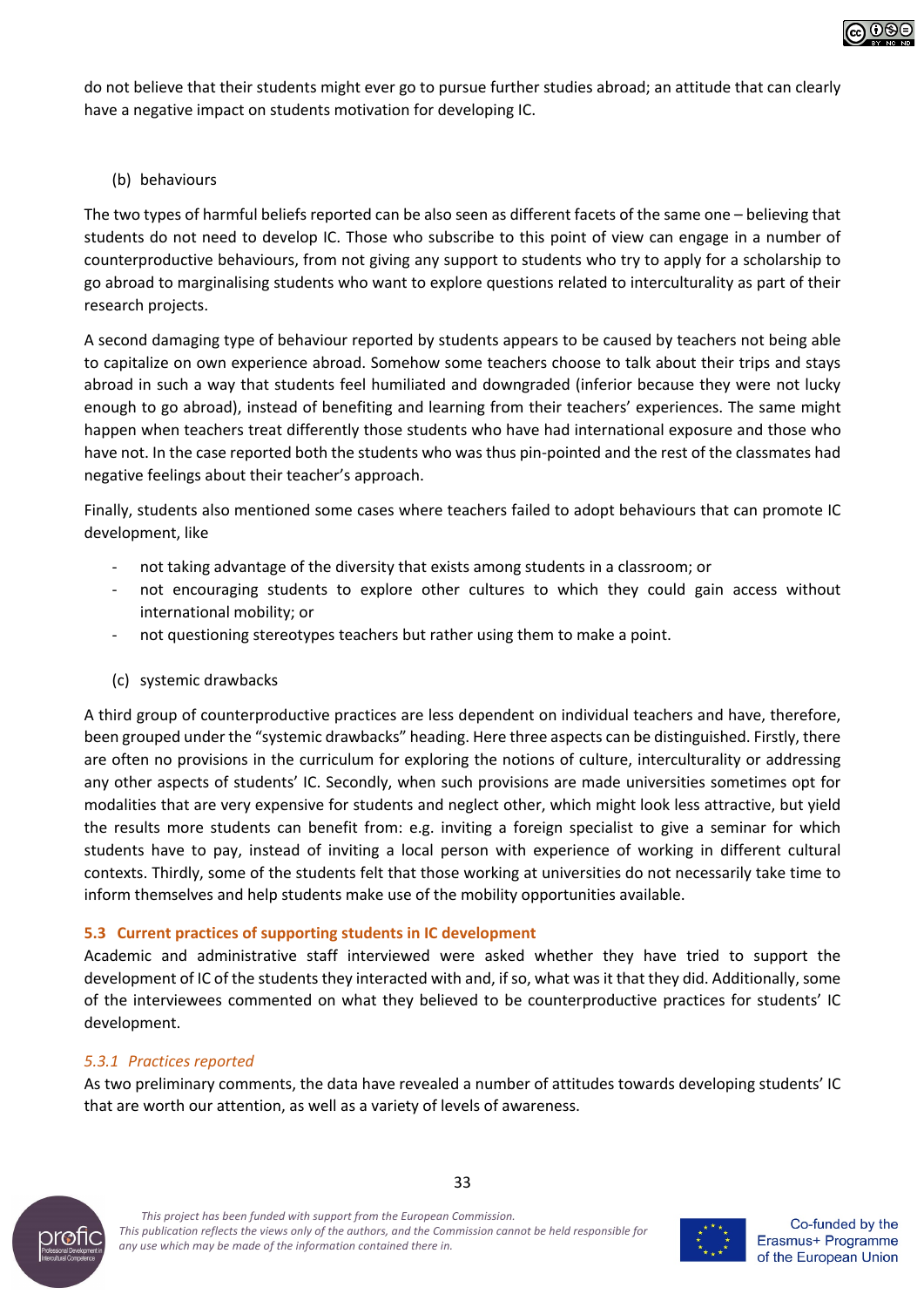do not believe that their students might ever go to pursue further studies abroad; an attitude that can clearly have a negative impact on students motivation for developing IC.

(b) behaviours

The two types of harmful beliefs reported can be also seen as different facets of the same one – believing that students do not need to develop IC. Those who subscribe to this point of view can engage in a number of counterproductive behaviours, from not giving any support to students who try to apply for a scholarship to go abroad to marginalising students who want to explore questions related to interculturality as part of their research projects.

A second damaging type of behaviour reported by students appears to be caused by teachers not being able to capitalize on own experience abroad. Somehow some teachers choose to talk about their trips and stays abroad in such a way that students feel humiliated and downgraded (inferior because they were not lucky enough to go abroad), instead of benefiting and learning from their teachers' experiences. The same might happen when teachers treat differently those students who have had international exposure and those who have not. In the case reported both the students who was thus pin-pointed and the rest of the classmates had negative feelings about their teacher's approach.

Finally, students also mentioned some cases where teachers failed to adopt behaviours that can promote IC development, like

- not taking advantage of the diversity that exists among students in a classroom; or
- not encouraging students to explore other cultures to which they could gain access without international mobility; or
- not questioning stereotypes teachers but rather using them to make a point.

(c) systemic drawbacks

A third group of counterproductive practices are less dependent on individual teachers and have, therefore, been grouped under the "systemic drawbacks" heading. Here three aspects can be distinguished. Firstly, there are often no provisions in the curriculum for exploring the notions of culture, interculturality or addressing any other aspects of students' IC. Secondly, when such provisions are made universities sometimes opt for modalities that are very expensive for students and neglect other, which might look less attractive, but yield the results more students can benefit from: e.g. inviting a foreign specialist to give a seminar for which students have to pay, instead of inviting a local person with experience of working in different cultural contexts. Thirdly, some of the students felt that those working at universities do not necessarily take time to inform themselves and help students make use of the mobility opportunities available.

## 5.3 Current practices of supporting students in IC development

Academic and administrative staff interviewed were asked whether they have tried to support the development of IC of the students they interacted with and, if so, what was it that they did. Additionally, some of the interviewees commented on what they believed to be counterproductive practices for students' IC development.

### *5.3.1 Practices reported*

As two preliminary comments, the data have revealed a number of attitudes towards developing students' IC that are worth our attention, as well as a variety of levels of awareness.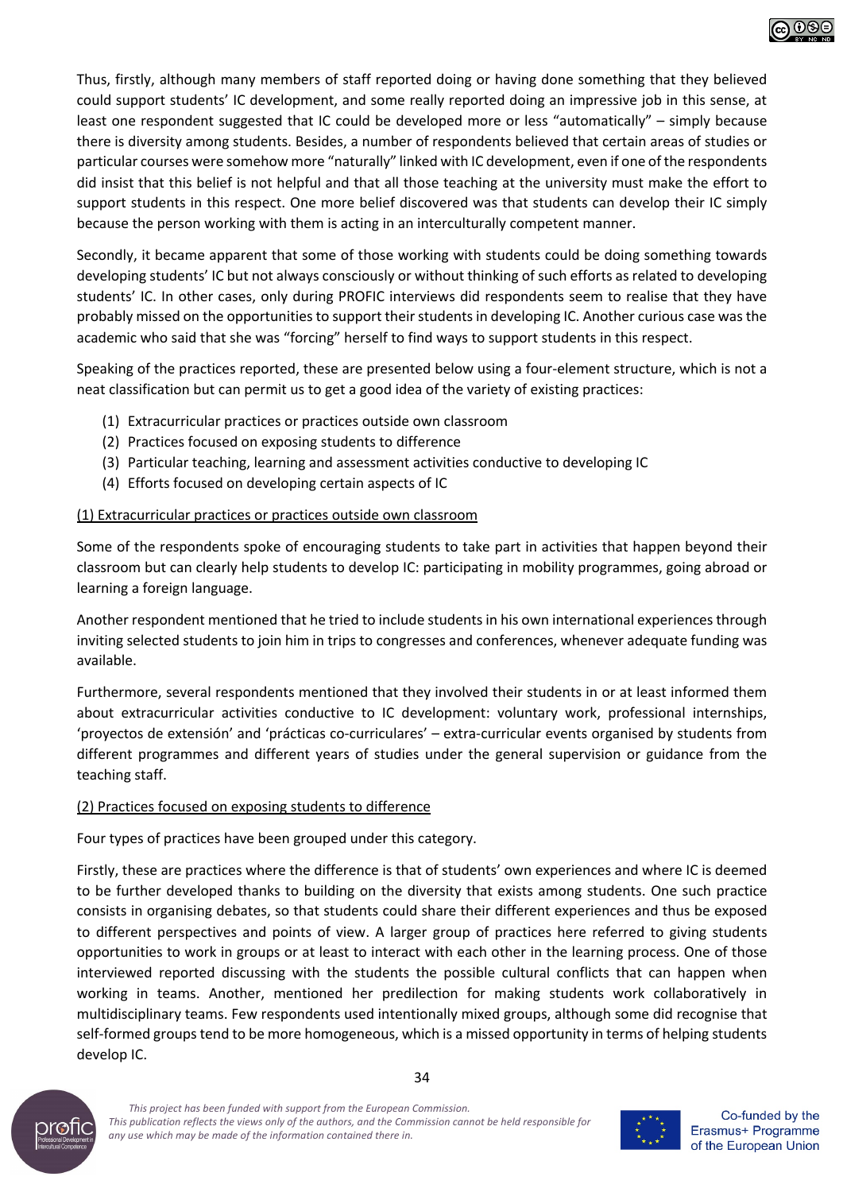Thus, firstly, although many members of staff reported doing or having done something that they believed could support students' IC development, and some really reported doing an impressive job in this sense, at least one respondent suggested that IC could be developed more or less "automatically" – simply because there is diversity among students. Besides, a number of respondents believed that certain areas of studies or particular courses were somehow more "naturally" linked with IC development, even if one of the respondents did insist that this belief is not helpful and that all those teaching at the university must make the effort to support students in this respect. One more belief discovered was that students can develop their IC simply because the person working with them is acting in an interculturally competent manner.

Secondly, it became apparent that some of those working with students could be doing something towards developing students' IC but not always consciously or without thinking of such efforts as related to developing students' IC. In other cases, only during PROFIC interviews did respondents seem to realise that they have probably missed on the opportunities to support their students in developing IC. Another curious case was the academic who said that she was "forcing" herself to find ways to support students in this respect.

Speaking of the practices reported, these are presented below using a four-element structure, which is not a neat classification but can permit us to get a good idea of the variety of existing practices:

(1) Extracurricular practices or practices outside own classroom
(2) Practices focused on exposing students to difference
(3) Particular teaching, learning and assessment activities conductive to developing IC
(4) Efforts focused on developing certain aspects of IC

<u>(1) Extracurricular practices or practices outside own classroom</u>

Some of the respondents spoke of encouraging students to take part in activities that happen beyond their classroom but can clearly help students to develop IC: participating in mobility programmes, going abroad or learning a foreign language.

Another respondent mentioned that he tried to include students in his own international experiences through inviting selected students to join him in trips to congresses and conferences, whenever adequate funding was available.

Furthermore, several respondents mentioned that they involved their students in or at least informed them about extracurricular activities conductive to IC development: voluntary work, professional internships, 'proyectos de extensión' and 'prácticas co-curriculares' – extra-curricular events organised by students from different programmes and different years of studies under the general supervision or guidance from the teaching staff.

<u>(2) Practices focused on exposing students to difference</u>

Four types of practices have been grouped under this category.

Firstly, these are practices where the difference is that of students' own experiences and where IC is deemed to be further developed thanks to building on the diversity that exists among students. One such practice consists in organising debates, so that students could share their different experiences and thus be exposed to different perspectives and points of view. A larger group of practices here referred to giving students opportunities to work in groups or at least to interact with each other in the learning process. One of those interviewed reported discussing with the students the possible cultural conflicts that can happen when working in teams. Another, mentioned her predilection for making students work collaboratively in multidisciplinary teams. Few respondents used intentionally mixed groups, although some did recognise that self-formed groups tend to be more homogeneous, which is a missed opportunity in terms of helping students develop IC.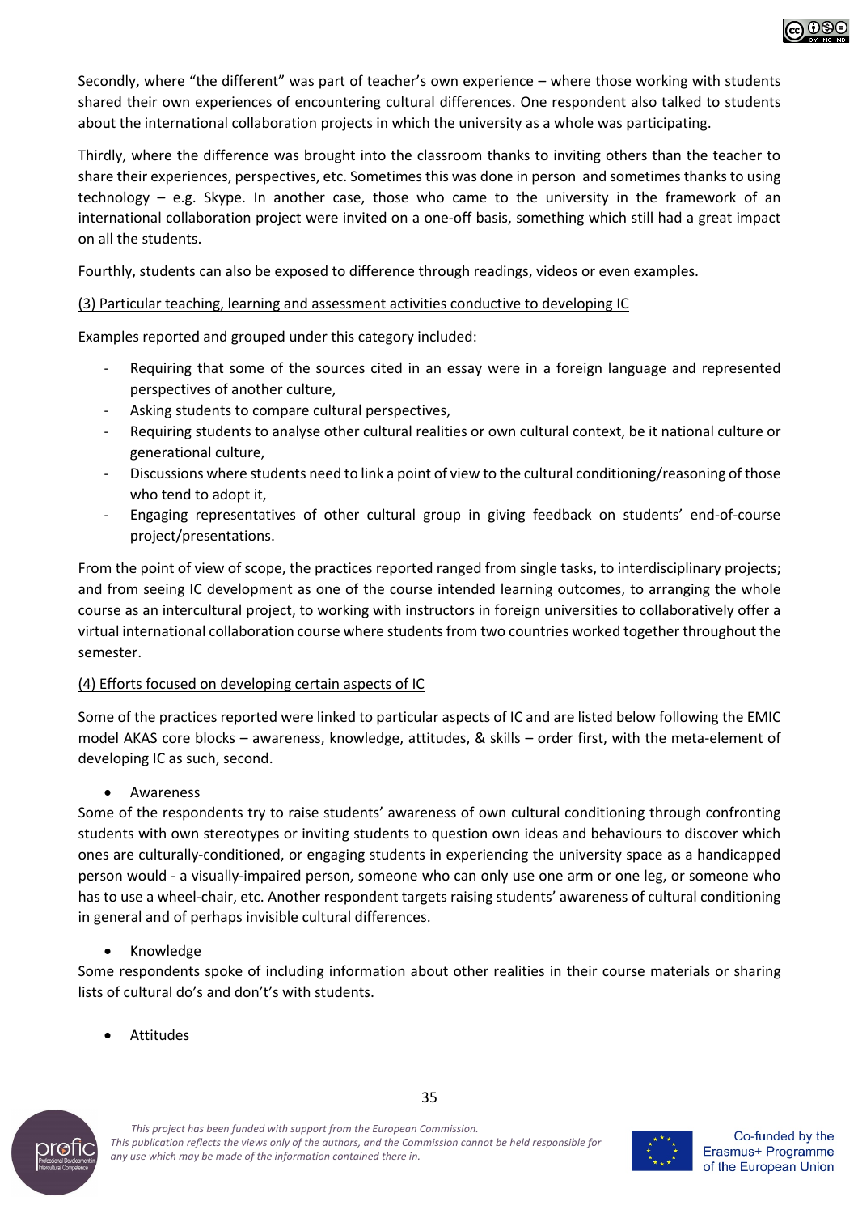Secondly, where “the different” was part of teacher’s own experience – where those working with students shared their own experiences of encountering cultural differences. One respondent also talked to students about the international collaboration projects in which the university as a whole was participating.

Thirdly, where the difference was brought into the classroom thanks to inviting others than the teacher to share their experiences, perspectives, etc. Sometimes this was done in person and sometimes thanks to using technology – e.g. Skype. In another case, those who came to the university in the framework of an international collaboration project were invited on a one-off basis, something which still had a great impact on all the students.

Fourthly, students can also be exposed to difference through readings, videos or even examples.

<u>(3) Particular teaching, learning and assessment activities conductive to developing IC</u>

Examples reported and grouped under this category included:

- Requiring that some of the sources cited in an essay were in a foreign language and represented perspectives of another culture,
- Asking students to compare cultural perspectives,
- Requiring students to analyse other cultural realities or own cultural context, be it national culture or generational culture,
- Discussions where students need to link a point of view to the cultural conditioning/reasoning of those who tend to adopt it,
- Engaging representatives of other cultural group in giving feedback on students’ end-of-course project/presentations.

From the point of view of scope, the practices reported ranged from single tasks, to interdisciplinary projects; and from seeing IC development as one of the course intended learning outcomes, to arranging the whole course as an intercultural project, to working with instructors in foreign universities to collaboratively offer a virtual international collaboration course where students from two countries worked together throughout the semester.

<u>(4) Efforts focused on developing certain aspects of IC</u>

Some of the practices reported were linked to particular aspects of IC and are listed below following the EMIC model AKAS core blocks – awareness, knowledge, attitudes, & skills – order first, with the meta-element of developing IC as such, second.

- Awareness

Some of the respondents try to raise students’ awareness of own cultural conditioning through confronting students with own stereotypes or inviting students to question own ideas and behaviours to discover which ones are culturally-conditioned, or engaging students in experiencing the university space as a handicapped person would - a visually-impaired person, someone who can only use one arm or one leg, or someone who has to use a wheel-chair, etc. Another respondent targets raising students’ awareness of cultural conditioning in general and of perhaps invisible cultural differences.

- Knowledge

Some respondents spoke of including information about other realities in their course materials or sharing lists of cultural do’s and don’t’s with students.

- Attitudes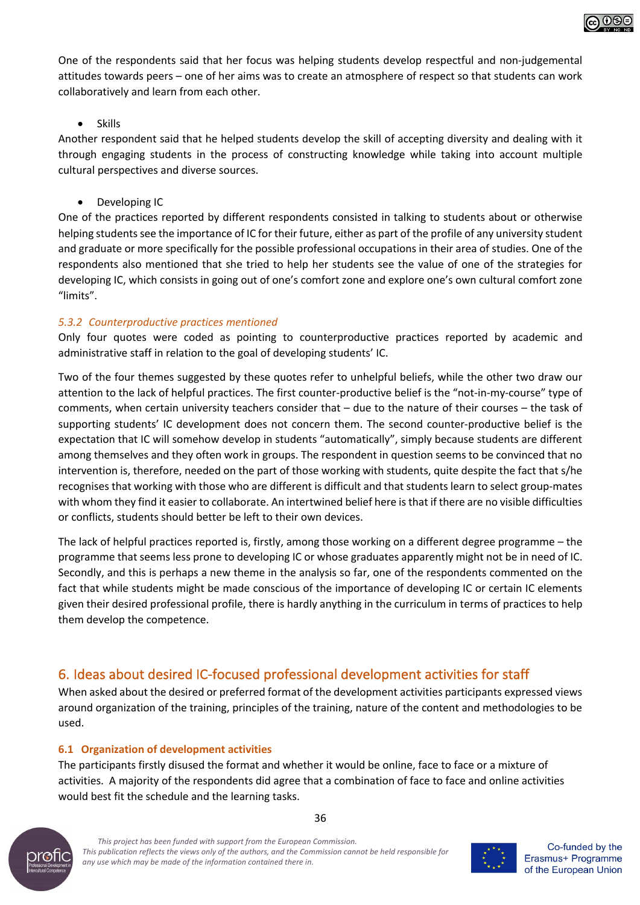One of the respondents said that her focus was helping students develop respectful and non-judgemental attitudes towards peers – one of her aims was to create an atmosphere of respect so that students can work collaboratively and learn from each other.

- Skills

Another respondent said that he helped students develop the skill of accepting diversity and dealing with it through engaging students in the process of constructing knowledge while taking into account multiple cultural perspectives and diverse sources.

- Developing IC

One of the practices reported by different respondents consisted in talking to students about or otherwise helping students see the importance of IC for their future, either as part of the profile of any university student and graduate or more specifically for the possible professional occupations in their area of studies. One of the respondents also mentioned that she tried to help her students see the value of one of the strategies for developing IC, which consists in going out of one's comfort zone and explore one's own cultural comfort zone "limits".

### *5.3.2 Counterproductive practices mentioned*

Only four quotes were coded as pointing to counterproductive practices reported by academic and administrative staff in relation to the goal of developing students' IC.

Two of the four themes suggested by these quotes refer to unhelpful beliefs, while the other two draw our attention to the lack of helpful practices. The first counter-productive belief is the "not-in-my-course" type of comments, when certain university teachers consider that – due to the nature of their courses – the task of supporting students' IC development does not concern them. The second counter-productive belief is the expectation that IC will somehow develop in students "automatically", simply because students are different among themselves and they often work in groups. The respondent in question seems to be convinced that no intervention is, therefore, needed on the part of those working with students, quite despite the fact that s/he recognises that working with those who are different is difficult and that students learn to select group-mates with whom they find it easier to collaborate. An intertwined belief here is that if there are no visible difficulties or conflicts, students should better be left to their own devices.

The lack of helpful practices reported is, firstly, among those working on a different degree programme – the programme that seems less prone to developing IC or whose graduates apparently might not be in need of IC. Secondly, and this is perhaps a new theme in the analysis so far, one of the respondents commented on the fact that while students might be made conscious of the importance of developing IC or certain IC elements given their desired professional profile, there is hardly anything in the curriculum in terms of practices to help them develop the competence.

# 6. Ideas about desired IC-focused professional development activities for staff

When asked about the desired or preferred format of the development activities participants expressed views around organization of the training, principles of the training, nature of the content and methodologies to be used.

## 6.1 Organization of development activities

The participants firstly disused the format and whether it would be online, face to face or a mixture of activities. A majority of the respondents did agree that a combination of face to face and online activities would best fit the schedule and the learning tasks.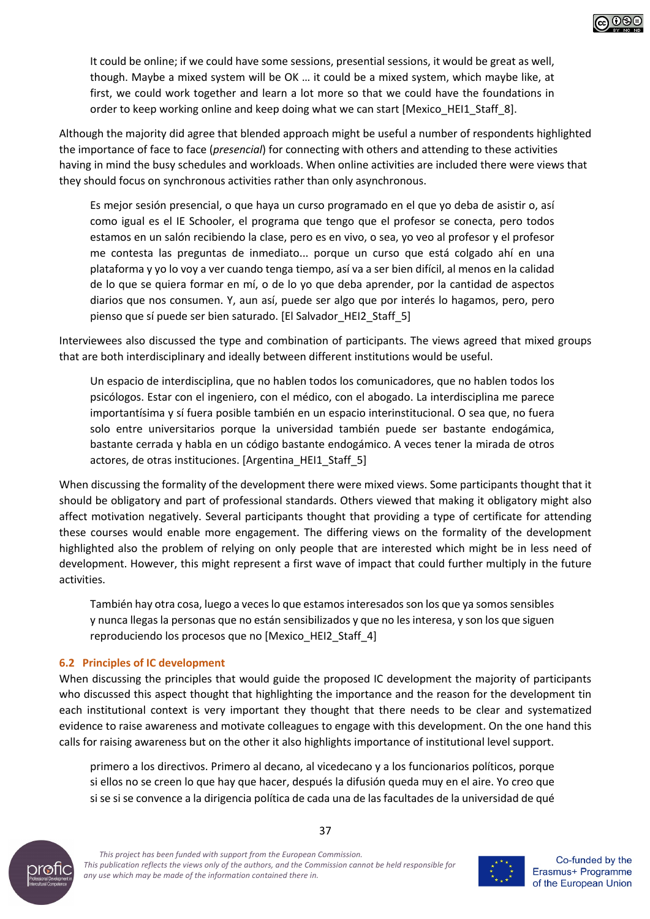> It could be online; if we could have some sessions, presential sessions, it would be great as well, though. Maybe a mixed system will be OK … it could be a mixed system, which maybe like, at first, we could work together and learn a lot more so that we could have the foundations in order to keep working online and keep doing what we can start [Mexico_HEI1_Staff_8].

Although the majority did agree that blended approach might be useful a number of respondents highlighted the importance of face to face (*presencial*) for connecting with others and attending to these activities having in mind the busy schedules and workloads. When online activities are included there were views that they should focus on synchronous activities rather than only asynchronous.

> Es mejor sesión presencial, o que haya un curso programado en el que yo deba de asistir o, así como igual es el IE Schooler, el programa que tengo que el profesor se conecta, pero todos estamos en un salón recibiendo la clase, pero es en vivo, o sea, yo veo al profesor y el profesor me contesta las preguntas de inmediato... porque un curso que está colgado ahí en una plataforma y yo lo voy a ver cuando tenga tiempo, así va a ser bien difícil, al menos en la calidad de lo que se quiera formar en mí, o de lo yo que deba aprender, por la cantidad de aspectos diarios que nos consumen. Y, aun así, puede ser algo que por interés lo hagamos, pero, pero pienso que sí puede ser bien saturado. [El Salvador_HEI2_Staff_5]

Interviewees also discussed the type and combination of participants. The views agreed that mixed groups that are both interdisciplinary and ideally between different institutions would be useful.

> Un espacio de interdisciplina, que no hablen todos los comunicadores, que no hablen todos los psicólogos. Estar con el ingeniero, con el médico, con el abogado. La interdisciplina me parece importantísima y sí fuera posible también en un espacio interinstitucional. O sea que, no fuera solo entre universitarios porque la universidad también puede ser bastante endogámica, bastante cerrada y habla en un código bastante endogámico. A veces tener la mirada de otros actores, de otras instituciones. [Argentina_HEI1_Staff_5]

When discussing the formality of the development there were mixed views. Some participants thought that it should be obligatory and part of professional standards. Others viewed that making it obligatory might also affect motivation negatively. Several participants thought that providing a type of certificate for attending these courses would enable more engagement. The differing views on the formality of the development highlighted also the problem of relying on only people that are interested which might be in less need of development. However, this might represent a first wave of impact that could further multiply in the future activities.

> También hay otra cosa, luego a veces lo que estamos interesados son los que ya somos sensibles y nunca llegas la personas que no están sensibilizados y que no les interesa, y son los que siguen reproduciendo los procesos que no [Mexico_HEI2_Staff_4]

### 6.2 Principles of IC development

When discussing the principles that would guide the proposed IC development the majority of participants who discussed this aspect thought that highlighting the importance and the reason for the development tin each institutional context is very important they thought that there needs to be clear and systematized evidence to raise awareness and motivate colleagues to engage with this development. On the one hand this calls for raising awareness but on the other it also highlights importance of institutional level support.

> primero a los directivos. Primero al decano, al vicedecano y a los funcionarios políticos, porque si ellos no se creen lo que hay que hacer, después la difusión queda muy en el aire. Yo creo que si se si se convence a la dirigencia política de cada una de las facultades de la universidad de qué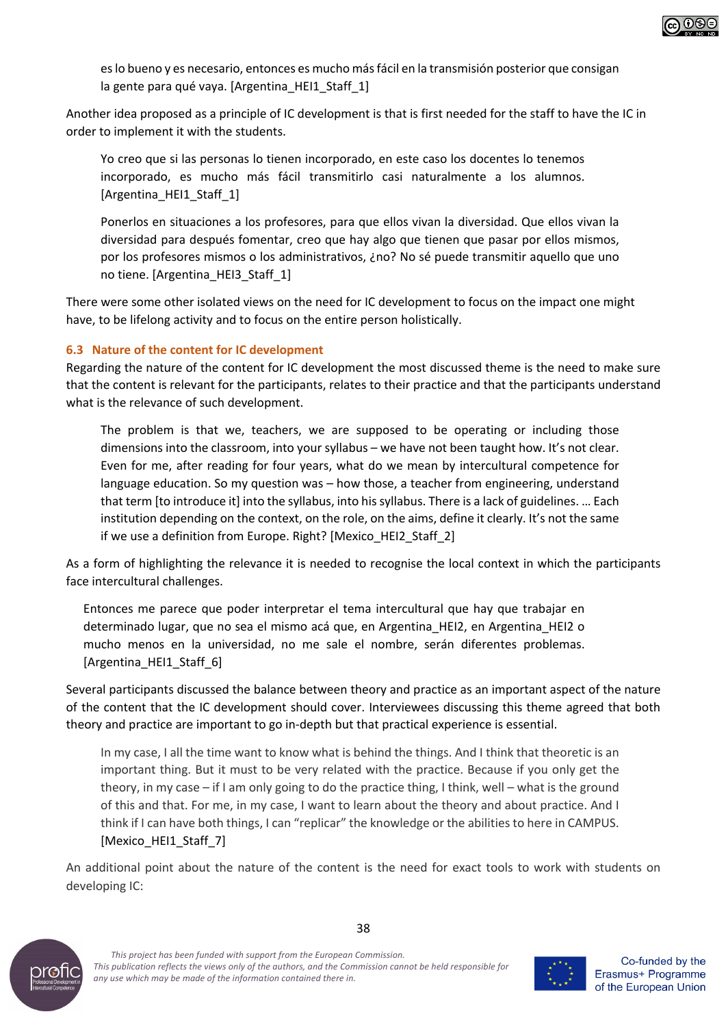> es lo bueno y es necesario, entonces es mucho más fácil en la transmisión posterior que consigan la gente para qué vaya. [Argentina_HEI1_Staff_1]

Another idea proposed as a principle of IC development is that is first needed for the staff to have the IC in order to implement it with the students.

> Yo creo que si las personas lo tienen incorporado, en este caso los docentes lo tenemos incorporado, es mucho más fácil transmitirlo casi naturalmente a los alumnos. [Argentina_HEI1_Staff_1]

> Ponerlos en situaciones a los profesores, para que ellos vivan la diversidad. Que ellos vivan la diversidad para después fomentar, creo que hay algo que tienen que pasar por ellos mismos, por los profesores mismos o los administrativos, ¿no? No sé puede transmitir aquello que uno no tiene. [Argentina_HEI3_Staff_1]

There were some other isolated views on the need for IC development to focus on the impact one might have, to be lifelong activity and to focus on the entire person holistically.

### 6.3 Nature of the content for IC development

Regarding the nature of the content for IC development the most discussed theme is the need to make sure that the content is relevant for the participants, relates to their practice and that the participants understand what is the relevance of such development.

> The problem is that we, teachers, we are supposed to be operating or including those dimensions into the classroom, into your syllabus – we have not been taught how. It's not clear. Even for me, after reading for four years, what do we mean by intercultural competence for language education. So my question was – how those, a teacher from engineering, understand that term [to introduce it] into the syllabus, into his syllabus. There is a lack of guidelines. … Each institution depending on the context, on the role, on the aims, define it clearly. It's not the same if we use a definition from Europe. Right? [Mexico_HEI2_Staff_2]

As a form of highlighting the relevance it is needed to recognise the local context in which the participants face intercultural challenges.

> Entonces me parece que poder interpretar el tema intercultural que hay que trabajar en determinado lugar, que no sea el mismo acá que, en Argentina_HEI2, en Argentina_HEI2 o mucho menos en la universidad, no me sale el nombre, serán diferentes problemas. [Argentina_HEI1_Staff_6]

Several participants discussed the balance between theory and practice as an important aspect of the nature of the content that the IC development should cover. Interviewees discussing this theme agreed that both theory and practice are important to go in-depth but that practical experience is essential.

> In my case, I all the time want to know what is behind the things. And I think that theoretic is an important thing. But it must to be very related with the practice. Because if you only get the theory, in my case – if I am only going to do the practice thing, I think, well – what is the ground of this and that. For me, in my case, I want to learn about the theory and about practice. And I think if I can have both things, I can "replicar" the knowledge or the abilities to here in CAMPUS. [Mexico_HEI1_Staff_7]

An additional point about the nature of the content is the need for exact tools to work with students on developing IC: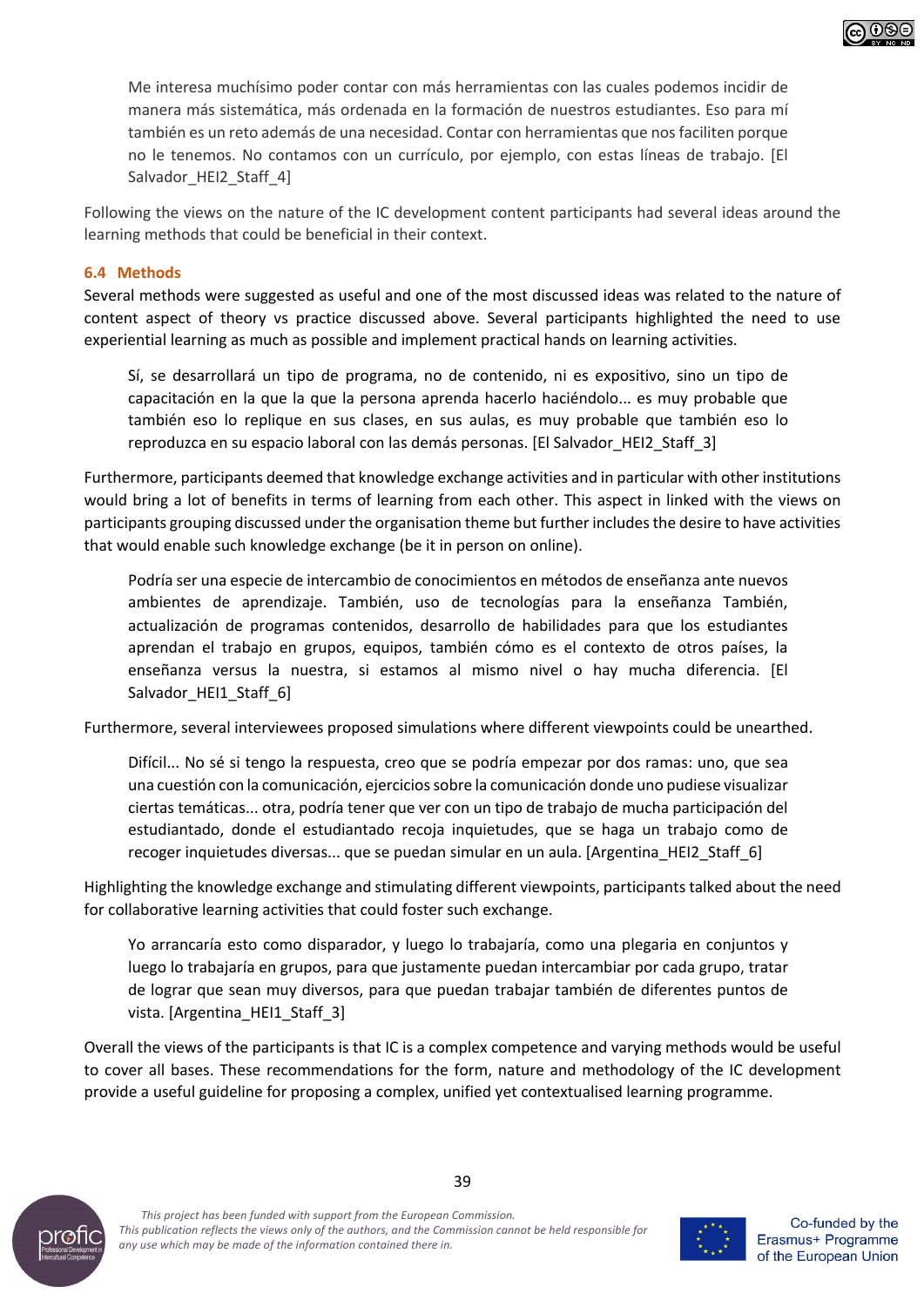> Me interesa muchísimo poder contar con más herramientas con las cuales podemos incidir de manera más sistemática, más ordenada en la formación de nuestros estudiantes. Eso para mí también es un reto además de una necesidad. Contar con herramientas que nos faciliten porque no le tenemos. No contamos con un currículo, por ejemplo, con estas líneas de trabajo. [El Salvador_HEI2_Staff_4]

Following the views on the nature of the IC development content participants had several ideas around the learning methods that could be beneficial in their context.

### 6.4 Methods

Several methods were suggested as useful and one of the most discussed ideas was related to the nature of content aspect of theory vs practice discussed above. Several participants highlighted the need to use experiential learning as much as possible and implement practical hands on learning activities.

> Sí, se desarrollará un tipo de programa, no de contenido, ni es expositivo, sino un tipo de capacitación en la que la que la persona aprenda hacerlo haciéndolo... es muy probable que también eso lo replique en sus clases, en sus aulas, es muy probable que también eso lo reproduzca en su espacio laboral con las demás personas. [El Salvador_HEI2_Staff_3]

Furthermore, participants deemed that knowledge exchange activities and in particular with other institutions would bring a lot of benefits in terms of learning from each other. This aspect in linked with the views on participants grouping discussed under the organisation theme but further includes the desire to have activities that would enable such knowledge exchange (be it in person on online).

> Podría ser una especie de intercambio de conocimientos en métodos de enseñanza ante nuevos ambientes de aprendizaje. También, uso de tecnologías para la enseñanza También, actualización de programas contenidos, desarrollo de habilidades para que los estudiantes aprendan el trabajo en grupos, equipos, también cómo es el contexto de otros países, la enseñanza versus la nuestra, si estamos al mismo nivel o hay mucha diferencia. [El Salvador_HEI1_Staff_6]

Furthermore, several interviewees proposed simulations where different viewpoints could be unearthed.

> Difícil... No sé si tengo la respuesta, creo que se podría empezar por dos ramas: uno, que sea una cuestión con la comunicación, ejercicios sobre la comunicación donde uno pudiese visualizar ciertas temáticas... otra, podría tener que ver con un tipo de trabajo de mucha participación del estudiantado, donde el estudiantado recoja inquietudes, que se haga un trabajo como de recoger inquietudes diversas... que se puedan simular en un aula. [Argentina_HEI2_Staff_6]

Highlighting the knowledge exchange and stimulating different viewpoints, participants talked about the need for collaborative learning activities that could foster such exchange.

> Yo arrancaría esto como disparador, y luego lo trabajaría, como una plegaria en conjuntos y luego lo trabajaría en grupos, para que justamente puedan intercambiar por cada grupo, tratar de lograr que sean muy diversos, para que puedan trabajar también de diferentes puntos de vista. [Argentina_HEI1_Staff_3]

Overall the views of the participants is that IC is a complex competence and varying methods would be useful to cover all bases. These recommendations for the form, nature and methodology of the IC development provide a useful guideline for proposing a complex, unified yet contextualised learning programme.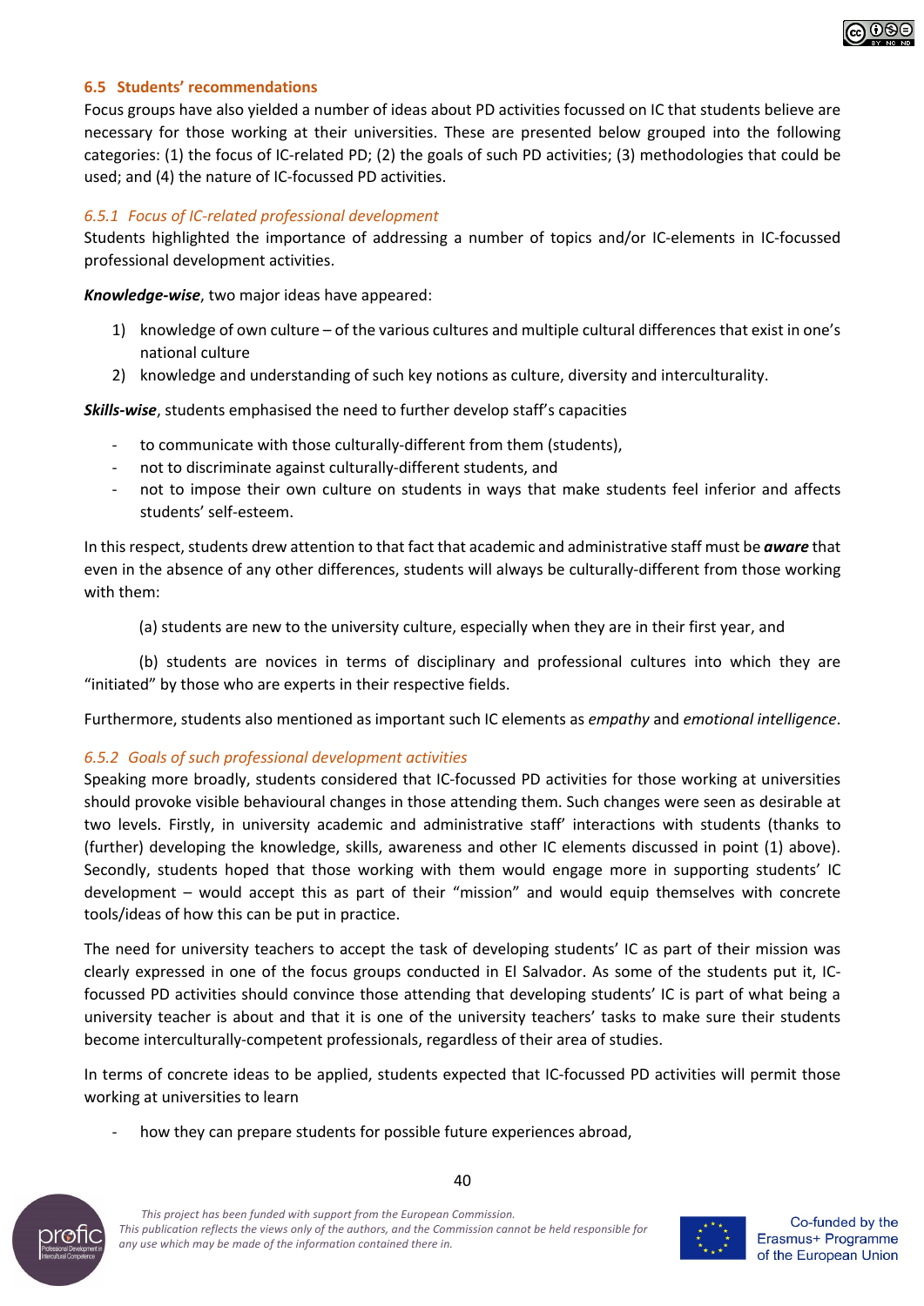## 6.5 Students' recommendations

Focus groups have also yielded a number of ideas about PD activities focussed on IC that students believe are necessary for those working at their universities. These are presented below grouped into the following categories: (1) the focus of IC-related PD; (2) the goals of such PD activities; (3) methodologies that could be used; and (4) the nature of IC-focussed PD activities.

### *6.5.1 Focus of IC-related professional development*

Students highlighted the importance of addressing a number of topics and/or IC-elements in IC-focussed professional development activities.

***Knowledge-wise***, two major ideas have appeared:

1) knowledge of own culture – of the various cultures and multiple cultural differences that exist in one's national culture
2) knowledge and understanding of such key notions as culture, diversity and interculturality.

***Skills-wise***, students emphasised the need to further develop staff's capacities

- to communicate with those culturally-different from them (students),
- not to discriminate against culturally-different students, and
- not to impose their own culture on students in ways that make students feel inferior and affects students' self-esteem.

In this respect, students drew attention to that fact that academic and administrative staff must be ***aware*** that even in the absence of any other differences, students will always be culturally-different from those working with them:

(a) students are new to the university culture, especially when they are in their first year, and

(b) students are novices in terms of disciplinary and professional cultures into which they are "initiated" by those who are experts in their respective fields.

Furthermore, students also mentioned as important such IC elements as *empathy* and *emotional intelligence*.

### *6.5.2 Goals of such professional development activities*

Speaking more broadly, students considered that IC-focussed PD activities for those working at universities should provoke visible behavioural changes in those attending them. Such changes were seen as desirable at two levels. Firstly, in university academic and administrative staff' interactions with students (thanks to (further) developing the knowledge, skills, awareness and other IC elements discussed in point (1) above). Secondly, students hoped that those working with them would engage more in supporting students' IC development – would accept this as part of their "mission" and would equip themselves with concrete tools/ideas of how this can be put in practice.

The need for university teachers to accept the task of developing students' IC as part of their mission was clearly expressed in one of the focus groups conducted in El Salvador. As some of the students put it, IC-focussed PD activities should convince those attending that developing students' IC is part of what being a university teacher is about and that it is one of the university teachers' tasks to make sure their students become interculturally-competent professionals, regardless of their area of studies.

In terms of concrete ideas to be applied, students expected that IC-focussed PD activities will permit those working at universities to learn

- how they can prepare students for possible future experiences abroad,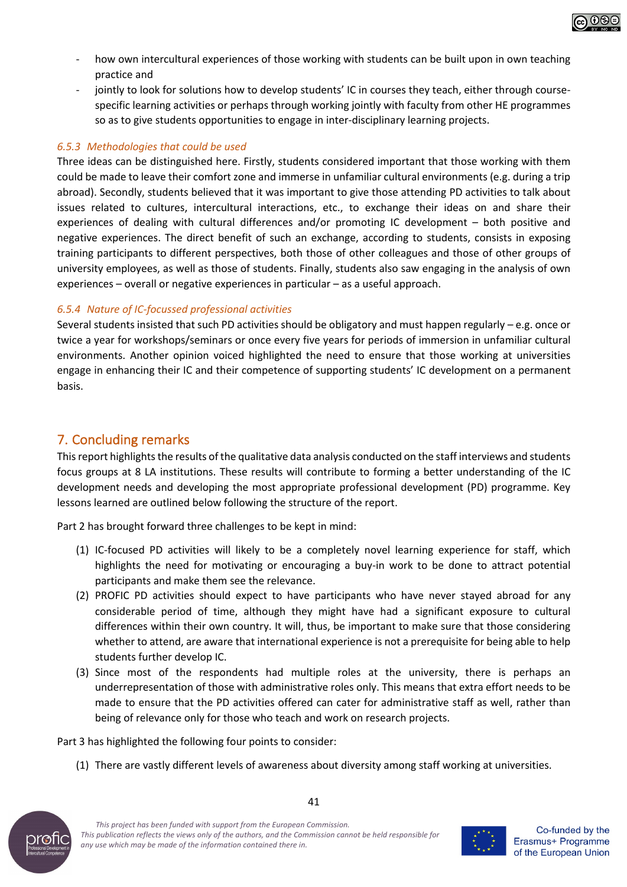- how own intercultural experiences of those working with students can be built upon in own teaching practice and
- jointly to look for solutions how to develop students' IC in courses they teach, either through course-specific learning activities or perhaps through working jointly with faculty from other HE programmes so as to give students opportunities to engage in inter-disciplinary learning projects.

### *6.5.3 Methodologies that could be used*

Three ideas can be distinguished here. Firstly, students considered important that those working with them could be made to leave their comfort zone and immerse in unfamiliar cultural environments (e.g. during a trip abroad). Secondly, students believed that it was important to give those attending PD activities to talk about issues related to cultures, intercultural interactions, etc., to exchange their ideas on and share their experiences of dealing with cultural differences and/or promoting IC development – both positive and negative experiences. The direct benefit of such an exchange, according to students, consists in exposing training participants to different perspectives, both those of other colleagues and those of other groups of university employees, as well as those of students. Finally, students also saw engaging in the analysis of own experiences – overall or negative experiences in particular – as a useful approach.

### *6.5.4 Nature of IC-focussed professional activities*

Several students insisted that such PD activities should be obligatory and must happen regularly – e.g. once or twice a year for workshops/seminars or once every five years for periods of immersion in unfamiliar cultural environments. Another opinion voiced highlighted the need to ensure that those working at universities engage in enhancing their IC and their competence of supporting students' IC development on a permanent basis.

## 7. Concluding remarks

This report highlights the results of the qualitative data analysis conducted on the staff interviews and students focus groups at 8 LA institutions. These results will contribute to forming a better understanding of the IC development needs and developing the most appropriate professional development (PD) programme. Key lessons learned are outlined below following the structure of the report.

Part 2 has brought forward three challenges to be kept in mind:

(1) IC-focused PD activities will likely to be a completely novel learning experience for staff, which highlights the need for motivating or encouraging a buy-in work to be done to attract potential participants and make them see the relevance.

(2) PROFIC PD activities should expect to have participants who have never stayed abroad for any considerable period of time, although they might have had a significant exposure to cultural differences within their own country. It will, thus, be important to make sure that those considering whether to attend, are aware that international experience is not a prerequisite for being able to help students further develop IC.

(3) Since most of the respondents had multiple roles at the university, there is perhaps an underrepresentation of those with administrative roles only. This means that extra effort needs to be made to ensure that the PD activities offered can cater for administrative staff as well, rather than being of relevance only for those who teach and work on research projects.

Part 3 has highlighted the following four points to consider:

(1) There are vastly different levels of awareness about diversity among staff working at universities.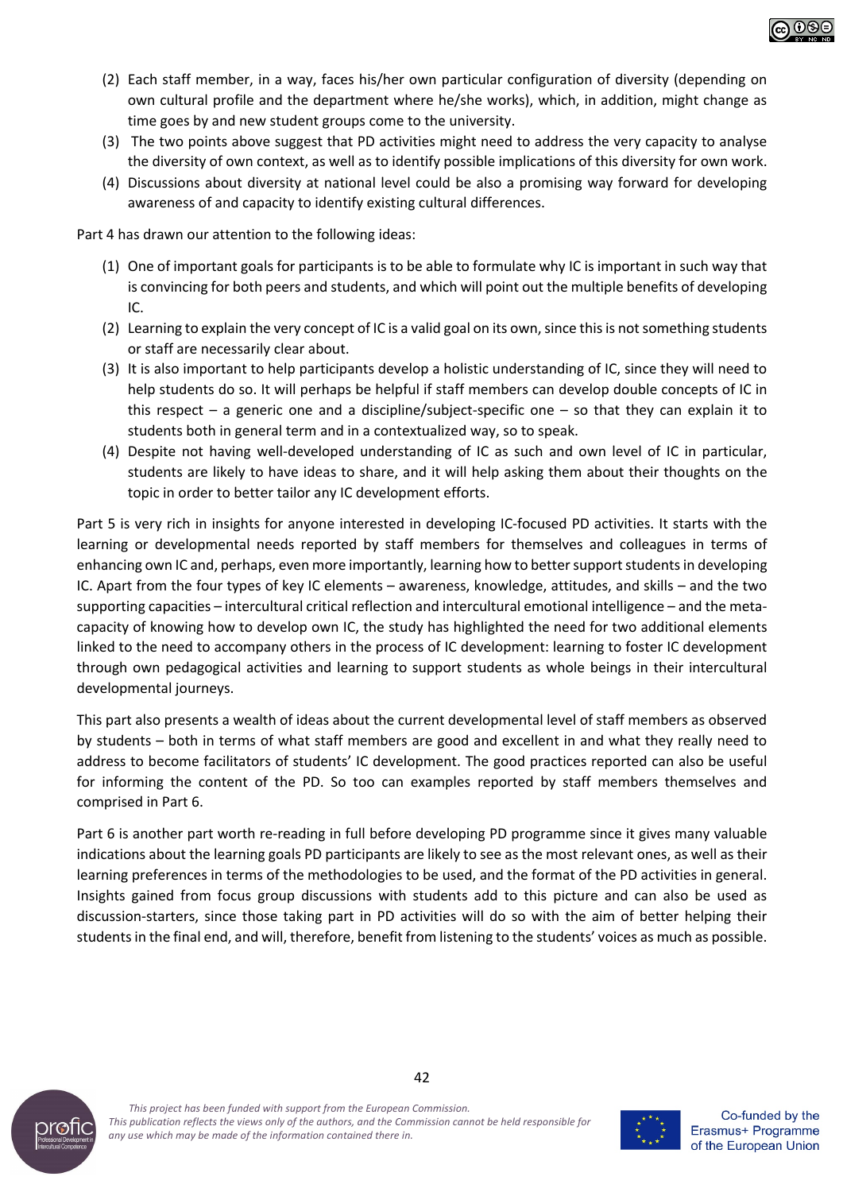(2) Each staff member, in a way, faces his/her own particular configuration of diversity (depending on own cultural profile and the department where he/she works), which, in addition, might change as time goes by and new student groups come to the university.

(3) The two points above suggest that PD activities might need to address the very capacity to analyse the diversity of own context, as well as to identify possible implications of this diversity for own work.

(4) Discussions about diversity at national level could be also a promising way forward for developing awareness of and capacity to identify existing cultural differences.

Part 4 has drawn our attention to the following ideas:

(1) One of important goals for participants is to be able to formulate why IC is important in such way that is convincing for both peers and students, and which will point out the multiple benefits of developing IC.

(2) Learning to explain the very concept of IC is a valid goal on its own, since this is not something students or staff are necessarily clear about.

(3) It is also important to help participants develop a holistic understanding of IC, since they will need to help students do so. It will perhaps be helpful if staff members can develop double concepts of IC in this respect – a generic one and a discipline/subject-specific one – so that they can explain it to students both in general term and in a contextualized way, so to speak.

(4) Despite not having well-developed understanding of IC as such and own level of IC in particular, students are likely to have ideas to share, and it will help asking them about their thoughts on the topic in order to better tailor any IC development efforts.

Part 5 is very rich in insights for anyone interested in developing IC-focused PD activities. It starts with the learning or developmental needs reported by staff members for themselves and colleagues in terms of enhancing own IC and, perhaps, even more importantly, learning how to better support students in developing IC. Apart from the four types of key IC elements – awareness, knowledge, attitudes, and skills – and the two supporting capacities – intercultural critical reflection and intercultural emotional intelligence – and the meta-capacity of knowing how to develop own IC, the study has highlighted the need for two additional elements linked to the need to accompany others in the process of IC development: learning to foster IC development through own pedagogical activities and learning to support students as whole beings in their intercultural developmental journeys.

This part also presents a wealth of ideas about the current developmental level of staff members as observed by students – both in terms of what staff members are good and excellent in and what they really need to address to become facilitators of students' IC development. The good practices reported can also be useful for informing the content of the PD. So too can examples reported by staff members themselves and comprised in Part 6.

Part 6 is another part worth re-reading in full before developing PD programme since it gives many valuable indications about the learning goals PD participants are likely to see as the most relevant ones, as well as their learning preferences in terms of the methodologies to be used, and the format of the PD activities in general. Insights gained from focus group discussions with students add to this picture and can also be used as discussion-starters, since those taking part in PD activities will do so with the aim of better helping their students in the final end, and will, therefore, benefit from listening to the students' voices as much as possible.